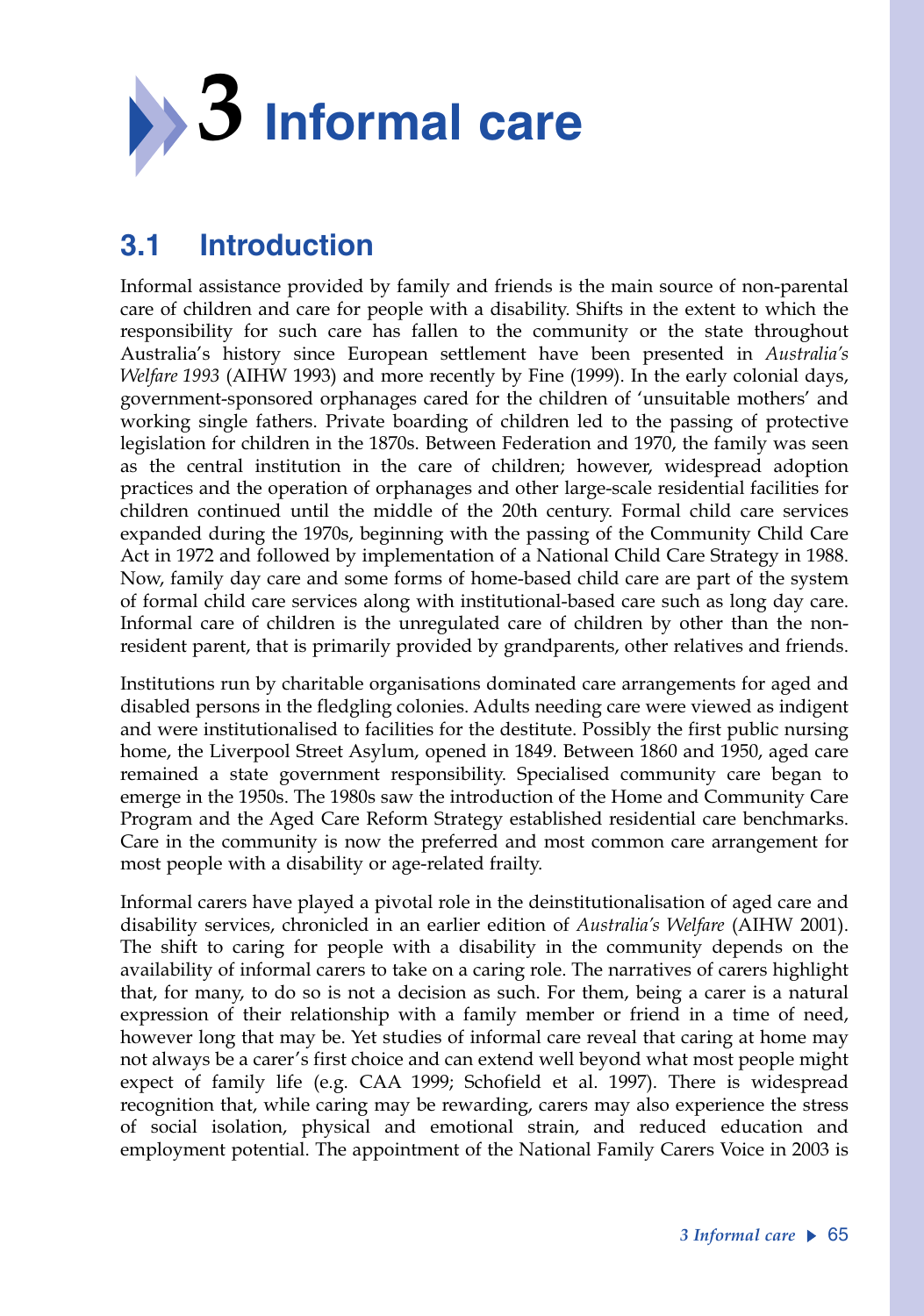# 3 Informal care

## 3.1 Introduction

Informal assistance provided by family and friends is the main source of non-parental care of children and care for people with a disability. Shifts in the extent to which the responsibility for such care has fallen to the community or the state throughout Australia's history since European settlement have been presented in *Australia's Welfare 1993* (AIHW 1993) and more recently by Fine (1999). In the early colonial days, government-sponsored orphanages cared for the children of 'unsuitable mothers' and working single fathers. Private boarding of children led to the passing of protective legislation for children in the 1870s. Between Federation and 1970, the family was seen as the central institution in the care of children; however, widespread adoption practices and the operation of orphanages and other large-scale residential facilities for children continued until the middle of the 20th century. Formal child care services expanded during the 1970s, beginning with the passing of the Community Child Care Act in 1972 and followed by implementation of a National Child Care Strategy in 1988. Now, family day care and some forms of home-based child care are part of the system of formal child care services along with institutional-based care such as long day care. Informal care of children is the unregulated care of children by other than the non-resident parent, that is primarily provided by grandparents, other relatives and friends.

Institutions run by charitable organisations dominated care arrangements for aged and disabled persons in the fledgling colonies. Adults needing care were viewed as indigent and were institutionalised to facilities for the destitute. Possibly the first public nursing home, the Liverpool Street Asylum, opened in 1849. Between 1860 and 1950, aged care remained a state government responsibility. Specialised community care began to emerge in the 1950s. The 1980s saw the introduction of the Home and Community Care Program and the Aged Care Reform Strategy established residential care benchmarks. Care in the community is now the preferred and most common care arrangement for most people with a disability or age-related frailty.

Informal carers have played a pivotal role in the deinstitutionalisation of aged care and disability services, chronicled in an earlier edition of *Australia's Welfare* (AIHW 2001). The shift to caring for people with a disability in the community depends on the availability of informal carers to take on a caring role. The narratives of carers highlight that, for many, to do so is not a decision as such. For them, being a carer is a natural expression of their relationship with a family member or friend in a time of need, however long that may be. Yet studies of informal care reveal that caring at home may not always be a carer's first choice and can extend well beyond what most people might expect of family life (e.g. CAA 1999; Schofield et al. 1997). There is widespread recognition that, while caring may be rewarding, carers may also experience the stress of social isolation, physical and emotional strain, and reduced education and employment potential. The appointment of the National Family Carers Voice in 2003 is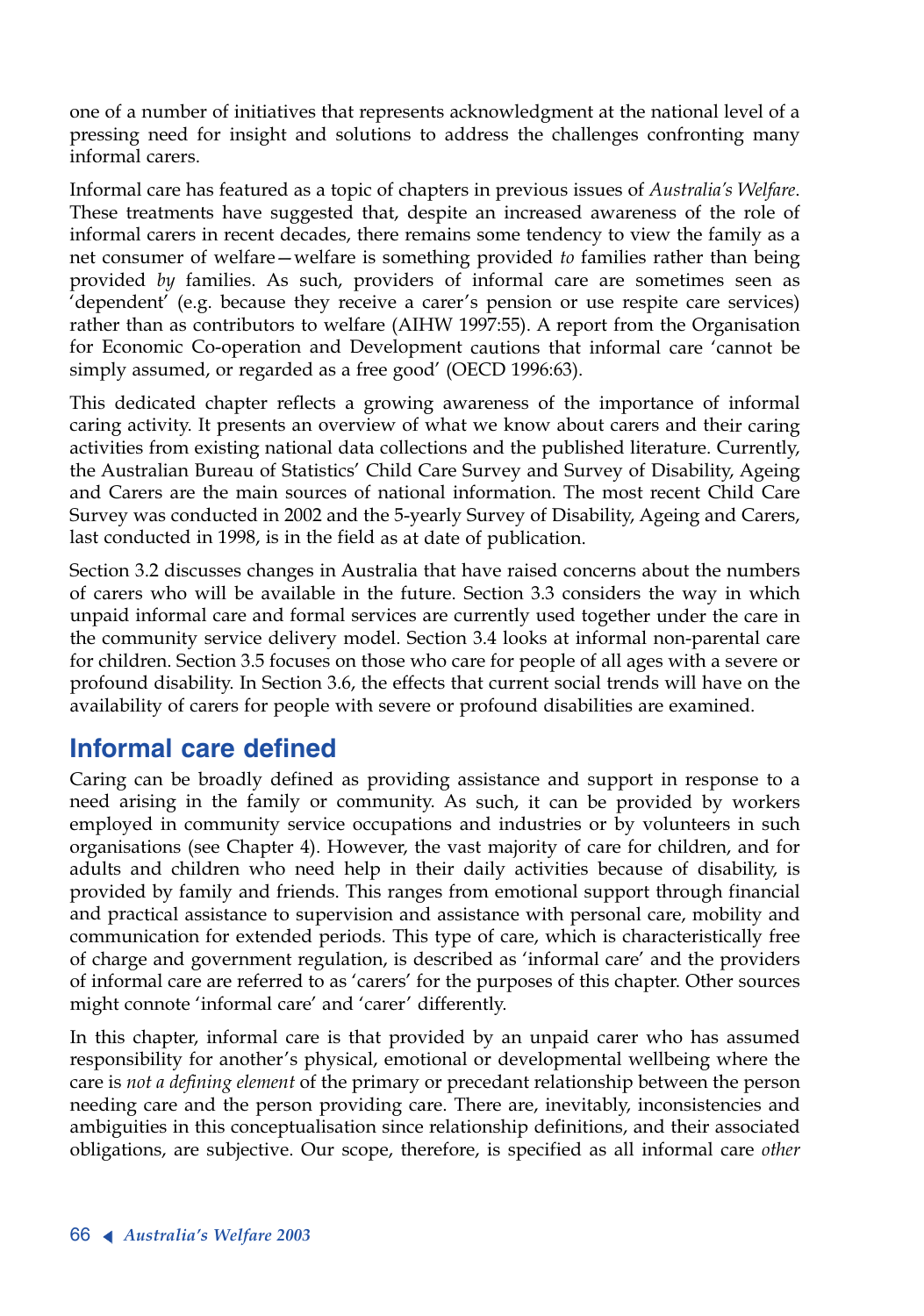one of a number of initiatives that represents acknowledgment at the national level of a pressing need for insight and solutions to address the challenges confronting many informal carers.

Informal care has featured as a topic of chapters in previous issues of *Australia's Welfare*. These treatments have suggested that, despite an increased awareness of the role of informal carers in recent decades, there remains some tendency to view the family as a net consumer of welfare—welfare is something provided *to* families rather than being provided *by* families. As such, providers of informal care are sometimes seen as 'dependent' (e.g. because they receive a carer's pension or use respite care services) rather than as contributors to welfare (AIHW 1997:55). A report from the Organisation for Economic Co-operation and Development cautions that informal care 'cannot be simply assumed, or regarded as a free good' (OECD 1996:63).

This dedicated chapter reflects a growing awareness of the importance of informal caring activity. It presents an overview of what we know about carers and their caring activities from existing national data collections and the published literature. Currently, the Australian Bureau of Statistics' Child Care Survey and Survey of Disability, Ageing and Carers are the main sources of national information. The most recent Child Care Survey was conducted in 2002 and the 5-yearly Survey of Disability, Ageing and Carers, last conducted in 1998, is in the field as at date of publication.

Section 3.2 discusses changes in Australia that have raised concerns about the numbers of carers who will be available in the future. Section 3.3 considers the way in which unpaid informal care and formal services are currently used together under the care in the community service delivery model. Section 3.4 looks at informal non-parental care for children. Section 3.5 focuses on those who care for people of all ages with a severe or profound disability. In Section 3.6, the effects that current social trends will have on the availability of carers for people with severe or profound disabilities are examined.

## Informal care defined

Caring can be broadly defined as providing assistance and support in response to a need arising in the family or community. As such, it can be provided by workers employed in community service occupations and industries or by volunteers in such organisations (see Chapter 4). However, the vast majority of care for children, and for adults and children who need help in their daily activities because of disability, is provided by family and friends. This ranges from emotional support through financial and practical assistance to supervision and assistance with personal care, mobility and communication for extended periods. This type of care, which is characteristically free of charge and government regulation, is described as 'informal care' and the providers of informal care are referred to as 'carers' for the purposes of this chapter. Other sources might connote 'informal care' and 'carer' differently.

In this chapter, informal care is that provided by an unpaid carer who has assumed responsibility for another's physical, emotional or developmental wellbeing where the care is *not a defining element* of the primary or precedant relationship between the person needing care and the person providing care. There are, inevitably, inconsistencies and ambiguities in this conceptualisation since relationship definitions, and their associated obligations, are subjective. Our scope, therefore, is specified as all informal care *other*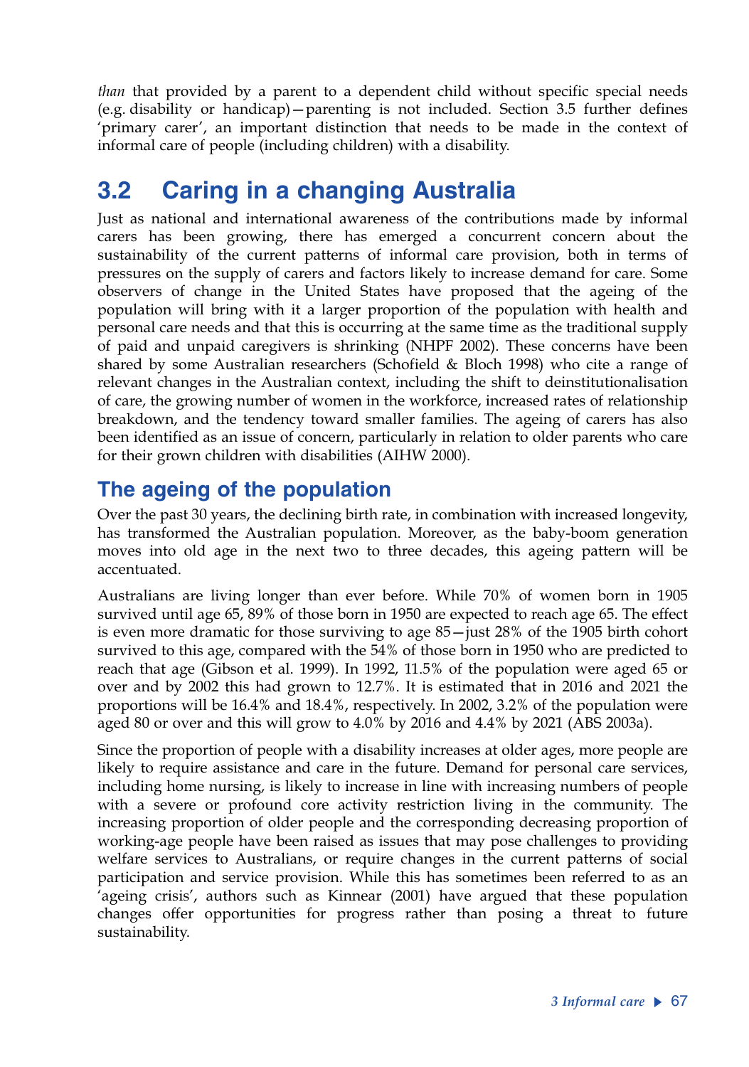*than* that provided by a parent to a dependent child without specific special needs (e.g. disability or handicap)—parenting is not included. Section 3.5 further defines 'primary carer', an important distinction that needs to be made in the context of informal care of people (including children) with a disability.

## 3.2 Caring in a changing Australia

Just as national and international awareness of the contributions made by informal carers has been growing, there has emerged a concurrent concern about the sustainability of the current patterns of informal care provision, both in terms of pressures on the supply of carers and factors likely to increase demand for care. Some observers of change in the United States have proposed that the ageing of the population will bring with it a larger proportion of the population with health and personal care needs and that this is occurring at the same time as the traditional supply of paid and unpaid caregivers is shrinking (NHPF 2002). These concerns have been shared by some Australian researchers (Schofield & Bloch 1998) who cite a range of relevant changes in the Australian context, including the shift to deinstitutionalisation of care, the growing number of women in the workforce, increased rates of relationship breakdown, and the tendency toward smaller families. The ageing of carers has also been identified as an issue of concern, particularly in relation to older parents who care for their grown children with disabilities (AIHW 2000).

### The ageing of the population

Over the past 30 years, the declining birth rate, in combination with increased longevity, has transformed the Australian population. Moreover, as the baby-boom generation moves into old age in the next two to three decades, this ageing pattern will be accentuated.

Australians are living longer than ever before. While 70% of women born in 1905 survived until age 65, 89% of those born in 1950 are expected to reach age 65. The effect is even more dramatic for those surviving to age 85—just 28% of the 1905 birth cohort survived to this age, compared with the 54% of those born in 1950 who are predicted to reach that age (Gibson et al. 1999). In 1992, 11.5% of the population were aged 65 or over and by 2002 this had grown to 12.7%. It is estimated that in 2016 and 2021 the proportions will be 16.4% and 18.4%, respectively. In 2002, 3.2% of the population were aged 80 or over and this will grow to 4.0% by 2016 and 4.4% by 2021 (ABS 2003a).

Since the proportion of people with a disability increases at older ages, more people are likely to require assistance and care in the future. Demand for personal care services, including home nursing, is likely to increase in line with increasing numbers of people with a severe or profound core activity restriction living in the community. The increasing proportion of older people and the corresponding decreasing proportion of working-age people have been raised as issues that may pose challenges to providing welfare services to Australians, or require changes in the current patterns of social participation and service provision. While this has sometimes been referred to as an 'ageing crisis', authors such as Kinnear (2001) have argued that these population changes offer opportunities for progress rather than posing a threat to future sustainability.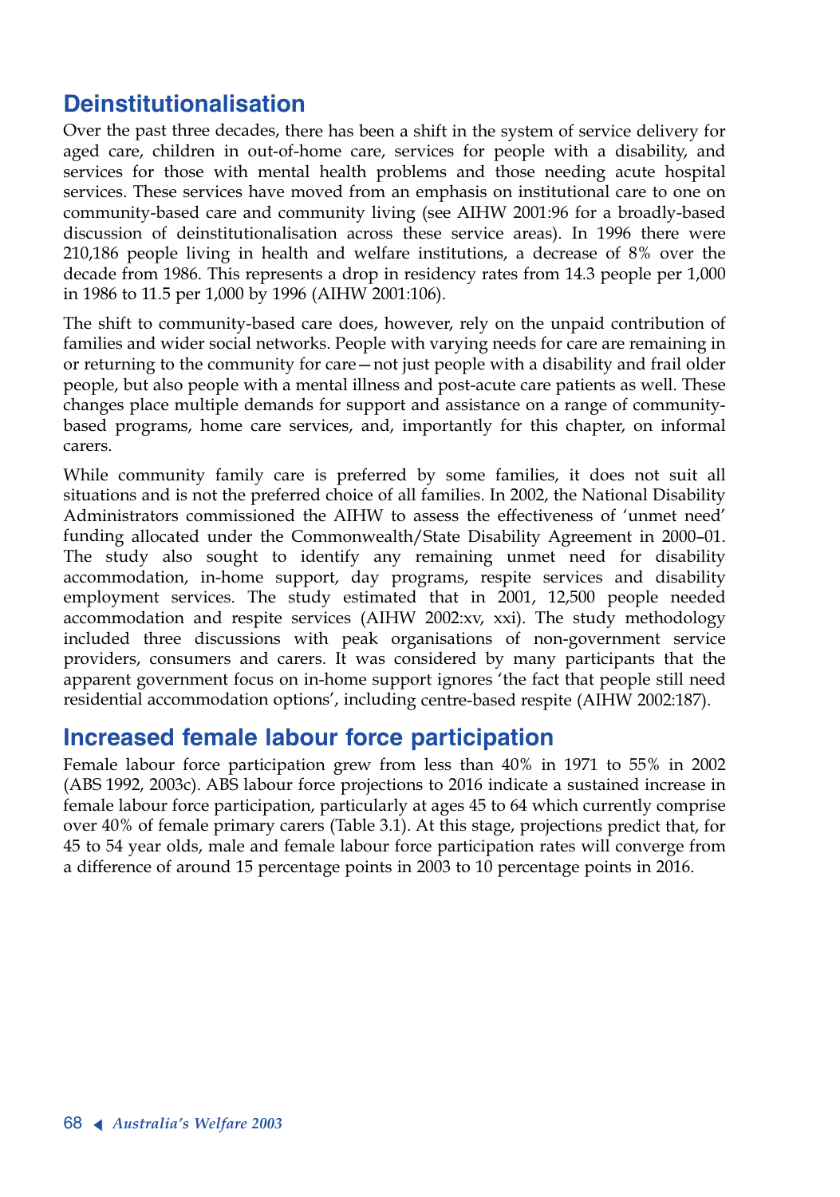## Deinstitutionalisation

Over the past three decades, there has been a shift in the system of service delivery for aged care, children in out-of-home care, services for people with a disability, and services for those with mental health problems and those needing acute hospital services. These services have moved from an emphasis on institutional care to one on community-based care and community living (see AIHW 2001:96 for a broadly-based discussion of deinstitutionalisation across these service areas). In 1996 there were 210,186 people living in health and welfare institutions, a decrease of 8% over the decade from 1986. This represents a drop in residency rates from 14.3 people per 1,000 in 1986 to 11.5 per 1,000 by 1996 (AIHW 2001:106).

The shift to community-based care does, however, rely on the unpaid contribution of families and wider social networks. People with varying needs for care are remaining in or returning to the community for care—not just people with a disability and frail older people, but also people with a mental illness and post-acute care patients as well. These changes place multiple demands for support and assistance on a range of community-based programs, home care services, and, importantly for this chapter, on informal carers.

While community family care is preferred by some families, it does not suit all situations and is not the preferred choice of all families. In 2002, the National Disability Administrators commissioned the AIHW to assess the effectiveness of 'unmet need' funding allocated under the Commonwealth/State Disability Agreement in 2000–01. The study also sought to identify any remaining unmet need for disability accommodation, in-home support, day programs, respite services and disability employment services. The study estimated that in 2001, 12,500 people needed accommodation and respite services (AIHW 2002:xv, xxi). The study methodology included three discussions with peak organisations of non-government service providers, consumers and carers. It was considered by many participants that the apparent government focus on in-home support ignores 'the fact that people still need residential accommodation options', including centre-based respite (AIHW 2002:187).

## Increased female labour force participation

Female labour force participation grew from less than 40% in 1971 to 55% in 2002 (ABS 1992, 2003c). ABS labour force projections to 2016 indicate a sustained increase in female labour force participation, particularly at ages 45 to 64 which currently comprise over 40% of female primary carers (Table 3.1). At this stage, projections predict that, for 45 to 54 year olds, male and female labour force participation rates will converge from a difference of around 15 percentage points in 2003 to 10 percentage points in 2016.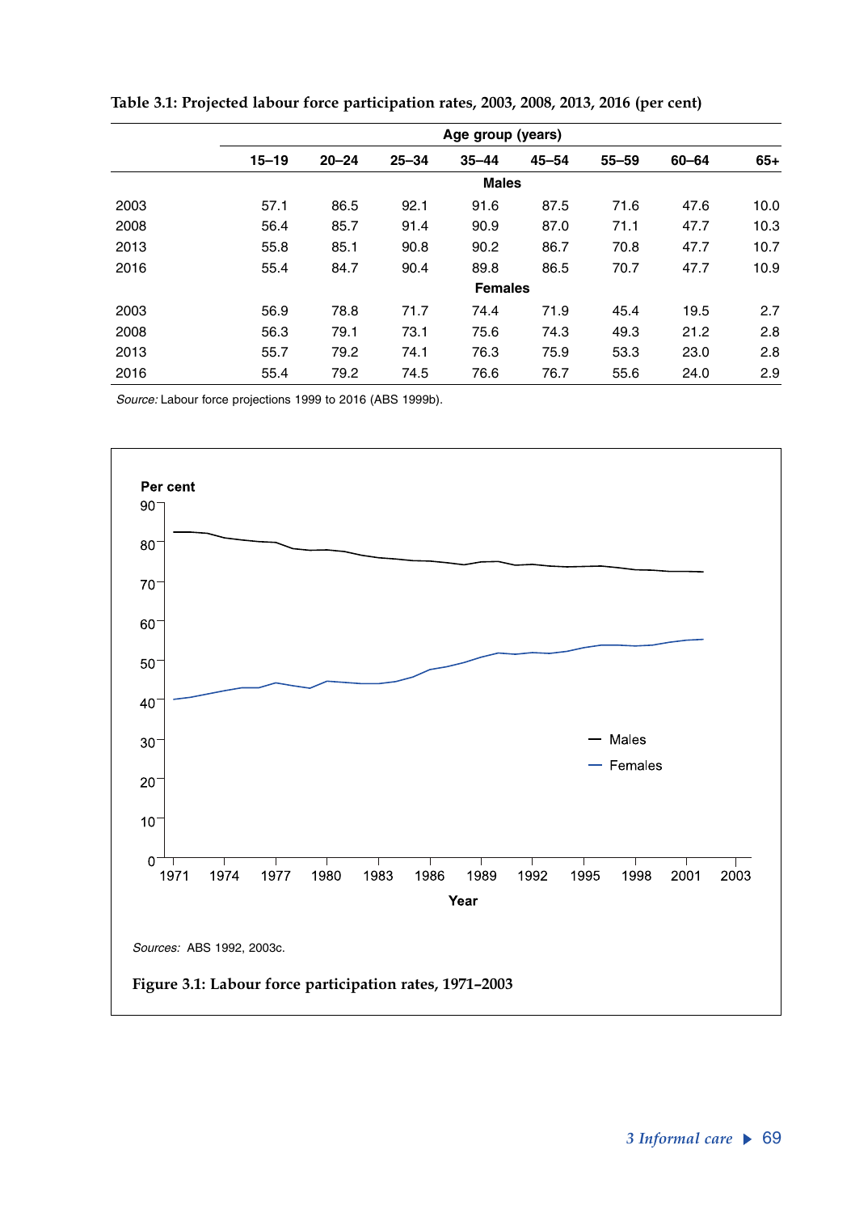**Table 3.1: Projected labour force participation rates, 2003, 2008, 2013, 2016 (per cent)**

| | Age group (years) | | | | | | | |
|---|---|---|---|---|---|---|---|---|
| | 15–19 | 20–24 | 25–34 | 35–44 | 45–54 | 55–59 | 60–64 | 65+ |
| **Males** | | | | | | | | |
| 2003 | 57.1 | 86.5 | 92.1 | 91.6 | 87.5 | 71.6 | 47.6 | 10.0 |
| 2008 | 56.4 | 85.7 | 91.4 | 90.9 | 87.0 | 71.1 | 47.7 | 10.3 |
| 2013 | 55.8 | 85.1 | 90.8 | 90.2 | 86.7 | 70.8 | 47.7 | 10.7 |
| 2016 | 55.4 | 84.7 | 90.4 | 89.8 | 86.5 | 70.7 | 47.7 | 10.9 |
| **Females** | | | | | | | | |
| 2003 | 56.9 | 78.8 | 71.7 | 74.4 | 71.9 | 45.4 | 19.5 | 2.7 |
| 2008 | 56.3 | 79.1 | 73.1 | 75.6 | 74.3 | 49.3 | 21.2 | 2.8 |
| 2013 | 55.7 | 79.2 | 74.1 | 76.3 | 75.9 | 53.3 | 23.0 | 2.8 |
| 2016 | 55.4 | 79.2 | 74.5 | 76.6 | 76.7 | 55.6 | 24.0 | 2.9 |

*Source:* Labour force projections 1999 to 2016 (ABS 1999b).

*Sources:* ABS 1992, 2003c.

**Figure 3.1: Labour force participation rates, 1971–2003**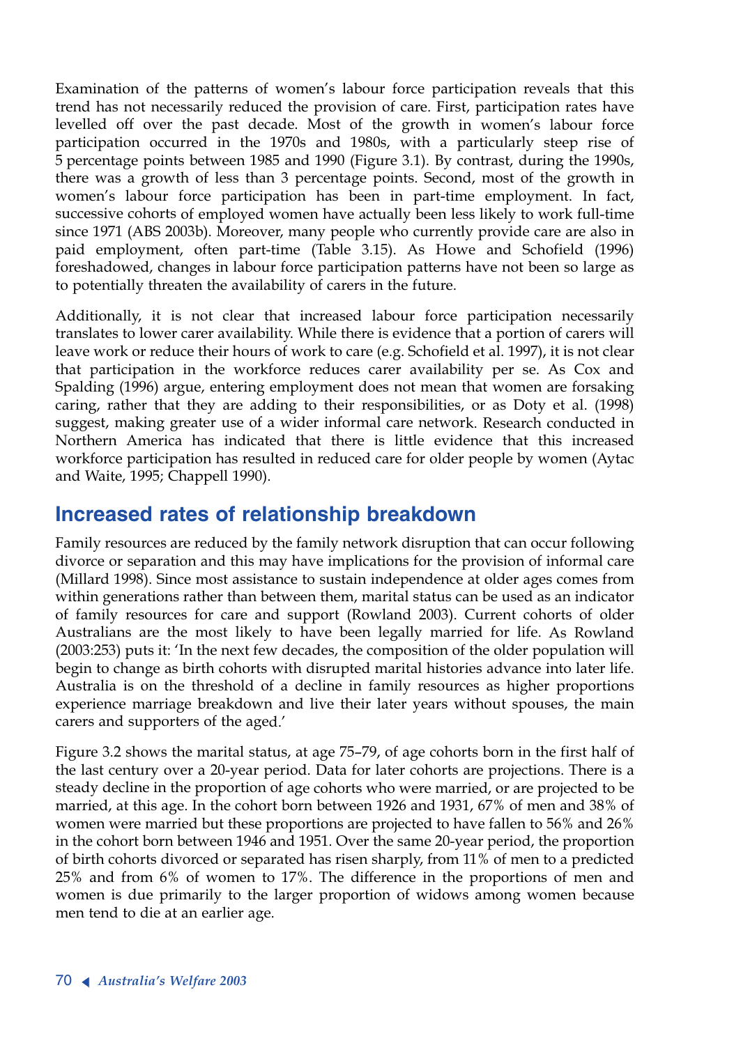Examination of the patterns of women's labour force participation reveals that this trend has not necessarily reduced the provision of care. First, participation rates have levelled off over the past decade. Most of the growth in women's labour force participation occurred in the 1970s and 1980s, with a particularly steep rise of 5 percentage points between 1985 and 1990 (Figure 3.1). By contrast, during the 1990s, there was a growth of less than 3 percentage points. Second, most of the growth in women's labour force participation has been in part-time employment. In fact, successive cohorts of employed women have actually been less likely to work full-time since 1971 (ABS 2003b). Moreover, many people who currently provide care are also in paid employment, often part-time (Table 3.15). As Howe and Schofield (1996) foreshadowed, changes in labour force participation patterns have not been so large as to potentially threaten the availability of carers in the future.

Additionally, it is not clear that increased labour force participation necessarily translates to lower carer availability. While there is evidence that a portion of carers will leave work or reduce their hours of work to care (e.g. Schofield et al. 1997), it is not clear that participation in the workforce reduces carer availability per se. As Cox and Spalding (1996) argue, entering employment does not mean that women are forsaking caring, rather that they are adding to their responsibilities, or as Doty et al. (1998) suggest, making greater use of a wider informal care network. Research conducted in Northern America has indicated that there is little evidence that this increased workforce participation has resulted in reduced care for older people by women (Aytac and Waite, 1995; Chappell 1990).

## Increased rates of relationship breakdown

Family resources are reduced by the family network disruption that can occur following divorce or separation and this may have implications for the provision of informal care (Millard 1998). Since most assistance to sustain independence at older ages comes from within generations rather than between them, marital status can be used as an indicator of family resources for care and support (Rowland 2003). Current cohorts of older Australians are the most likely to have been legally married for life. As Rowland (2003:253) puts it: 'In the next few decades, the composition of the older population will begin to change as birth cohorts with disrupted marital histories advance into later life. Australia is on the threshold of a decline in family resources as higher proportions experience marriage breakdown and live their later years without spouses, the main carers and supporters of the aged.'

Figure 3.2 shows the marital status, at age 75–79, of age cohorts born in the first half of the last century over a 20-year period. Data for later cohorts are projections. There is a steady decline in the proportion of age cohorts who were married, or are projected to be married, at this age. In the cohort born between 1926 and 1931, 67% of men and 38% of women were married but these proportions are projected to have fallen to 56% and 26% in the cohort born between 1946 and 1951. Over the same 20-year period, the proportion of birth cohorts divorced or separated has risen sharply, from 11% of men to a predicted 25% and from 6% of women to 17%. The difference in the proportions of men and women is due primarily to the larger proportion of widows among women because men tend to die at an earlier age.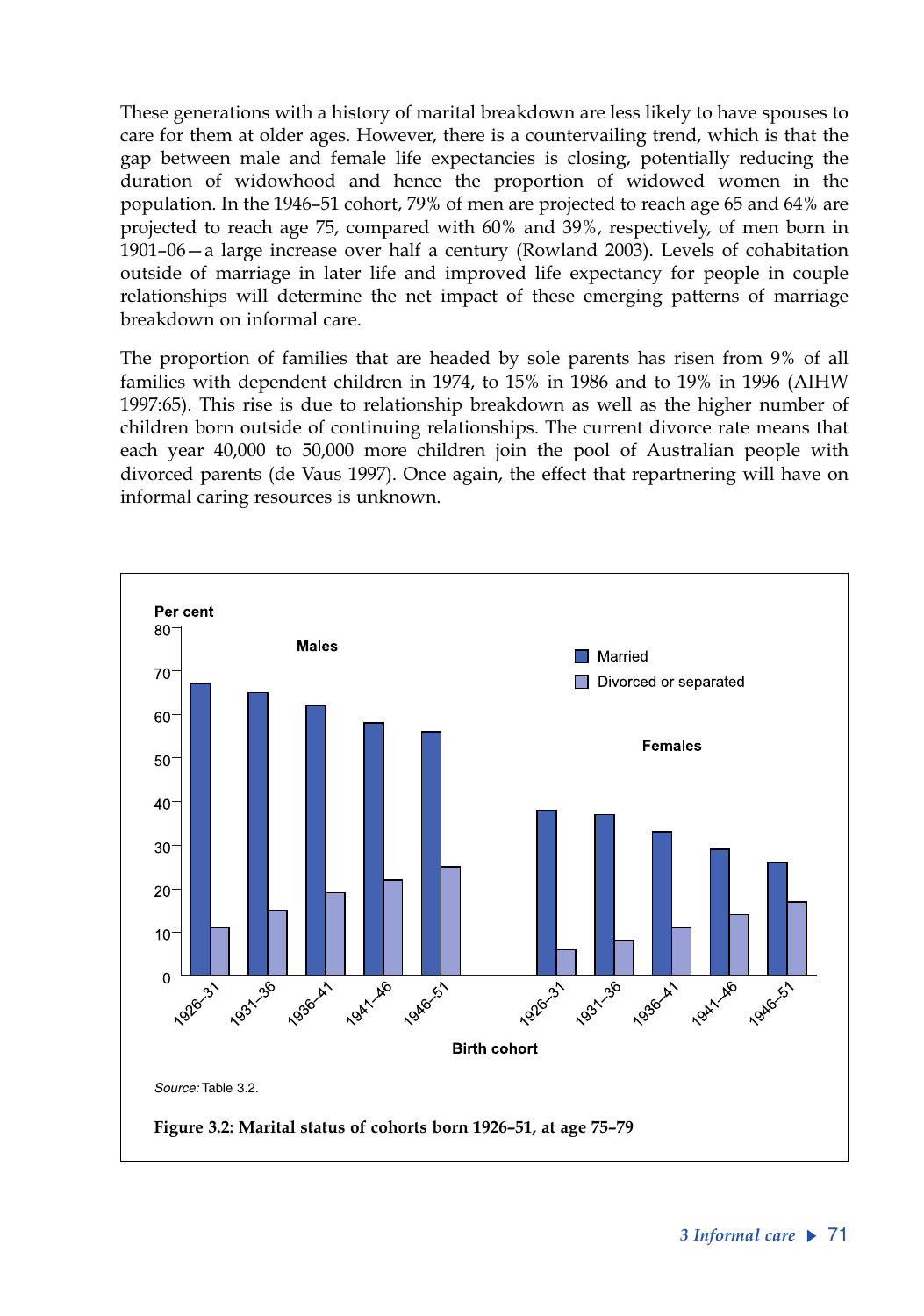These generations with a history of marital breakdown are less likely to have spouses to care for them at older ages. However, there is a countervailing trend, which is that the gap between male and female life expectancies is closing, potentially reducing the duration of widowhood and hence the proportion of widowed women in the population. In the 1946–51 cohort, 79% of men are projected to reach age 65 and 64% are projected to reach age 75, compared with 60% and 39%, respectively, of men born in 1901–06—a large increase over half a century (Rowland 2003). Levels of cohabitation outside of marriage in later life and improved life expectancy for people in couple relationships will determine the net impact of these emerging patterns of marriage breakdown on informal care.

The proportion of families that are headed by sole parents has risen from 9% of all families with dependent children in 1974, to 15% in 1986 and to 19% in 1996 (AIHW 1997:65). This rise is due to relationship breakdown as well as the higher number of children born outside of continuing relationships. The current divorce rate means that each year 40,000 to 50,000 more children join the pool of Australian people with divorced parents (de Vaus 1997). Once again, the effect that repartnering will have on informal caring resources is unknown.

*Source:* Table 3.2.

**Figure 3.2: Marital status of cohorts born 1926–51, at age 75–79**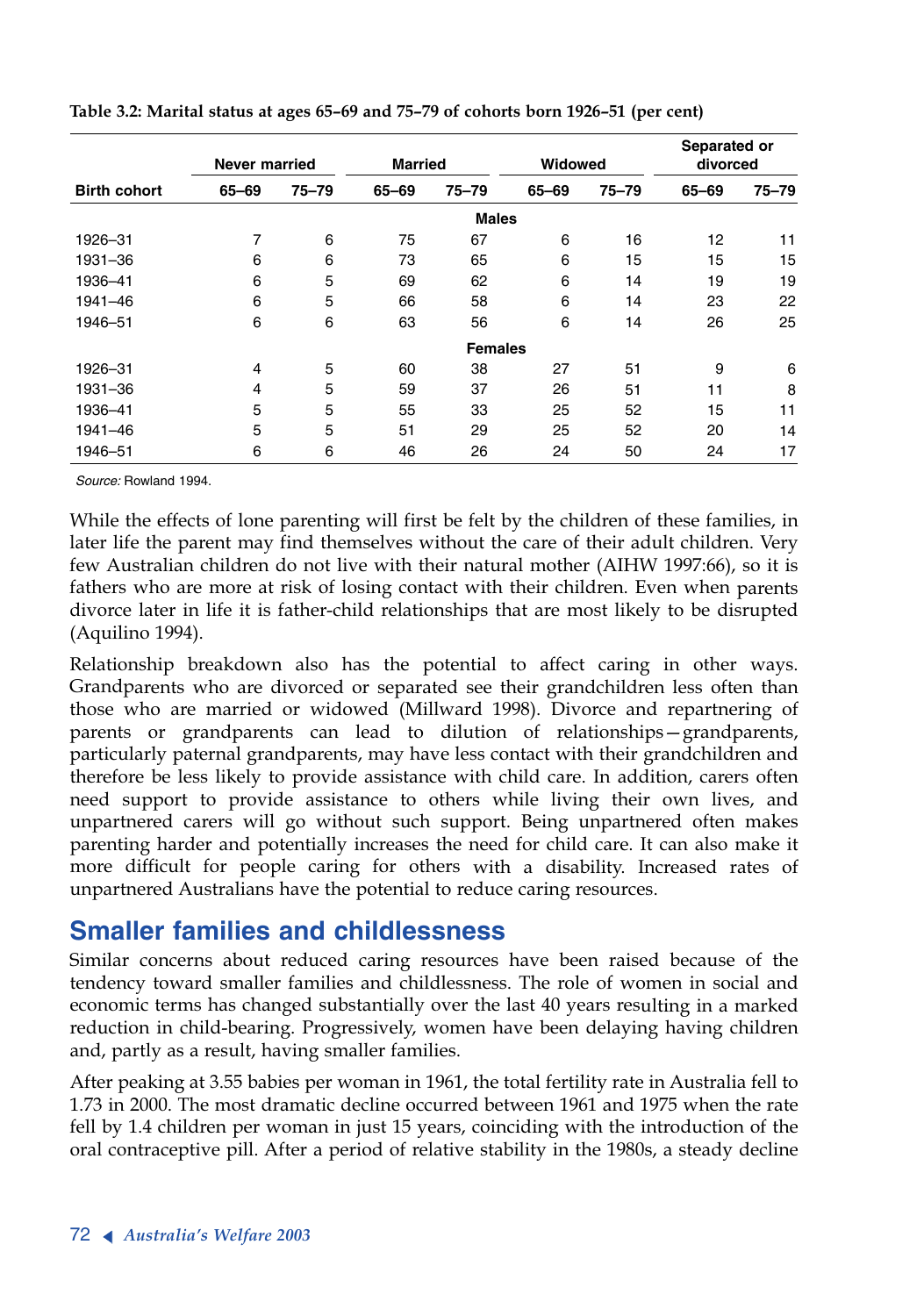**Table 3.2: Marital status at ages 65–69 and 75–79 of cohorts born 1926–51 (per cent)**

| | Never married | | Married | | Widowed | | Separated or divorced | |
|---|---|---|---|---|---|---|---|---|
| **Birth cohort** | **65–69** | **75–79** | **65–69** | **75–79** | **65–69** | **75–79** | **65–69** | **75–79** |
| | | | | **Males** | | | | |
| 1926–31 | 7 | 6 | 75 | 67 | 6 | 16 | 12 | 11 |
| 1931–36 | 6 | 6 | 73 | 65 | 6 | 15 | 15 | 15 |
| 1936–41 | 6 | 5 | 69 | 62 | 6 | 14 | 19 | 19 |
| 1941–46 | 6 | 5 | 66 | 58 | 6 | 14 | 23 | 22 |
| 1946–51 | 6 | 6 | 63 | 56 | 6 | 14 | 26 | 25 |
| | | | | **Females** | | | | |
| 1926–31 | 4 | 5 | 60 | 38 | 27 | 51 | 9 | 6 |
| 1931–36 | 4 | 5 | 59 | 37 | 26 | 51 | 11 | 8 |
| 1936–41 | 5 | 5 | 55 | 33 | 25 | 52 | 15 | 11 |
| 1941–46 | 5 | 5 | 51 | 29 | 25 | 52 | 20 | 14 |
| 1946–51 | 6 | 6 | 46 | 26 | 24 | 50 | 24 | 17 |

*Source:* Rowland 1994.

While the effects of lone parenting will first be felt by the children of these families, in later life the parent may find themselves without the care of their adult children. Very few Australian children do not live with their natural mother (AIHW 1997:66), so it is fathers who are more at risk of losing contact with their children. Even when parents divorce later in life it is father-child relationships that are most likely to be disrupted (Aquilino 1994).

Relationship breakdown also has the potential to affect caring in other ways. Grandparents who are divorced or separated see their grandchildren less often than those who are married or widowed (Millward 1998). Divorce and repartnering of parents or grandparents can lead to dilution of relationships—grandparents, particularly paternal grandparents, may have less contact with their grandchildren and therefore be less likely to provide assistance with child care. In addition, carers often need support to provide assistance to others while living their own lives, and unpartnered carers will go without such support. Being unpartnered often makes parenting harder and potentially increases the need for child care. It can also make it more difficult for people caring for others with a disability. Increased rates of unpartnered Australians have the potential to reduce caring resources.

## Smaller families and childlessness

Similar concerns about reduced caring resources have been raised because of the tendency toward smaller families and childlessness. The role of women in social and economic terms has changed substantially over the last 40 years resulting in a marked reduction in child-bearing. Progressively, women have been delaying having children and, partly as a result, having smaller families.

After peaking at 3.55 babies per woman in 1961, the total fertility rate in Australia fell to 1.73 in 2000. The most dramatic decline occurred between 1961 and 1975 when the rate fell by 1.4 children per woman in just 15 years, coinciding with the introduction of the oral contraceptive pill. After a period of relative stability in the 1980s, a steady decline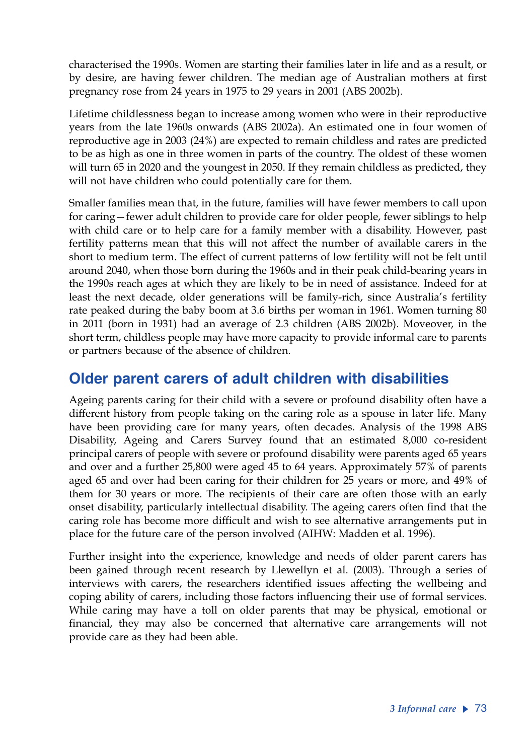characterised the 1990s. Women are starting their families later in life and as a result, or by desire, are having fewer children. The median age of Australian mothers at first pregnancy rose from 24 years in 1975 to 29 years in 2001 (ABS 2002b).

Lifetime childlessness began to increase among women who were in their reproductive years from the late 1960s onwards (ABS 2002a). An estimated one in four women of reproductive age in 2003 (24%) are expected to remain childless and rates are predicted to be as high as one in three women in parts of the country. The oldest of these women will turn 65 in 2020 and the youngest in 2050. If they remain childless as predicted, they will not have children who could potentially care for them.

Smaller families mean that, in the future, families will have fewer members to call upon for caring—fewer adult children to provide care for older people, fewer siblings to help with child care or to help care for a family member with a disability. However, past fertility patterns mean that this will not affect the number of available carers in the short to medium term. The effect of current patterns of low fertility will not be felt until around 2040, when those born during the 1960s and in their peak child-bearing years in the 1990s reach ages at which they are likely to be in need of assistance. Indeed for at least the next decade, older generations will be family-rich, since Australia's fertility rate peaked during the baby boom at 3.6 births per woman in 1961. Women turning 80 in 2011 (born in 1931) had an average of 2.3 children (ABS 2002b). Moveover, in the short term, childless people may have more capacity to provide informal care to parents or partners because of the absence of children.

## Older parent carers of adult children with disabilities

Ageing parents caring for their child with a severe or profound disability often have a different history from people taking on the caring role as a spouse in later life. Many have been providing care for many years, often decades. Analysis of the 1998 ABS Disability, Ageing and Carers Survey found that an estimated 8,000 co-resident principal carers of people with severe or profound disability were parents aged 65 years and over and a further 25,800 were aged 45 to 64 years. Approximately 57% of parents aged 65 and over had been caring for their children for 25 years or more, and 49% of them for 30 years or more. The recipients of their care are often those with an early onset disability, particularly intellectual disability. The ageing carers often find that the caring role has become more difficult and wish to see alternative arrangements put in place for the future care of the person involved (AIHW: Madden et al. 1996).

Further insight into the experience, knowledge and needs of older parent carers has been gained through recent research by Llewellyn et al. (2003). Through a series of interviews with carers, the researchers identified issues affecting the wellbeing and coping ability of carers, including those factors influencing their use of formal services. While caring may have a toll on older parents that may be physical, emotional or financial, they may also be concerned that alternative care arrangements will not provide care as they had been able.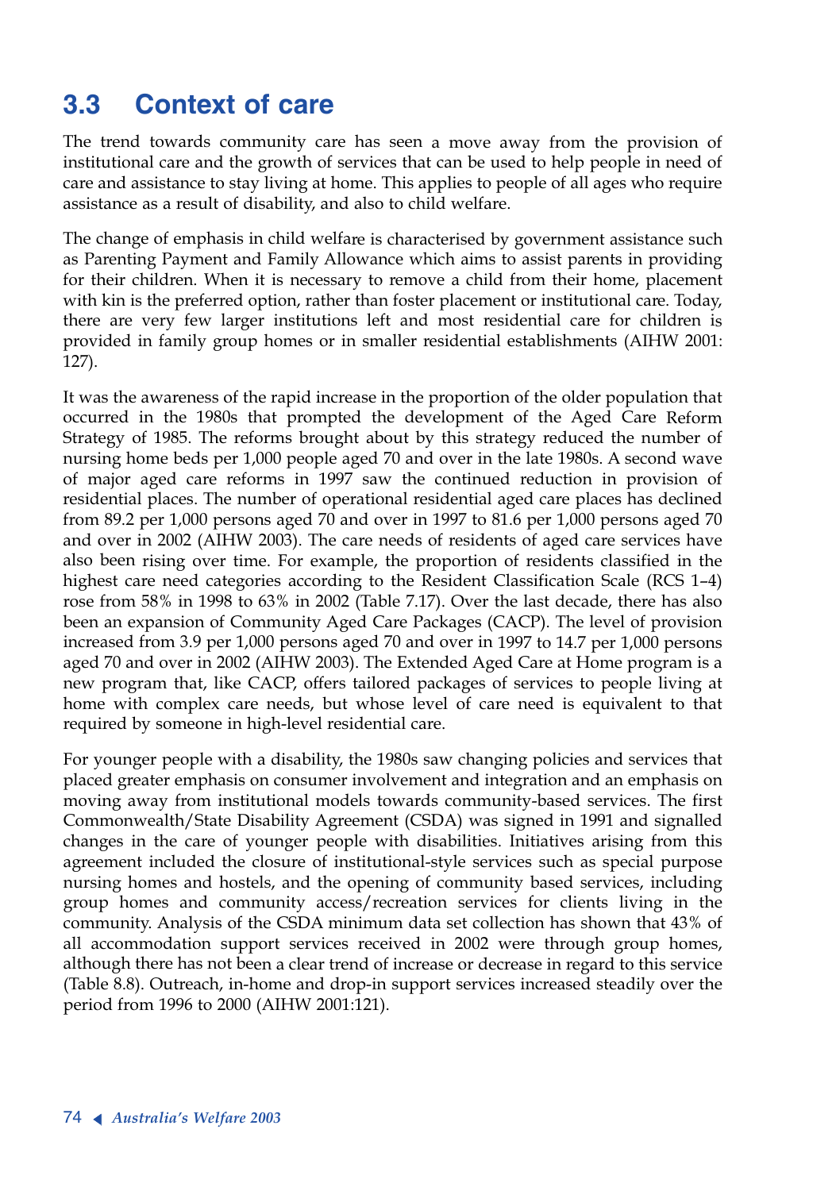## 3.3 Context of care

The trend towards community care has seen a move away from the provision of institutional care and the growth of services that can be used to help people in need of care and assistance to stay living at home. This applies to people of all ages who require assistance as a result of disability, and also to child welfare.

The change of emphasis in child welfare is characterised by government assistance such as Parenting Payment and Family Allowance which aims to assist parents in providing for their children. When it is necessary to remove a child from their home, placement with kin is the preferred option, rather than foster placement or institutional care. Today, there are very few larger institutions left and most residential care for children is provided in family group homes or in smaller residential establishments (AIHW 2001: 127).

It was the awareness of the rapid increase in the proportion of the older population that occurred in the 1980s that prompted the development of the Aged Care Reform Strategy of 1985. The reforms brought about by this strategy reduced the number of nursing home beds per 1,000 people aged 70 and over in the late 1980s. A second wave of major aged care reforms in 1997 saw the continued reduction in provision of residential places. The number of operational residential aged care places has declined from 89.2 per 1,000 persons aged 70 and over in 1997 to 81.6 per 1,000 persons aged 70 and over in 2002 (AIHW 2003). The care needs of residents of aged care services have also been rising over time. For example, the proportion of residents classified in the highest care need categories according to the Resident Classification Scale (RCS 1–4) rose from 58% in 1998 to 63% in 2002 (Table 7.17). Over the last decade, there has also been an expansion of Community Aged Care Packages (CACP). The level of provision increased from 3.9 per 1,000 persons aged 70 and over in 1997 to 14.7 per 1,000 persons aged 70 and over in 2002 (AIHW 2003). The Extended Aged Care at Home program is a new program that, like CACP, offers tailored packages of services to people living at home with complex care needs, but whose level of care need is equivalent to that required by someone in high-level residential care.

For younger people with a disability, the 1980s saw changing policies and services that placed greater emphasis on consumer involvement and integration and an emphasis on moving away from institutional models towards community-based services. The first Commonwealth/State Disability Agreement (CSDA) was signed in 1991 and signalled changes in the care of younger people with disabilities. Initiatives arising from this agreement included the closure of institutional-style services such as special purpose nursing homes and hostels, and the opening of community based services, including group homes and community access/recreation services for clients living in the community. Analysis of the CSDA minimum data set collection has shown that 43% of all accommodation support services received in 2002 were through group homes, although there has not been a clear trend of increase or decrease in regard to this service (Table 8.8). Outreach, in-home and drop-in support services increased steadily over the period from 1996 to 2000 (AIHW 2001:121).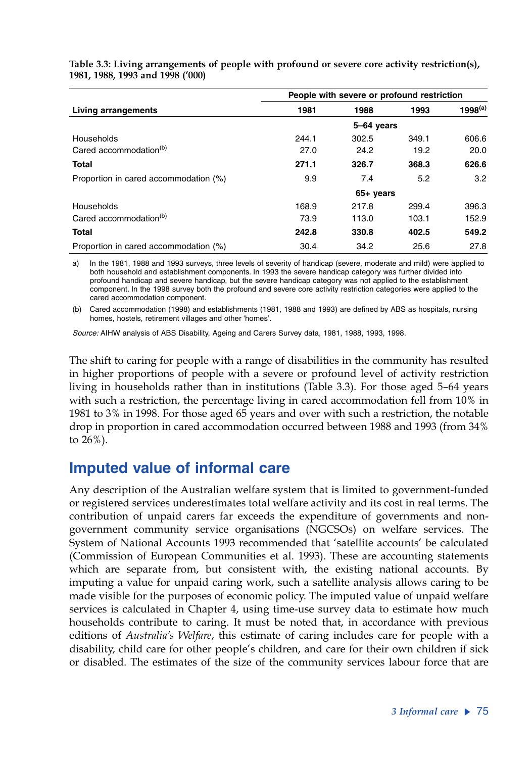**Table 3.3: Living arrangements of people with profound or severe core activity restriction(s), 1981, 1988, 1993 and 1998 ('000)**

| Living arrangements | People with severe or profound restriction | | | |
|---|---|---|---|---|
| | 1981 | 1988 | 1993 | 1998[(a)] |
| | | 5–64 years | | |
| Households | 244.1 | 302.5 | 349.1 | 606.6 |
| Cared accommodation[(b)] | 27.0 | 24.2 | 19.2 | 20.0 |
| **Total** | **271.1** | **326.7** | **368.3** | **626.6** |
| Proportion in cared accommodation (%) | 9.9 | 7.4 | 5.2 | 3.2 |
| | | 65+ years | | |
| Households | 168.9 | 217.8 | 299.4 | 396.3 |
| Cared accommodation[(b)] | 73.9 | 113.0 | 103.1 | 152.9 |
| **Total** | **242.8** | **330.8** | **402.5** | **549.2** |
| Proportion in cared accommodation (%) | 30.4 | 34.2 | 25.6 | 27.8 |

a) In the 1981, 1988 and 1993 surveys, three levels of severity of handicap (severe, moderate and mild) were applied to both household and establishment components. In 1993 the severe handicap category was further divided into profound handicap and severe handicap, but the severe handicap category was not applied to the establishment component. In the 1998 survey both the profound and severe core activity restriction categories were applied to the cared accommodation component.

(b) Cared accommodation (1998) and establishments (1981, 1988 and 1993) are defined by ABS as hospitals, nursing homes, hostels, retirement villages and other 'homes'.

*Source:* AIHW analysis of ABS Disability, Ageing and Carers Survey data, 1981, 1988, 1993, 1998.

The shift to caring for people with a range of disabilities in the community has resulted in higher proportions of people with a severe or profound level of activity restriction living in households rather than in institutions (Table 3.3). For those aged 5–64 years with such a restriction, the percentage living in cared accommodation fell from 10% in 1981 to 3% in 1998. For those aged 65 years and over with such a restriction, the notable drop in proportion in cared accommodation occurred between 1988 and 1993 (from 34% to 26%).

## Imputed value of informal care

Any description of the Australian welfare system that is limited to government-funded or registered services underestimates total welfare activity and its cost in real terms. The contribution of unpaid carers far exceeds the expenditure of governments and non-government community service organisations (NGCSOs) on welfare services. The System of National Accounts 1993 recommended that 'satellite accounts' be calculated (Commission of European Communities et al. 1993). These are accounting statements which are separate from, but consistent with, the existing national accounts. By imputing a value for unpaid caring work, such a satellite analysis allows caring to be made visible for the purposes of economic policy. The imputed value of unpaid welfare services is calculated in Chapter 4, using time-use survey data to estimate how much households contribute to caring. It must be noted that, in accordance with previous editions of *Australia's Welfare*, this estimate of caring includes care for people with a disability, child care for other people's children, and care for their own children if sick or disabled. The estimates of the size of the community services labour force that are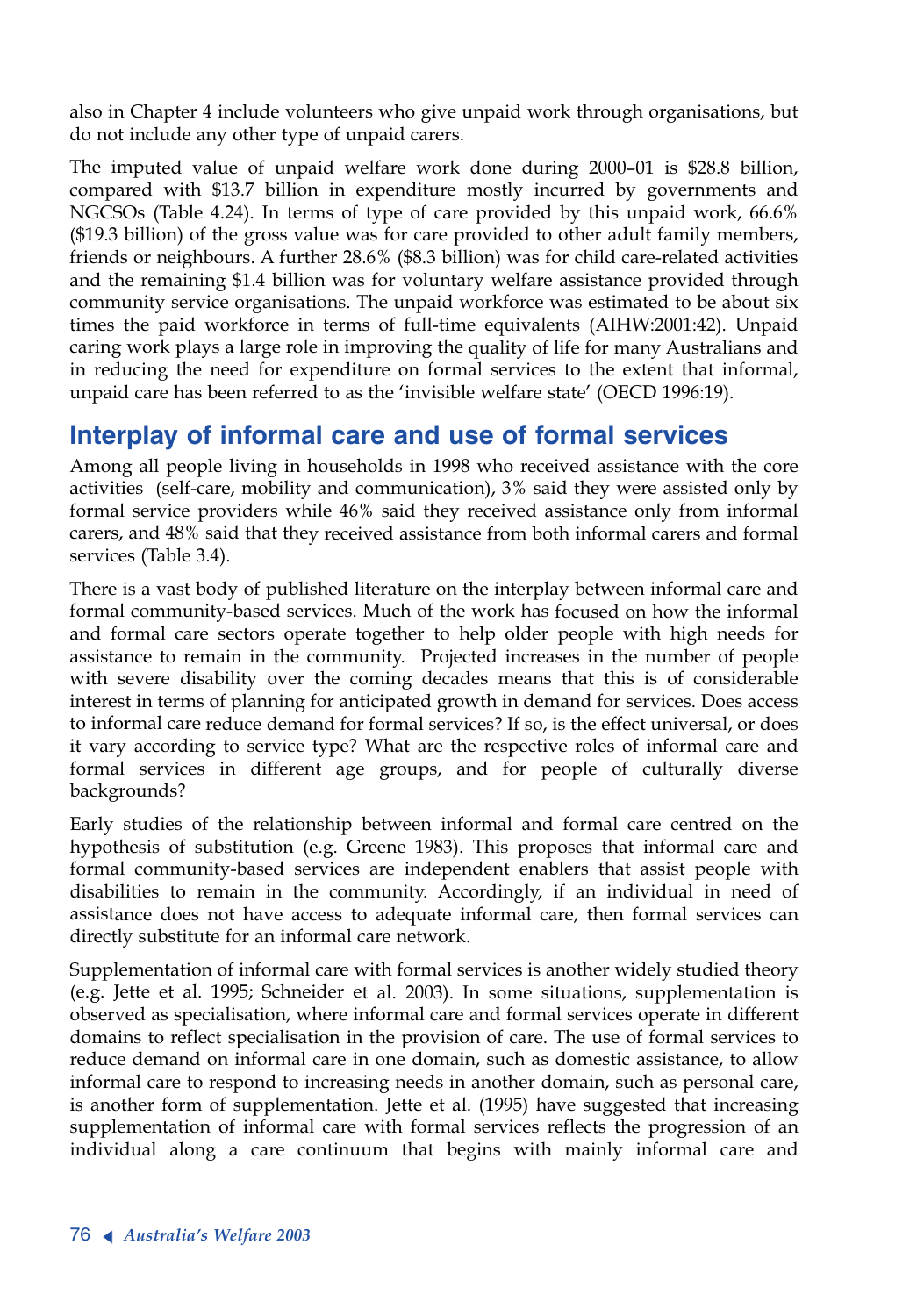also in Chapter 4 include volunteers who give unpaid work through organisations, but do not include any other type of unpaid carers.

The imputed value of unpaid welfare work done during 2000–01 is $28.8 billion, compared with $13.7 billion in expenditure mostly incurred by governments and NGCSOs (Table 4.24). In terms of type of care provided by this unpaid work, 66.6% ($19.3 billion) of the gross value was for care provided to other adult family members, friends or neighbours. A further 28.6% ($8.3 billion) was for child care-related activities and the remaining $1.4 billion was for voluntary welfare assistance provided through community service organisations. The unpaid workforce was estimated to be about six times the paid workforce in terms of full-time equivalents (AIHW:2001:42). Unpaid caring work plays a large role in improving the quality of life for many Australians and in reducing the need for expenditure on formal services to the extent that informal, unpaid care has been referred to as the 'invisible welfare state' (OECD 1996:19).

## Interplay of informal care and use of formal services

Among all people living in households in 1998 who received assistance with the core activities (self-care, mobility and communication), 3% said they were assisted only by formal service providers while 46% said they received assistance only from informal carers, and 48% said that they received assistance from both informal carers and formal services (Table 3.4).

There is a vast body of published literature on the interplay between informal care and formal community-based services. Much of the work has focused on how the informal and formal care sectors operate together to help older people with high needs for assistance to remain in the community. Projected increases in the number of people with severe disability over the coming decades means that this is of considerable interest in terms of planning for anticipated growth in demand for services. Does access to informal care reduce demand for formal services? If so, is the effect universal, or does it vary according to service type? What are the respective roles of informal care and formal services in different age groups, and for people of culturally diverse backgrounds?

Early studies of the relationship between informal and formal care centred on the hypothesis of substitution (e.g. Greene 1983). This proposes that informal care and formal community-based services are independent enablers that assist people with disabilities to remain in the community. Accordingly, if an individual in need of assistance does not have access to adequate informal care, then formal services can directly substitute for an informal care network.

Supplementation of informal care with formal services is another widely studied theory (e.g. Jette et al. 1995; Schneider et al. 2003). In some situations, supplementation is observed as specialisation, where informal care and formal services operate in different domains to reflect specialisation in the provision of care. The use of formal services to reduce demand on informal care in one domain, such as domestic assistance, to allow informal care to respond to increasing needs in another domain, such as personal care, is another form of supplementation. Jette et al. (1995) have suggested that increasing supplementation of informal care with formal services reflects the progression of an individual along a care continuum that begins with mainly informal care and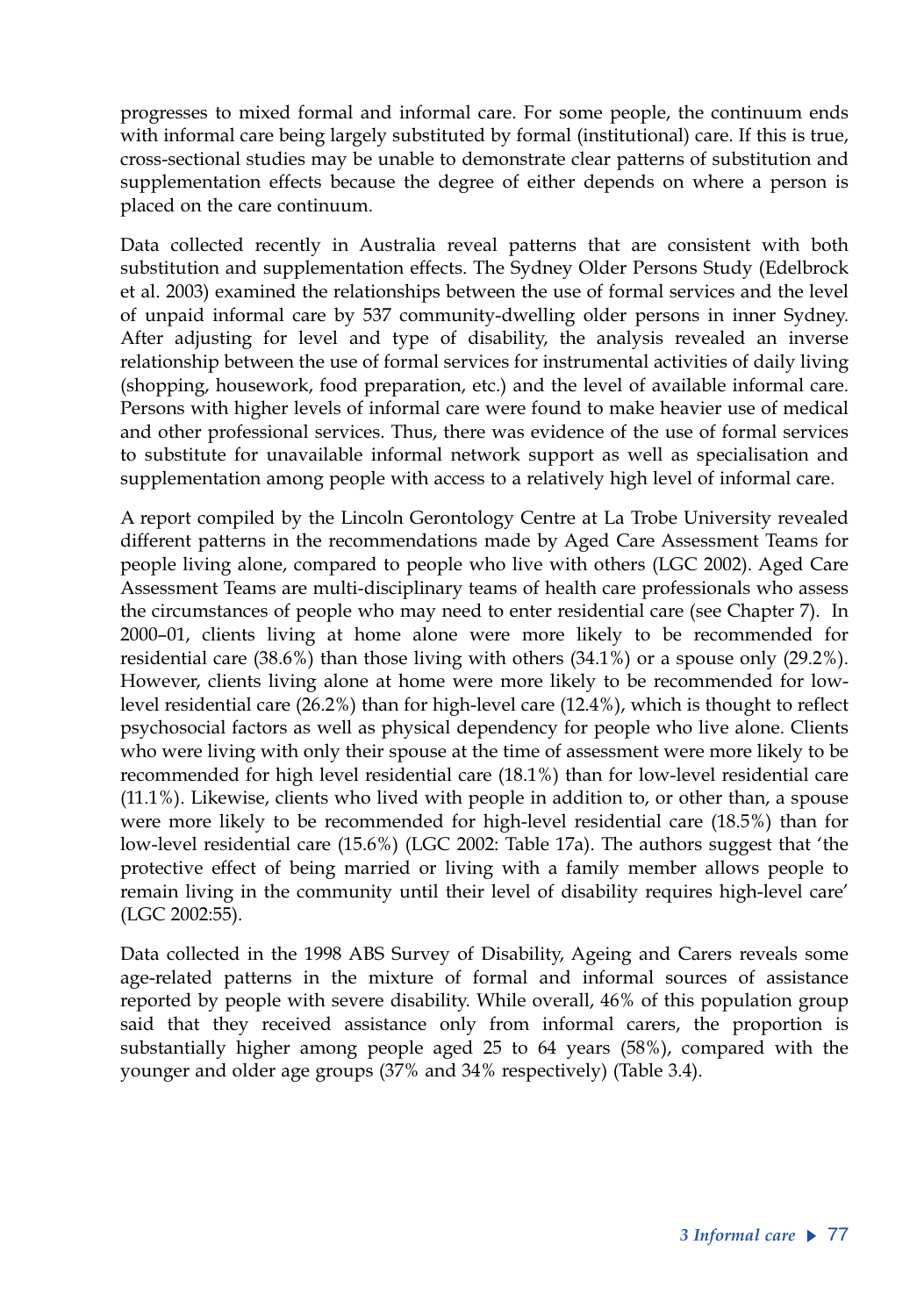progresses to mixed formal and informal care. For some people, the continuum ends with informal care being largely substituted by formal (institutional) care. If this is true, cross-sectional studies may be unable to demonstrate clear patterns of substitution and supplementation effects because the degree of either depends on where a person is placed on the care continuum.

Data collected recently in Australia reveal patterns that are consistent with both substitution and supplementation effects. The Sydney Older Persons Study (Edelbrock et al. 2003) examined the relationships between the use of formal services and the level of unpaid informal care by 537 community-dwelling older persons in inner Sydney. After adjusting for level and type of disability, the analysis revealed an inverse relationship between the use of formal services for instrumental activities of daily living (shopping, housework, food preparation, etc.) and the level of available informal care. Persons with higher levels of informal care were found to make heavier use of medical and other professional services. Thus, there was evidence of the use of formal services to substitute for unavailable informal network support as well as specialisation and supplementation among people with access to a relatively high level of informal care.

A report compiled by the Lincoln Gerontology Centre at La Trobe University revealed different patterns in the recommendations made by Aged Care Assessment Teams for people living alone, compared to people who live with others (LGC 2002). Aged Care Assessment Teams are multi-disciplinary teams of health care professionals who assess the circumstances of people who may need to enter residential care (see Chapter 7). In 2000–01, clients living at home alone were more likely to be recommended for residential care (38.6%) than those living with others (34.1%) or a spouse only (29.2%). However, clients living alone at home were more likely to be recommended for low-level residential care (26.2%) than for high-level care (12.4%), which is thought to reflect psychosocial factors as well as physical dependency for people who live alone. Clients who were living with only their spouse at the time of assessment were more likely to be recommended for high level residential care (18.1%) than for low-level residential care (11.1%). Likewise, clients who lived with people in addition to, or other than, a spouse were more likely to be recommended for high-level residential care (18.5%) than for low-level residential care (15.6%) (LGC 2002: Table 17a). The authors suggest that 'the protective effect of being married or living with a family member allows people to remain living in the community until their level of disability requires high-level care' (LGC 2002:55).

Data collected in the 1998 ABS Survey of Disability, Ageing and Carers reveals some age-related patterns in the mixture of formal and informal sources of assistance reported by people with severe disability. While overall, 46% of this population group said that they received assistance only from informal carers, the proportion is substantially higher among people aged 25 to 64 years (58%), compared with the younger and older age groups (37% and 34% respectively) (Table 3.4).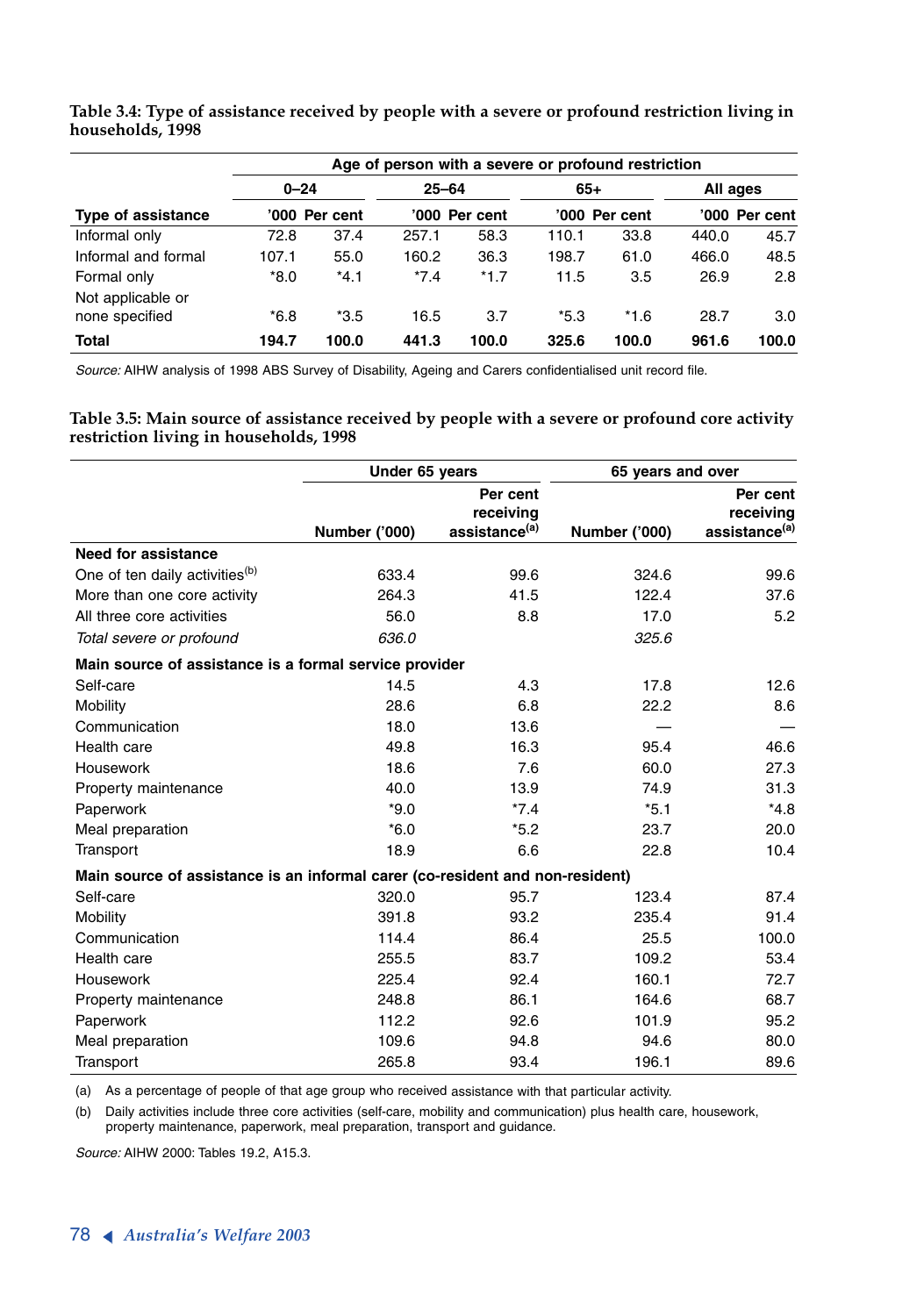**Table 3.4: Type of assistance received by people with a severe or profound restriction living in households, 1998**

| | Age of person with a severe or profound restriction | | | | | | | |
|---|---|---|---|---|---|---|---|---|
| | 0–24 | | 25–64 | | 65+ | | All ages | |
| **Type of assistance** | '000 | Per cent | '000 | Per cent | '000 | Per cent | '000 | Per cent |
| Informal only | 72.8 | 37.4 | 257.1 | 58.3 | 110.1 | 33.8 | 440.0 | 45.7 |
| Informal and formal | 107.1 | 55.0 | 160.2 | 36.3 | 198.7 | 61.0 | 466.0 | 48.5 |
| Formal only | *8.0 | *4.1 | *7.4 | *1.7 | 11.5 | 3.5 | 26.9 | 2.8 |
| Not applicable or none specified | *6.8 | *3.5 | 16.5 | 3.7 | *5.3 | *1.6 | 28.7 | 3.0 |
| **Total** | **194.7** | **100.0** | **441.3** | **100.0** | **325.6** | **100.0** | **961.6** | **100.0** |

*Source:* AIHW analysis of 1998 ABS Survey of Disability, Ageing and Carers confidentialised unit record file.

**Table 3.5: Main source of assistance received by people with a severe or profound core activity restriction living in households, 1998**

| | Under 65 years | | 65 years and over | |
|---|---|---|---|---|
| | Number ('000) | Per cent receiving assistance[(a)] | Number ('000) | Per cent receiving assistance[(a)] |
| **Need for assistance** | | | | |
| One of ten daily activities[(b)] | 633.4 | 99.6 | 324.6 | 99.6 |
| More than one core activity | 264.3 | 41.5 | 122.4 | 37.6 |
| All three core activities | 56.0 | 8.8 | 17.0 | 5.2 |
| *Total severe or profound* | *636.0* | | *325.6* | |
| **Main source of assistance is a formal service provider** | | | | |
| Self-care | 14.5 | 4.3 | 17.8 | 12.6 |
| Mobility | 28.6 | 6.8 | 22.2 | 8.6 |
| Communication | 18.0 | 13.6 | — | — |
| Health care | 49.8 | 16.3 | 95.4 | 46.6 |
| Housework | 18.6 | 7.6 | 60.0 | 27.3 |
| Property maintenance | 40.0 | 13.9 | 74.9 | 31.3 |
| Paperwork | *9.0 | *7.4 | *5.1 | *4.8 |
| Meal preparation | *6.0 | *5.2 | 23.7 | 20.0 |
| Transport | 18.9 | 6.6 | 22.8 | 10.4 |
| **Main source of assistance is an informal carer (co-resident and non-resident)** | | | | |
| Self-care | 320.0 | 95.7 | 123.4 | 87.4 |
| Mobility | 391.8 | 93.2 | 235.4 | 91.4 |
| Communication | 114.4 | 86.4 | 25.5 | 100.0 |
| Health care | 255.5 | 83.7 | 109.2 | 53.4 |
| Housework | 225.4 | 92.4 | 160.1 | 72.7 |
| Property maintenance | 248.8 | 86.1 | 164.6 | 68.7 |
| Paperwork | 112.2 | 92.6 | 101.9 | 95.2 |
| Meal preparation | 109.6 | 94.8 | 94.6 | 80.0 |
| Transport | 265.8 | 93.4 | 196.1 | 89.6 |

(a) As a percentage of people of that age group who received assistance with that particular activity.

(b) Daily activities include three core activities (self-care, mobility and communication) plus health care, housework, property maintenance, paperwork, meal preparation, transport and guidance.

*Source:* AIHW 2000: Tables 19.2, A15.3.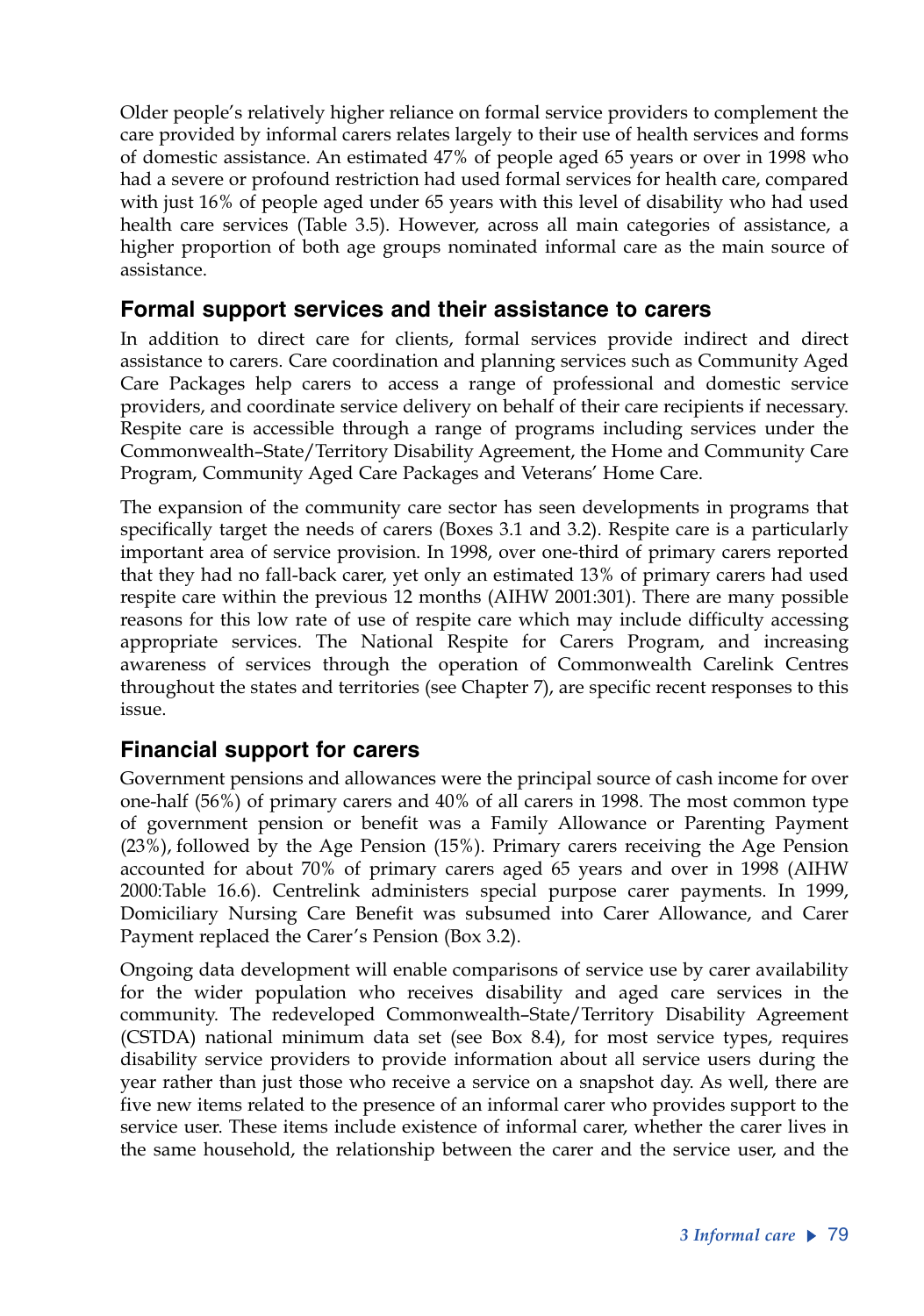Older people's relatively higher reliance on formal service providers to complement the care provided by informal carers relates largely to their use of health services and forms of domestic assistance. An estimated 47% of people aged 65 years or over in 1998 who had a severe or profound restriction had used formal services for health care, compared with just 16% of people aged under 65 years with this level of disability who had used health care services (Table 3.5). However, across all main categories of assistance, a higher proportion of both age groups nominated informal care as the main source of assistance.

## Formal support services and their assistance to carers

In addition to direct care for clients, formal services provide indirect and direct assistance to carers. Care coordination and planning services such as Community Aged Care Packages help carers to access a range of professional and domestic service providers, and coordinate service delivery on behalf of their care recipients if necessary. Respite care is accessible through a range of programs including services under the Commonwealth–State/Territory Disability Agreement, the Home and Community Care Program, Community Aged Care Packages and Veterans' Home Care.

The expansion of the community care sector has seen developments in programs that specifically target the needs of carers (Boxes 3.1 and 3.2). Respite care is a particularly important area of service provision. In 1998, over one-third of primary carers reported that they had no fall-back carer, yet only an estimated 13% of primary carers had used respite care within the previous 12 months (AIHW 2001:301). There are many possible reasons for this low rate of use of respite care which may include difficulty accessing appropriate services. The National Respite for Carers Program, and increasing awareness of services through the operation of Commonwealth Carelink Centres throughout the states and territories (see Chapter 7), are specific recent responses to this issue.

## Financial support for carers

Government pensions and allowances were the principal source of cash income for over one-half (56%) of primary carers and 40% of all carers in 1998. The most common type of government pension or benefit was a Family Allowance or Parenting Payment (23%), followed by the Age Pension (15%). Primary carers receiving the Age Pension accounted for about 70% of primary carers aged 65 years and over in 1998 (AIHW 2000:Table 16.6). Centrelink administers special purpose carer payments. In 1999, Domiciliary Nursing Care Benefit was subsumed into Carer Allowance, and Carer Payment replaced the Carer's Pension (Box 3.2).

Ongoing data development will enable comparisons of service use by carer availability for the wider population who receives disability and aged care services in the community. The redeveloped Commonwealth–State/Territory Disability Agreement (CSTDA) national minimum data set (see Box 8.4), for most service types, requires disability service providers to provide information about all service users during the year rather than just those who receive a service on a snapshot day. As well, there are five new items related to the presence of an informal carer who provides support to the service user. These items include existence of informal carer, whether the carer lives in the same household, the relationship between the carer and the service user, and the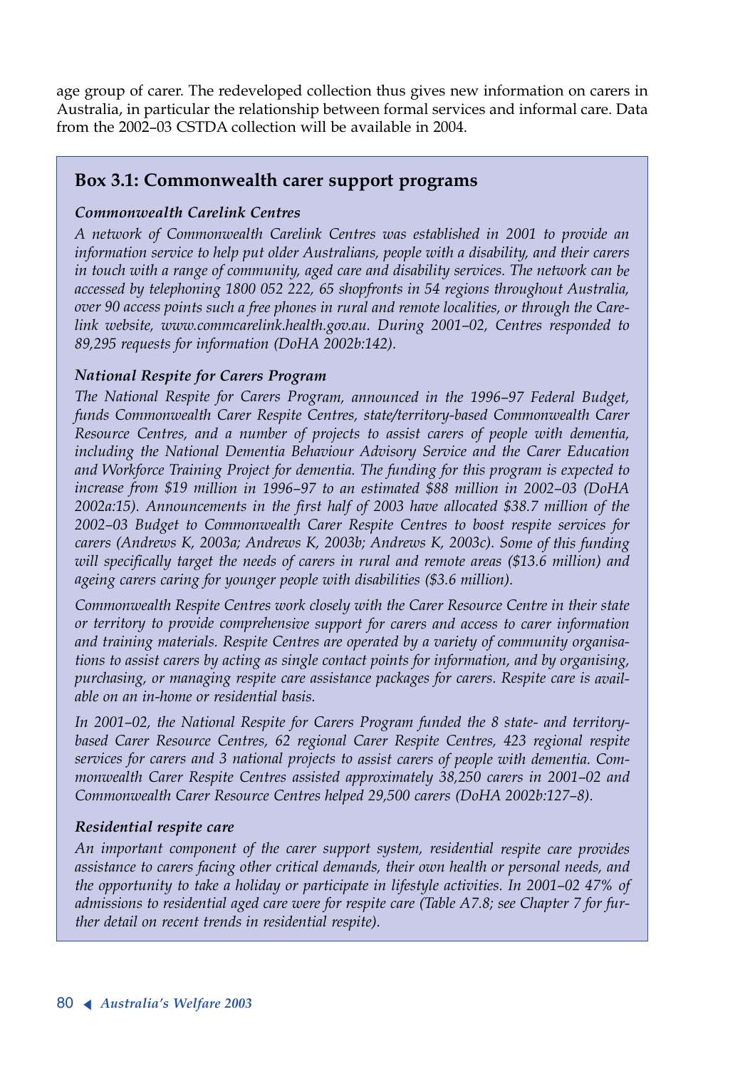age group of carer. The redeveloped collection thus gives new information on carers in Australia, in particular the relationship between formal services and informal care. Data from the 2002–03 CSTDA collection will be available in 2004.

## Box 3.1: Commonwealth carer support programs

***Commonwealth Carelink Centres***

*A network of Commonwealth Carelink Centres was established in 2001 to provide an information service to help put older Australians, people with a disability, and their carers in touch with a range of community, aged care and disability services. The network can be accessed by telephoning 1800 052 222, 65 shopfronts in 54 regions throughout Australia, over 90 access points such a free phones in rural and remote localities, or through the Carelink website, www.commcarelink.health.gov.au. During 2001–02, Centres responded to 89,295 requests for information (DoHA 2002b:142).*

***National Respite for Carers Program***

*The National Respite for Carers Program, announced in the 1996–97 Federal Budget, funds Commonwealth Carer Respite Centres, state/territory-based Commonwealth Carer Resource Centres, and a number of projects to assist carers of people with dementia, including the National Dementia Behaviour Advisory Service and the Carer Education and Workforce Training Project for dementia. The funding for this program is expected to increase from $19 million in 1996–97 to an estimated $88 million in 2002–03 (DoHA 2002a:15). Announcements in the first half of 2003 have allocated $38.7 million of the 2002–03 Budget to Commonwealth Carer Respite Centres to boost respite services for carers (Andrews K, 2003a; Andrews K, 2003b; Andrews K, 2003c). Some of this funding will specifically target the needs of carers in rural and remote areas ($13.6 million) and ageing carers caring for younger people with disabilities ($3.6 million).*

*Commonwealth Respite Centres work closely with the Carer Resource Centre in their state or territory to provide comprehensive support for carers and access to carer information and training materials. Respite Centres are operated by a variety of community organisations to assist carers by acting as single contact points for information, and by organising, purchasing, or managing respite care assistance packages for carers. Respite care is available on an in-home or residential basis.*

*In 2001–02, the National Respite for Carers Program funded the 8 state- and territory-based Carer Resource Centres, 62 regional Carer Respite Centres, 423 regional respite services for carers and 3 national projects to assist carers of people with dementia. Commonwealth Carer Respite Centres assisted approximately 38,250 carers in 2001–02 and Commonwealth Carer Resource Centres helped 29,500 carers (DoHA 2002b:127–8).*

***Residential respite care***

*An important component of the carer support system, residential respite care provides assistance to carers facing other critical demands, their own health or personal needs, and the opportunity to take a holiday or participate in lifestyle activities. In 2001–02 47% of admissions to residential aged care were for respite care (Table A7.8; see Chapter 7 for further detail on recent trends in residential respite).*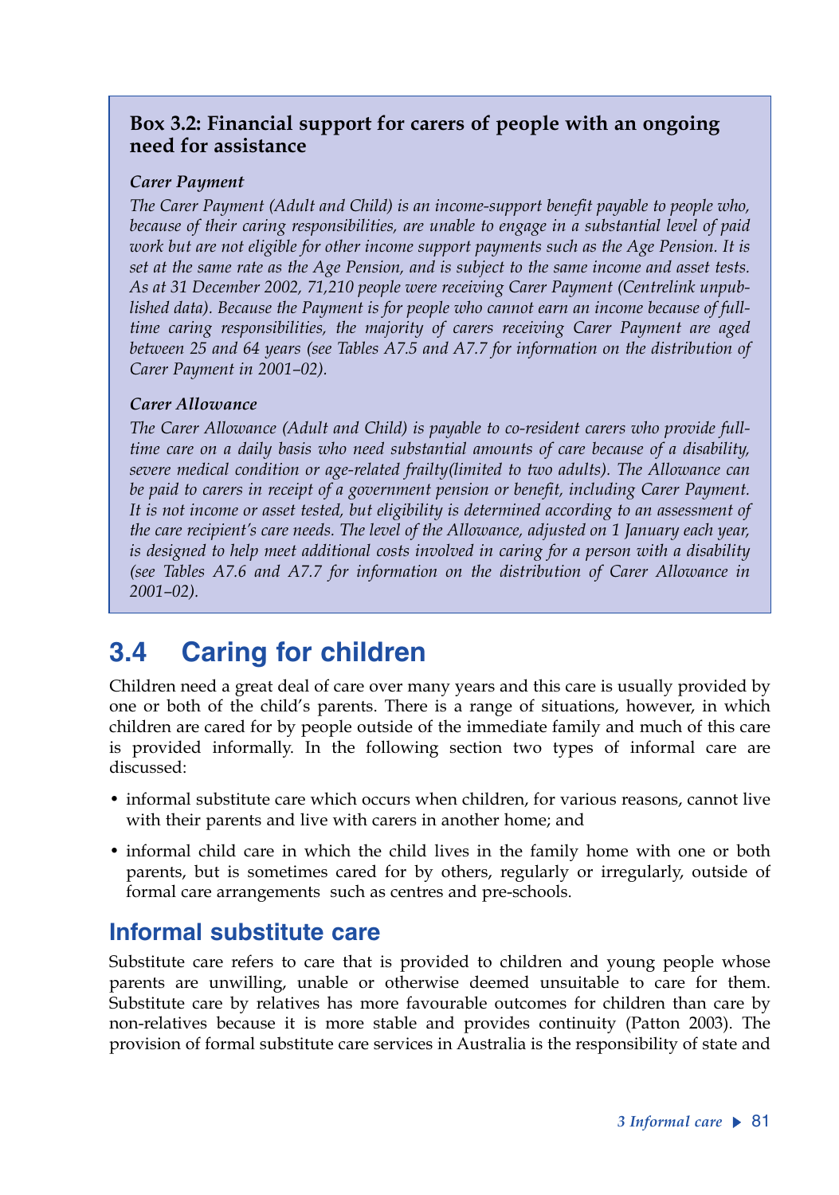**Box 3.2: Financial support for carers of people with an ongoing need for assistance**

***Carer Payment***

*The Carer Payment (Adult and Child) is an income-support benefit payable to people who, because of their caring responsibilities, are unable to engage in a substantial level of paid work but are not eligible for other income support payments such as the Age Pension. It is set at the same rate as the Age Pension, and is subject to the same income and asset tests. As at 31 December 2002, 71,210 people were receiving Carer Payment (Centrelink unpublished data). Because the Payment is for people who cannot earn an income because of full-time caring responsibilities, the majority of carers receiving Carer Payment are aged between 25 and 64 years (see Tables A7.5 and A7.7 for information on the distribution of Carer Payment in 2001–02).*

***Carer Allowance***

*The Carer Allowance (Adult and Child) is payable to co-resident carers who provide full-time care on a daily basis who need substantial amounts of care because of a disability, severe medical condition or age-related frailty(limited to two adults). The Allowance can be paid to carers in receipt of a government pension or benefit, including Carer Payment. It is not income or asset tested, but eligibility is determined according to an assessment of the care recipient's care needs. The level of the Allowance, adjusted on 1 January each year, is designed to help meet additional costs involved in caring for a person with a disability (see Tables A7.6 and A7.7 for information on the distribution of Carer Allowance in 2001–02).*

## 3.4 Caring for children

Children need a great deal of care over many years and this care is usually provided by one or both of the child's parents. There is a range of situations, however, in which children are cared for by people outside of the immediate family and much of this care is provided informally. In the following section two types of informal care are discussed:

- informal substitute care which occurs when children, for various reasons, cannot live with their parents and live with carers in another home; and
- informal child care in which the child lives in the family home with one or both parents, but is sometimes cared for by others, regularly or irregularly, outside of formal care arrangements such as centres and pre-schools.

### Informal substitute care

Substitute care refers to care that is provided to children and young people whose parents are unwilling, unable or otherwise deemed unsuitable to care for them. Substitute care by relatives has more favourable outcomes for children than care by non-relatives because it is more stable and provides continuity (Patton 2003). The provision of formal substitute care services in Australia is the responsibility of state and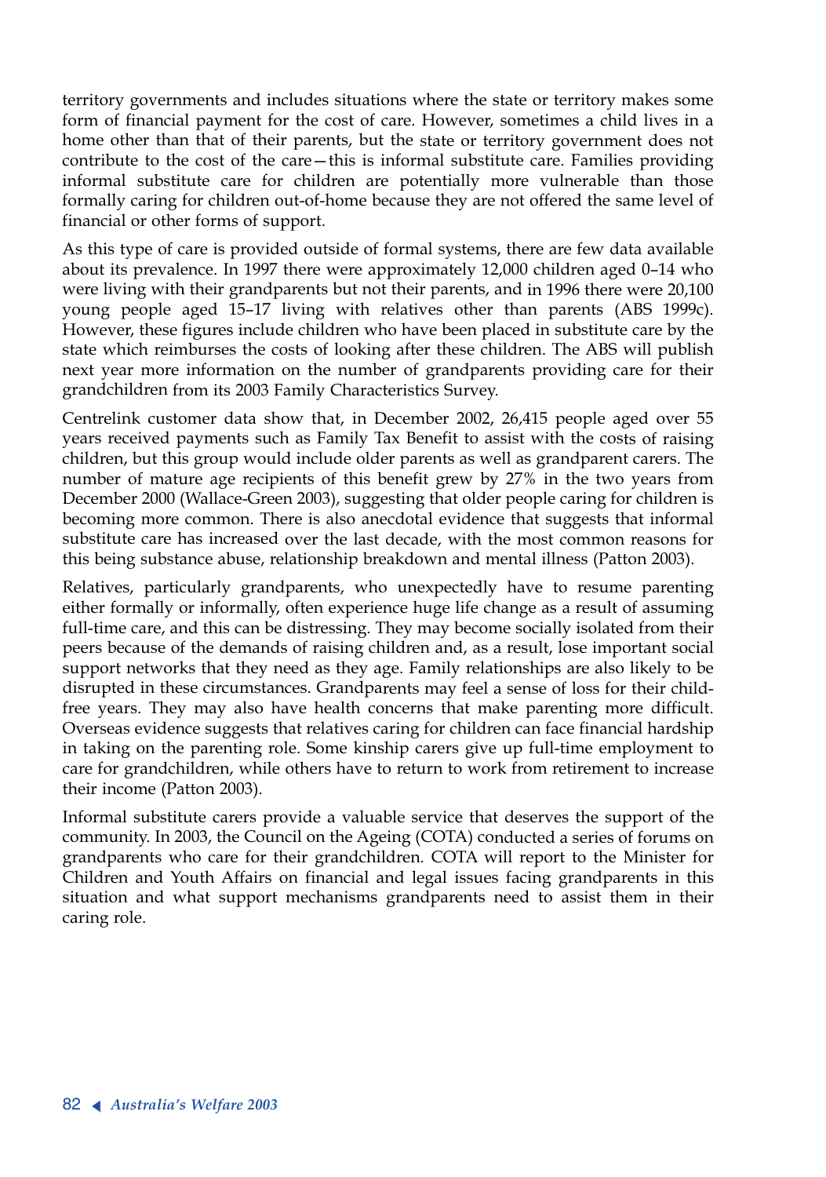territory governments and includes situations where the state or territory makes some form of financial payment for the cost of care. However, sometimes a child lives in a home other than that of their parents, but the state or territory government does not contribute to the cost of the care—this is informal substitute care. Families providing informal substitute care for children are potentially more vulnerable than those formally caring for children out-of-home because they are not offered the same level of financial or other forms of support.

As this type of care is provided outside of formal systems, there are few data available about its prevalence. In 1997 there were approximately 12,000 children aged 0–14 who were living with their grandparents but not their parents, and in 1996 there were 20,100 young people aged 15–17 living with relatives other than parents (ABS 1999c). However, these figures include children who have been placed in substitute care by the state which reimburses the costs of looking after these children. The ABS will publish next year more information on the number of grandparents providing care for their grandchildren from its 2003 Family Characteristics Survey.

Centrelink customer data show that, in December 2002, 26,415 people aged over 55 years received payments such as Family Tax Benefit to assist with the costs of raising children, but this group would include older parents as well as grandparent carers. The number of mature age recipients of this benefit grew by 27% in the two years from December 2000 (Wallace-Green 2003), suggesting that older people caring for children is becoming more common. There is also anecdotal evidence that suggests that informal substitute care has increased over the last decade, with the most common reasons for this being substance abuse, relationship breakdown and mental illness (Patton 2003).

Relatives, particularly grandparents, who unexpectedly have to resume parenting either formally or informally, often experience huge life change as a result of assuming full-time care, and this can be distressing. They may become socially isolated from their peers because of the demands of raising children and, as a result, lose important social support networks that they need as they age. Family relationships are also likely to be disrupted in these circumstances. Grandparents may feel a sense of loss for their child-free years. They may also have health concerns that make parenting more difficult. Overseas evidence suggests that relatives caring for children can face financial hardship in taking on the parenting role. Some kinship carers give up full-time employment to care for grandchildren, while others have to return to work from retirement to increase their income (Patton 2003).

Informal substitute carers provide a valuable service that deserves the support of the community. In 2003, the Council on the Ageing (COTA) conducted a series of forums on grandparents who care for their grandchildren. COTA will report to the Minister for Children and Youth Affairs on financial and legal issues facing grandparents in this situation and what support mechanisms grandparents need to assist them in their caring role.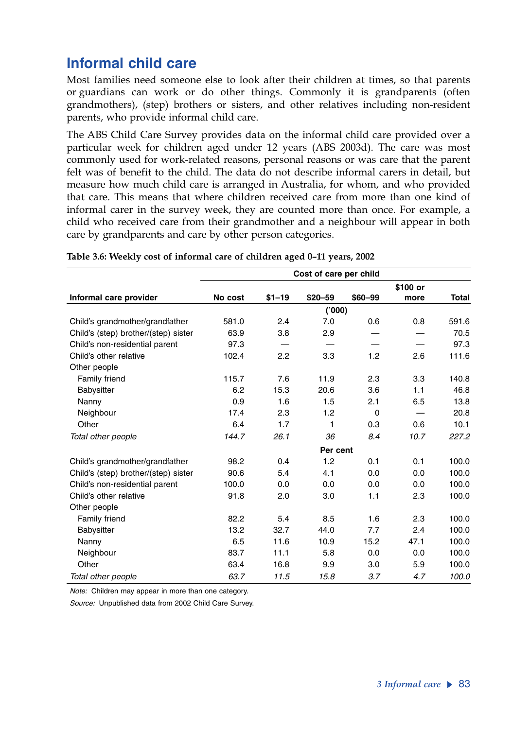## Informal child care

Most families need someone else to look after their children at times, so that parents or guardians can work or do other things. Commonly it is grandparents (often grandmothers), (step) brothers or sisters, and other relatives including non-resident parents, who provide informal child care.

The ABS Child Care Survey provides data on the informal child care provided over a particular week for children aged under 12 years (ABS 2003d). The care was most commonly used for work-related reasons, personal reasons or was care that the parent felt was of benefit to the child. The data do not describe informal carers in detail, but measure how much child care is arranged in Australia, for whom, and who provided that care. This means that where children received care from more than one kind of informal carer in the survey week, they are counted more than once. For example, a child who received care from their grandmother and a neighbour will appear in both care by grandparents and care by other person categories.

**Table 3.6: Weekly cost of informal care of children aged 0–11 years, 2002**

| | Cost of care per child | | | | | |
|---|---|---|---|---|---|---|
| **Informal care provider** | **No cost** | **$1–19** | **$20–59** | **$60–99** | **$100 or more** | **Total** |
| | | | ('000) | | | |
| Child's grandmother/grandfather | 581.0 | 2.4 | 7.0 | 0.6 | 0.8 | 591.6 |
| Child's (step) brother/(step) sister | 63.9 | 3.8 | 2.9 | — | — | 70.5 |
| Child's non-residential parent | 97.3 | — | — | — | — | 97.3 |
| Child's other relative | 102.4 | 2.2 | 3.3 | 1.2 | 2.6 | 111.6 |
| Other people | | | | | | |
| Family friend | 115.7 | 7.6 | 11.9 | 2.3 | 3.3 | 140.8 |
| Babysitter | 6.2 | 15.3 | 20.6 | 3.6 | 1.1 | 46.8 |
| Nanny | 0.9 | 1.6 | 1.5 | 2.1 | 6.5 | 13.8 |
| Neighbour | 17.4 | 2.3 | 1.2 | 0 | — | 20.8 |
| Other | 6.4 | 1.7 | 1 | 0.3 | 0.6 | 10.1 |
| *Total other people* | *144.7* | *26.1* | *36* | *8.4* | *10.7* | *227.2* |
| | | | Per cent | | | |
| Child's grandmother/grandfather | 98.2 | 0.4 | 1.2 | 0.1 | 0.1 | 100.0 |
| Child's (step) brother/(step) sister | 90.6 | 5.4 | 4.1 | 0.0 | 0.0 | 100.0 |
| Child's non-residential parent | 100.0 | 0.0 | 0.0 | 0.0 | 0.0 | 100.0 |
| Child's other relative | 91.8 | 2.0 | 3.0 | 1.1 | 2.3 | 100.0 |
| Other people | | | | | | |
| Family friend | 82.2 | 5.4 | 8.5 | 1.6 | 2.3 | 100.0 |
| Babysitter | 13.2 | 32.7 | 44.0 | 7.7 | 2.4 | 100.0 |
| Nanny | 6.5 | 11.6 | 10.9 | 15.2 | 47.1 | 100.0 |
| Neighbour | 83.7 | 11.1 | 5.8 | 0.0 | 0.0 | 100.0 |
| Other | 63.4 | 16.8 | 9.9 | 3.0 | 5.9 | 100.0 |
| *Total other people* | *63.7* | *11.5* | *15.8* | *3.7* | *4.7* | *100.0* |

*Note:* Children may appear in more than one category.

*Source:* Unpublished data from 2002 Child Care Survey.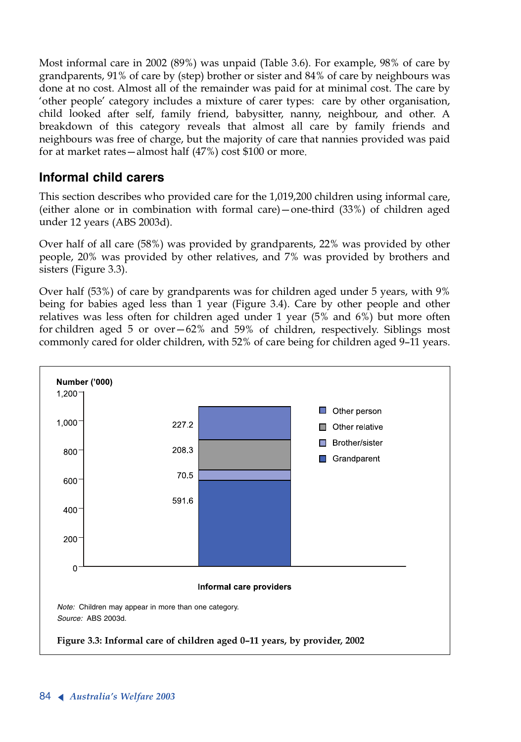Most informal care in 2002 (89%) was unpaid (Table 3.6). For example, 98% of care by grandparents, 91% of care by (step) brother or sister and 84% of care by neighbours was done at no cost. Almost all of the remainder was paid for at minimal cost. The care by 'other people' category includes a mixture of carer types: care by other organisation, child looked after self, family friend, babysitter, nanny, neighbour, and other. A breakdown of this category reveals that almost all care by family friends and neighbours was free of charge, but the majority of care that nannies provided was paid for at market rates—almost half (47%) cost $100 or more.

## Informal child carers

This section describes who provided care for the 1,019,200 children using informal care, (either alone or in combination with formal care)—one-third (33%) of children aged under 12 years (ABS 2003d).

Over half of all care (58%) was provided by grandparents, 22% was provided by other people, 20% was provided by other relatives, and 7% was provided by brothers and sisters (Figure 3.3).

Over half (53%) of care by grandparents was for children aged under 5 years, with 9% being for babies aged less than 1 year (Figure 3.4). Care by other people and other relatives was less often for children aged under 1 year (5% and 6%) but more often for children aged 5 or over—62% and 59% of children, respectively. Siblings most commonly cared for older children, with 52% of care being for children aged 9–11 years.

| Informal care providers | Number ('000) |
|---|---|
| Other person | 227.2 |
| Other relative | 208.3 |
| Brother/sister | 70.5 |
| Grandparent | 591.6 |

*Note:* Children may appear in more than one category.
*Source:* ABS 2003d.

**Figure 3.3: Informal care of children aged 0–11 years, by provider, 2002**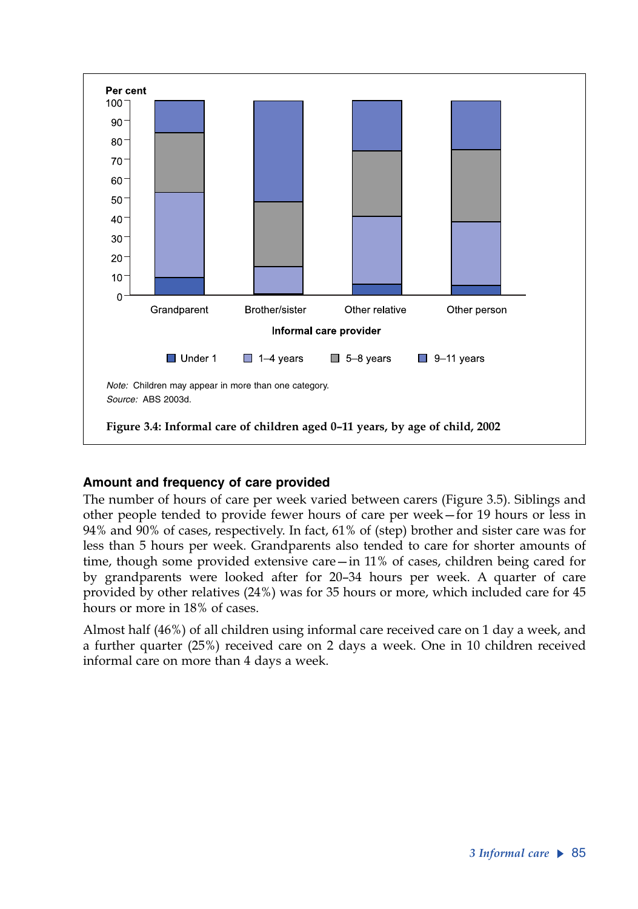Note: Children may appear in more than one category.

Source: ABS 2003d.

**Figure 3.4: Informal care of children aged 0–11 years, by age of child, 2002**

### Amount and frequency of care provided

The number of hours of care per week varied between carers (Figure 3.5). Siblings and other people tended to provide fewer hours of care per week—for 19 hours or less in 94% and 90% of cases, respectively. In fact, 61% of (step) brother and sister care was for less than 5 hours per week. Grandparents also tended to care for shorter amounts of time, though some provided extensive care—in 11% of cases, children being cared for by grandparents were looked after for 20–34 hours per week. A quarter of care provided by other relatives (24%) was for 35 hours or more, which included care for 45 hours or more in 18% of cases.

Almost half (46%) of all children using informal care received care on 1 day a week, and a further quarter (25%) received care on 2 days a week. One in 10 children received informal care on more than 4 days a week.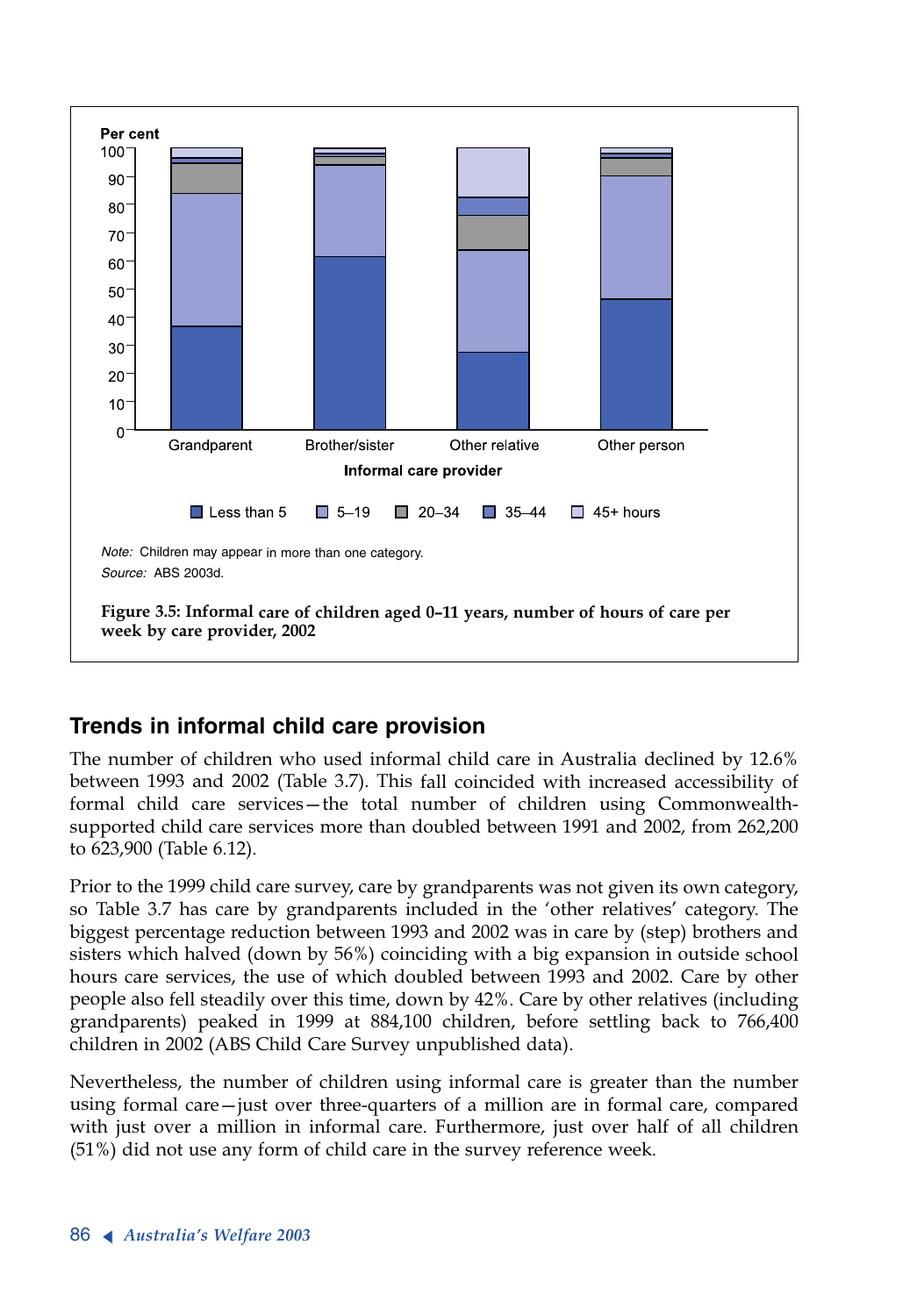Note: Children may appear in more than one category.

Source: ABS 2003d.

**Figure 3.5: Informal care of children aged 0–11 years, number of hours of care per week by care provider, 2002**

## Trends in informal child care provision

The number of children who used informal child care in Australia declined by 12.6% between 1993 and 2002 (Table 3.7). This fall coincided with increased accessibility of formal child care services—the total number of children using Commonwealth-supported child care services more than doubled between 1991 and 2002, from 262,200 to 623,900 (Table 6.12).

Prior to the 1999 child care survey, care by grandparents was not given its own category, so Table 3.7 has care by grandparents included in the 'other relatives' category. The biggest percentage reduction between 1993 and 2002 was in care by (step) brothers and sisters which halved (down by 56%) coinciding with a big expansion in outside school hours care services, the use of which doubled between 1993 and 2002. Care by other people also fell steadily over this time, down by 42%. Care by other relatives (including grandparents) peaked in 1999 at 884,100 children, before settling back to 766,400 children in 2002 (ABS Child Care Survey unpublished data).

Nevertheless, the number of children using informal care is greater than the number using formal care—just over three-quarters of a million are in formal care, compared with just over a million in informal care. Furthermore, just over half of all children (51%) did not use any form of child care in the survey reference week.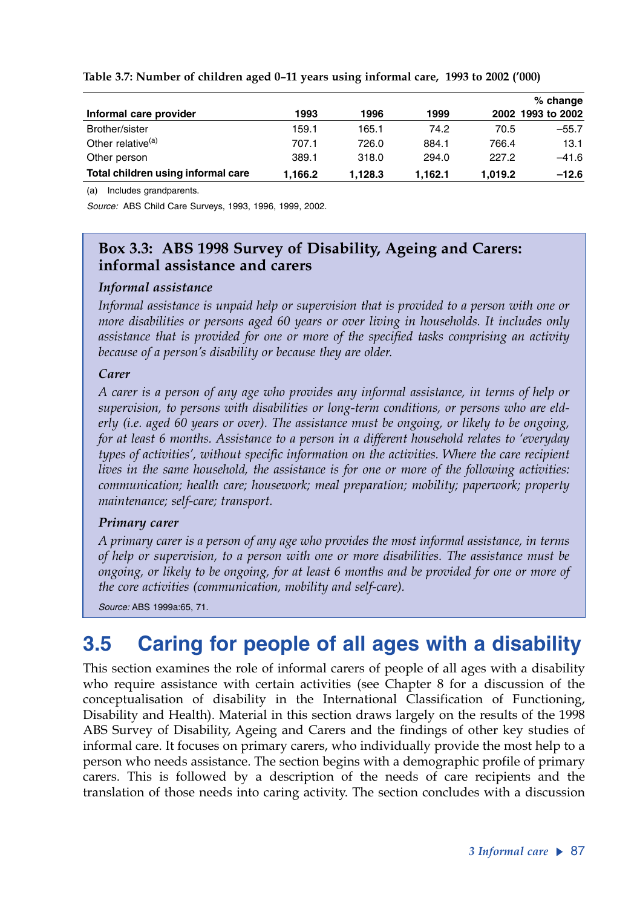**Table 3.7: Number of children aged 0–11 years using informal care, 1993 to 2002 ('000)**

| Informal care provider | 1993 | 1996 | 1999 | 2002 | % change 1993 to 2002 |
|---|---|---|---|---|---|
| Brother/sister | 159.1 | 165.1 | 74.2 | 70.5 | –55.7 |
| Other relative[(a)] | 707.1 | 726.0 | 884.1 | 766.4 | 13.1 |
| Other person | 389.1 | 318.0 | 294.0 | 227.2 | –41.6 |
| **Total children using informal care** | **1,166.2** | **1,128.3** | **1,162.1** | **1,019.2** | **–12.6** |

(a) Includes grandparents.

*Source:* ABS Child Care Surveys, 1993, 1996, 1999, 2002.

> **Box 3.3: ABS 1998 Survey of Disability, Ageing and Carers: informal assistance and carers**
>
> ***Informal assistance***
>
> *Informal assistance is unpaid help or supervision that is provided to a person with one or more disabilities or persons aged 60 years or over living in households. It includes only assistance that is provided for one or more of the specified tasks comprising an activity because of a person's disability or because they are older.*
>
> ***Carer***
>
> *A carer is a person of any age who provides any informal assistance, in terms of help or supervision, to persons with disabilities or long-term conditions, or persons who are elderly (i.e. aged 60 years or over). The assistance must be ongoing, or likely to be ongoing, for at least 6 months. Assistance to a person in a different household relates to 'everyday types of activities', without specific information on the activities. Where the care recipient lives in the same household, the assistance is for one or more of the following activities: communication; health care; housework; meal preparation; mobility; paperwork; property maintenance; self-care; transport.*
>
> ***Primary carer***
>
> *A primary carer is a person of any age who provides the most informal assistance, in terms of help or supervision, to a person with one or more disabilities. The assistance must be ongoing, or likely to be ongoing, for at least 6 months and be provided for one or more of the core activities (communication, mobility and self-care).*
>
> *Source:* ABS 1999a:65, 71.

## 3.5 Caring for people of all ages with a disability

This section examines the role of informal carers of people of all ages with a disability who require assistance with certain activities (see Chapter 8 for a discussion of the conceptualisation of disability in the International Classification of Functioning, Disability and Health). Material in this section draws largely on the results of the 1998 ABS Survey of Disability, Ageing and Carers and the findings of other key studies of informal care. It focuses on primary carers, who individually provide the most help to a person who needs assistance. The section begins with a demographic profile of primary carers. This is followed by a description of the needs of care recipients and the translation of those needs into caring activity. The section concludes with a discussion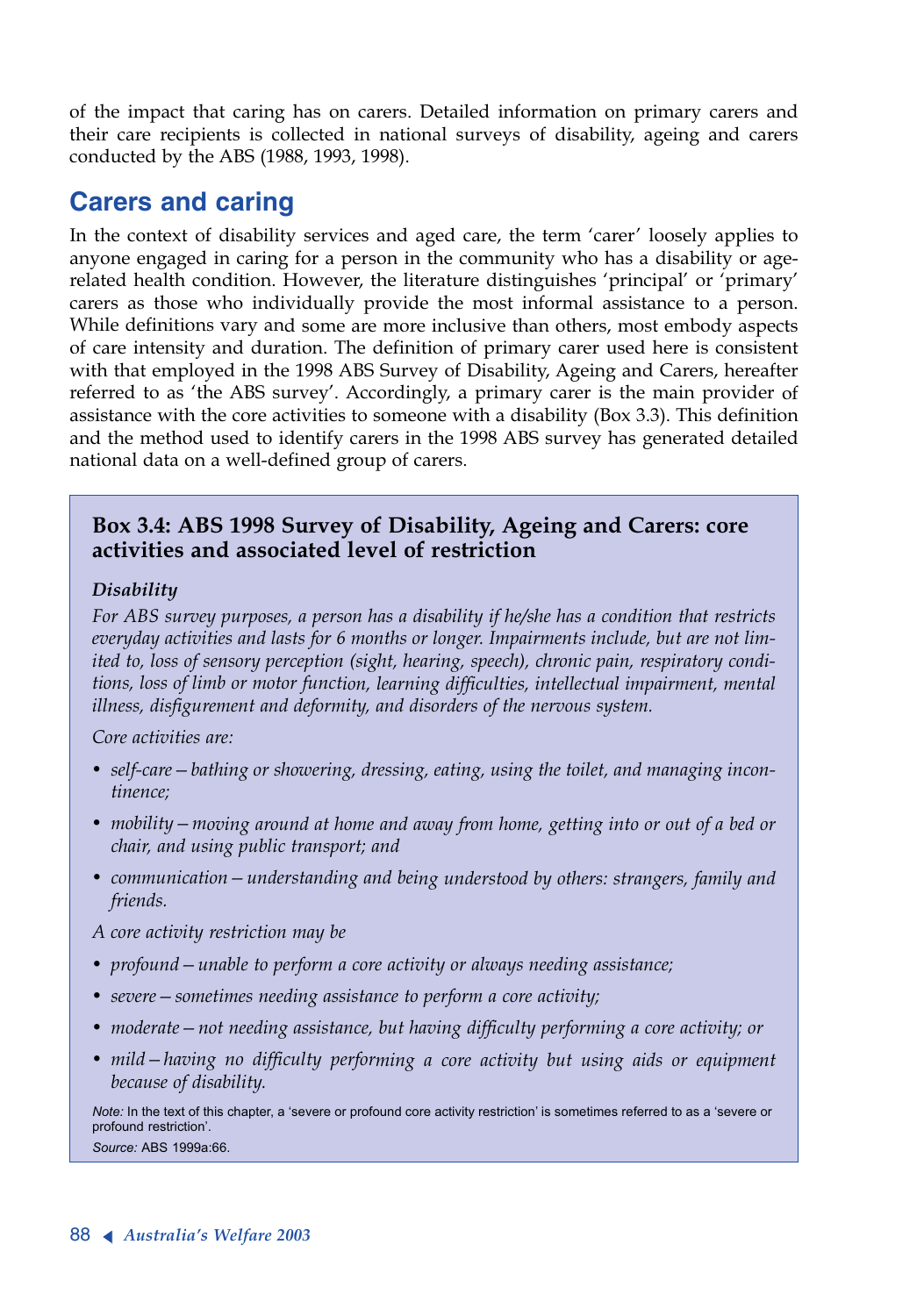of the impact that caring has on carers. Detailed information on primary carers and their care recipients is collected in national surveys of disability, ageing and carers conducted by the ABS (1988, 1993, 1998).

## Carers and caring

In the context of disability services and aged care, the term 'carer' loosely applies to anyone engaged in caring for a person in the community who has a disability or age-related health condition. However, the literature distinguishes 'principal' or 'primary' carers as those who individually provide the most informal assistance to a person. While definitions vary and some are more inclusive than others, most embody aspects of care intensity and duration. The definition of primary carer used here is consistent with that employed in the 1998 ABS Survey of Disability, Ageing and Carers, hereafter referred to as 'the ABS survey'. Accordingly, a primary carer is the main provider of assistance with the core activities to someone with a disability (Box 3.3). This definition and the method used to identify carers in the 1998 ABS survey has generated detailed national data on a well-defined group of carers.

### Box 3.4: ABS 1998 Survey of Disability, Ageing and Carers: core activities and associated level of restriction

***Disability***

*For ABS survey purposes, a person has a disability if he/she has a condition that restricts everyday activities and lasts for 6 months or longer. Impairments include, but are not limited to, loss of sensory perception (sight, hearing, speech), chronic pain, respiratory conditions, loss of limb or motor function, learning difficulties, intellectual impairment, mental illness, disfigurement and deformity, and disorders of the nervous system.*

*Core activities are:*

- *self-care — bathing or showering, dressing, eating, using the toilet, and managing incontinence;*
- *mobility — moving around at home and away from home, getting into or out of a bed or chair, and using public transport; and*
- *communication — understanding and being understood by others: strangers, family and friends.*

*A core activity restriction may be*

- *profound — unable to perform a core activity or always needing assistance;*
- *severe — sometimes needing assistance to perform a core activity;*
- *moderate — not needing assistance, but having difficulty performing a core activity; or*
- *mild — having no difficulty performing a core activity but using aids or equipment because of disability.*

*Note:* In the text of this chapter, a 'severe or profound core activity restriction' is sometimes referred to as a 'severe or profound restriction'.

*Source:* ABS 1999a:66.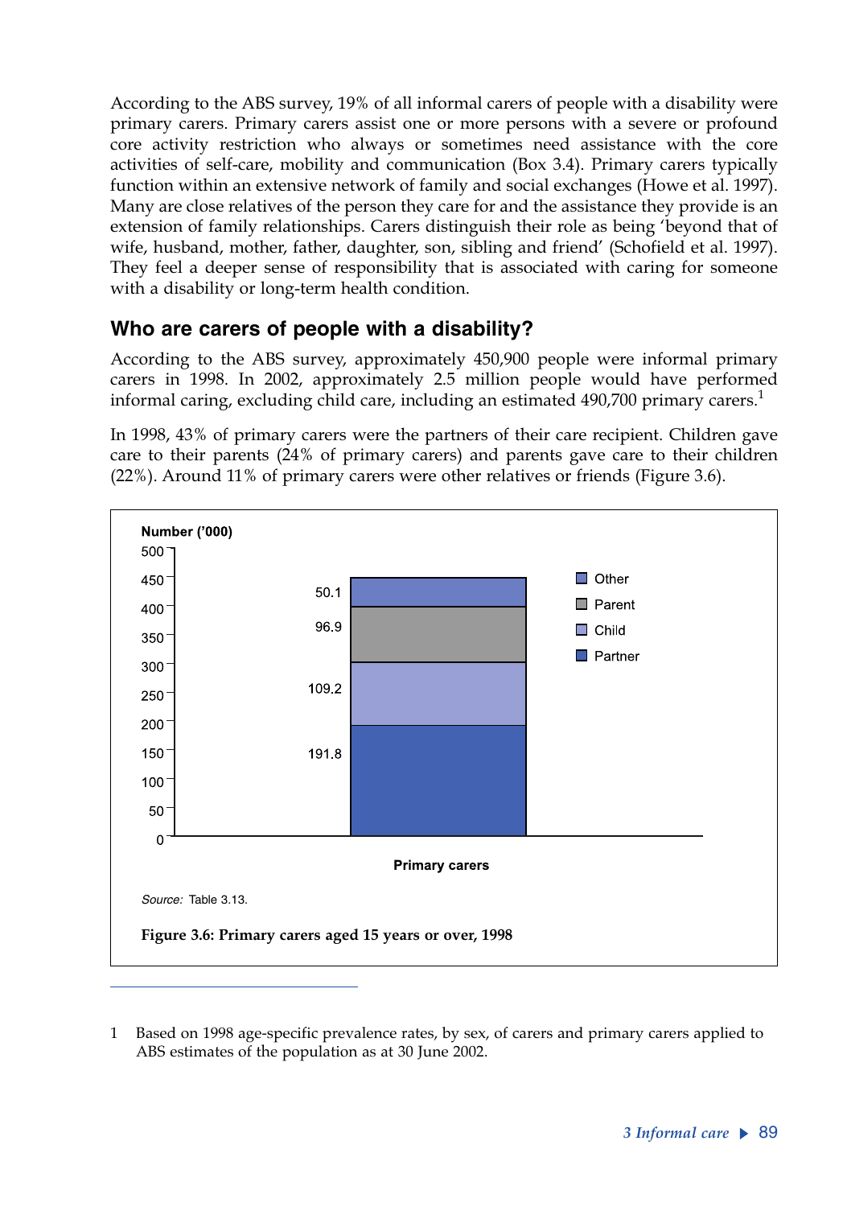According to the ABS survey, 19% of all informal carers of people with a disability were primary carers. Primary carers assist one or more persons with a severe or profound core activity restriction who always or sometimes need assistance with the core activities of self-care, mobility and communication (Box 3.4). Primary carers typically function within an extensive network of family and social exchanges (Howe et al. 1997). Many are close relatives of the person they care for and the assistance they provide is an extension of family relationships. Carers distinguish their role as being 'beyond that of wife, husband, mother, father, daughter, son, sibling and friend' (Schofield et al. 1997). They feel a deeper sense of responsibility that is associated with caring for someone with a disability or long-term health condition.

## Who are carers of people with a disability?

According to the ABS survey, approximately 450,900 people were informal primary carers in 1998. In 2002, approximately 2.5 million people would have performed informal caring, excluding child care, including an estimated 490,700 primary carers.[1]

In 1998, 43% of primary carers were the partners of their care recipient. Children gave care to their parents (24% of primary carers) and parents gave care to their children (22%). Around 11% of primary carers were other relatives or friends (Figure 3.6).

| Primary carers | Number ('000) |
|---|---|
| Other | 50.1 |
| Parent | 96.9 |
| Child | 109.2 |
| Partner | 191.8 |

*Source:* Table 3.13.

**Figure 3.6: Primary carers aged 15 years or over, 1998**

1 Based on 1998 age-specific prevalence rates, by sex, of carers and primary carers applied to ABS estimates of the population as at 30 June 2002.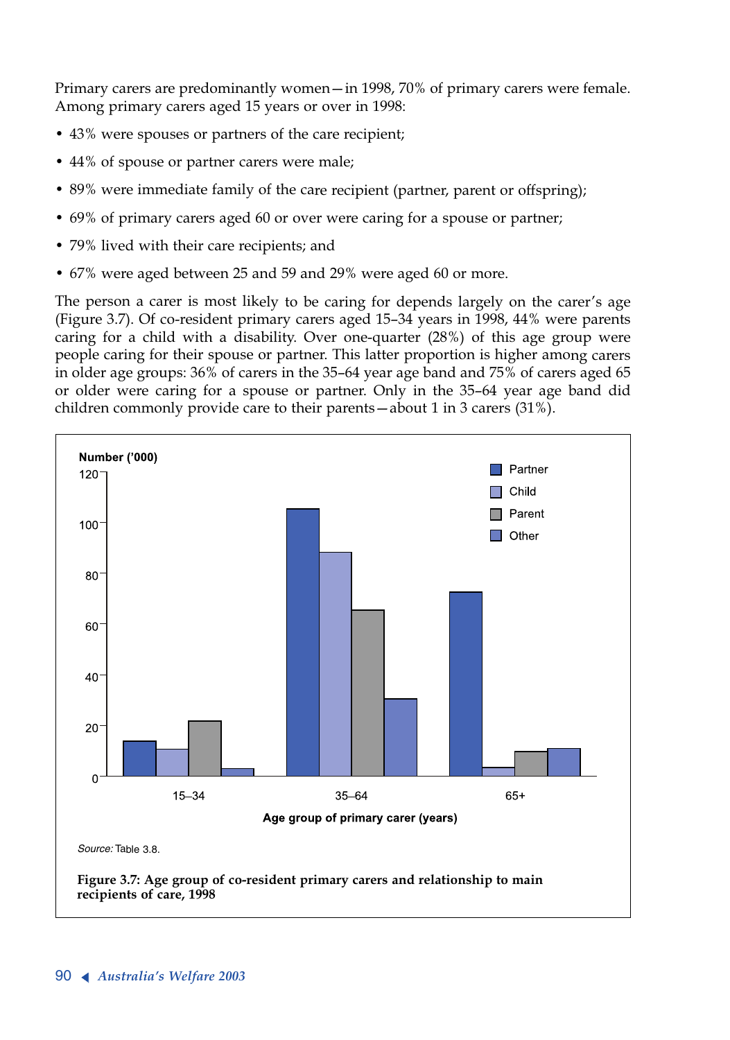Primary carers are predominantly women—in 1998, 70% of primary carers were female. Among primary carers aged 15 years or over in 1998:

- 43% were spouses or partners of the care recipient;
- 44% of spouse or partner carers were male;
- 89% were immediate family of the care recipient (partner, parent or offspring);
- 69% of primary carers aged 60 or over were caring for a spouse or partner;
- 79% lived with their care recipients; and
- 67% were aged between 25 and 59 and 29% were aged 60 or more.

The person a carer is most likely to be caring for depends largely on the carer's age (Figure 3.7). Of co-resident primary carers aged 15–34 years in 1998, 44% were parents caring for a child with a disability. Over one-quarter (28%) of this age group were people caring for their spouse or partner. This latter proportion is higher among carers in older age groups: 36% of carers in the 35–64 year age band and 75% of carers aged 65 or older were caring for a spouse or partner. Only in the 35–64 year age band did children commonly provide care to their parents—about 1 in 3 carers (31%).

*Source:* Table 3.8.

**Figure 3.7: Age group of co-resident primary carers and relationship to main recipients of care, 1998**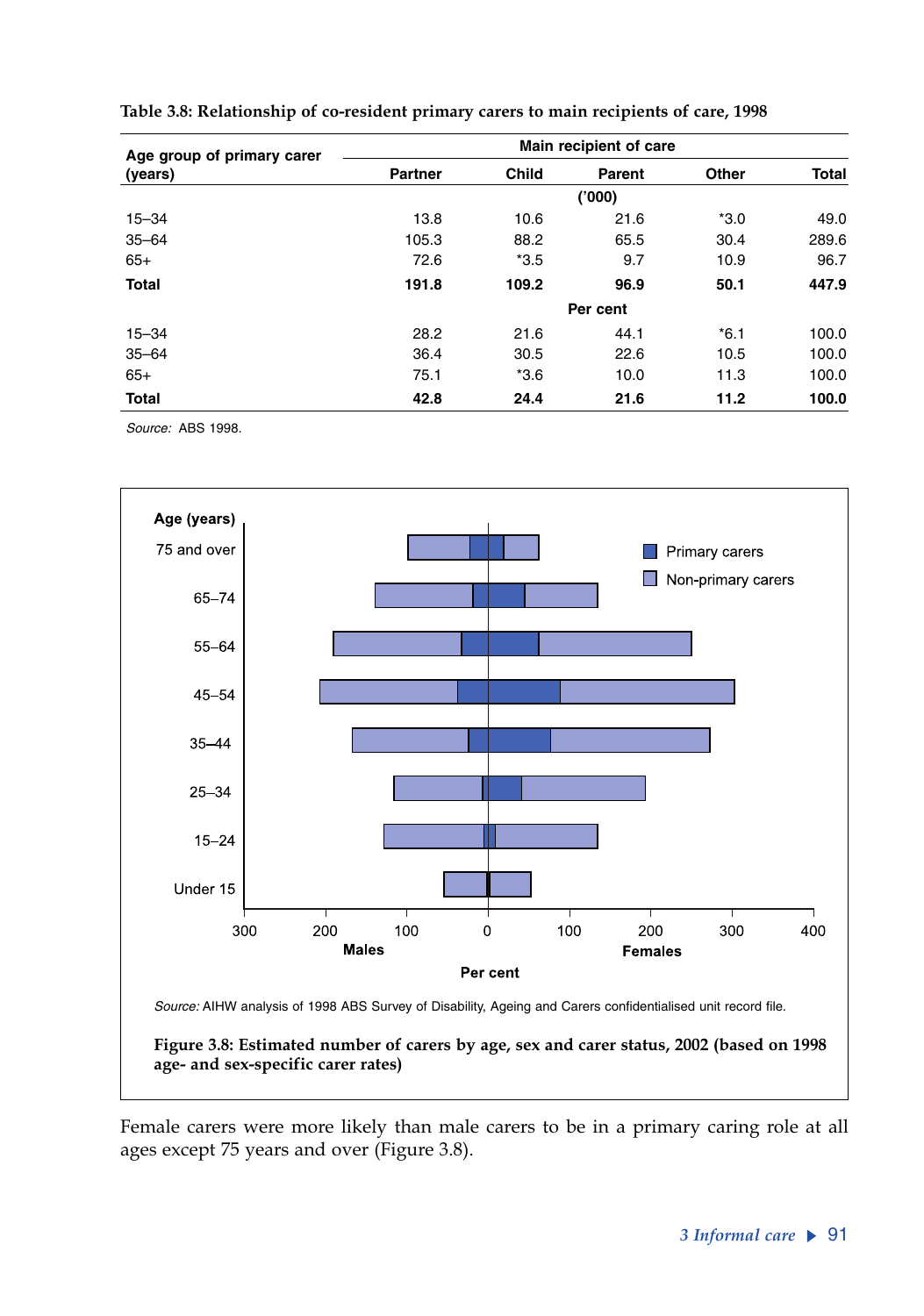**Table 3.8: Relationship of co-resident primary carers to main recipients of care, 1998**

| Age group of primary carer (years) | Main recipient of care | | | | |
|---|---|---|---|---|---|
| | Partner | Child | Parent | Other | Total |
| | ('000) | | | | |
| 15–34 | 13.8 | 10.6 | 21.6 | *3.0 | 49.0 |
| 35–64 | 105.3 | 88.2 | 65.5 | 30.4 | 289.6 |
| 65+ | 72.6 | *3.5 | 9.7 | 10.9 | 96.7 |
| **Total** | **191.8** | **109.2** | **96.9** | **50.1** | **447.9** |
| | Per cent | | | | |
| 15–34 | 28.2 | 21.6 | 44.1 | *6.1 | 100.0 |
| 35–64 | 36.4 | 30.5 | 22.6 | 10.5 | 100.0 |
| 65+ | 75.1 | *3.6 | 10.0 | 11.3 | 100.0 |
| **Total** | **42.8** | **24.4** | **21.6** | **11.2** | **100.0** |

*Source:* ABS 1998.

*Source:* AIHW analysis of 1998 ABS Survey of Disability, Ageing and Carers confidentialised unit record file.

**Figure 3.8: Estimated number of carers by age, sex and carer status, 2002 (based on 1998 age- and sex-specific carer rates)**

Female carers were more likely than male carers to be in a primary caring role at all ages except 75 years and over (Figure 3.8).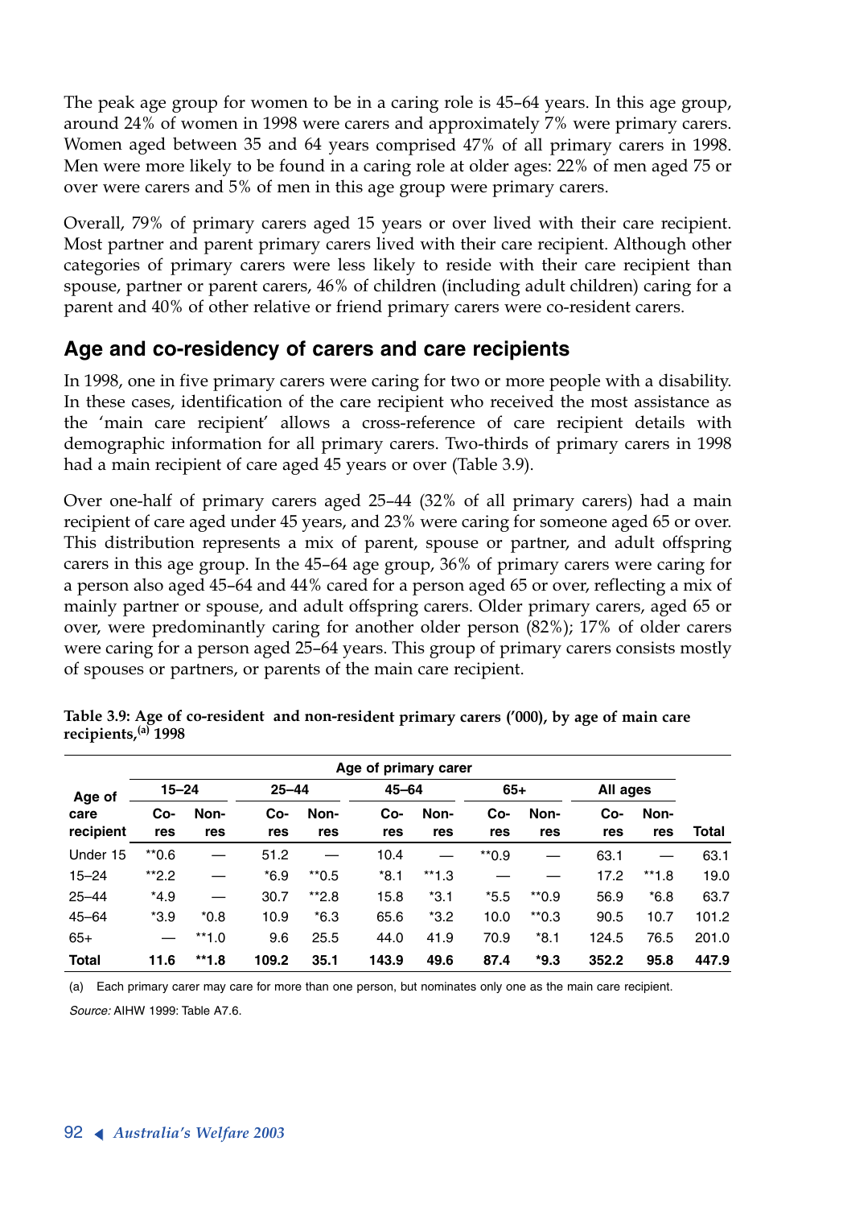The peak age group for women to be in a caring role is 45–64 years. In this age group, around 24% of women in 1998 were carers and approximately 7% were primary carers. Women aged between 35 and 64 years comprised 47% of all primary carers in 1998. Men were more likely to be found in a caring role at older ages: 22% of men aged 75 or over were carers and 5% of men in this age group were primary carers.

Overall, 79% of primary carers aged 15 years or over lived with their care recipient. Most partner and parent primary carers lived with their care recipient. Although other categories of primary carers were less likely to reside with their care recipient than spouse, partner or parent carers, 46% of children (including adult children) caring for a parent and 40% of other relative or friend primary carers were co-resident carers.

## Age and co-residency of carers and care recipients

In 1998, one in five primary carers were caring for two or more people with a disability. In these cases, identification of the care recipient who received the most assistance as the 'main care recipient' allows a cross-reference of care recipient details with demographic information for all primary carers. Two-thirds of primary carers in 1998 had a main recipient of care aged 45 years or over (Table 3.9).

Over one-half of primary carers aged 25–44 (32% of all primary carers) had a main recipient of care aged under 45 years, and 23% were caring for someone aged 65 or over. This distribution represents a mix of parent, spouse or partner, and adult offspring carers in this age group. In the 45–64 age group, 36% of primary carers were caring for a person also aged 45–64 and 44% cared for a person aged 65 or over, reflecting a mix of mainly partner or spouse, and adult offspring carers. Older primary carers, aged 65 or over, were predominantly caring for another older person (82%); 17% of older carers were caring for a person aged 25–64 years. This group of primary carers consists mostly of spouses or partners, or parents of the main care recipient.

**Table 3.9: Age of co-resident and non-resident primary carers ('000), by age of main care recipients,[(a)] 1998**

| Age of care recipient | Age of primary carer | | | | | | | | | | |
|---|---|---|---|---|---|---|---|---|---|---|---|
| | 15–24 | | 25–44 | | 45–64 | | 65+ | | All ages | | |
| | Co-res | Non-res | Co-res | Non-res | Co-res | Non-res | Co-res | Non-res | Co-res | Non-res | Total |
| Under 15 | **0.6 | — | 51.2 | — | 10.4 | — | **0.9 | — | 63.1 | — | 63.1 |
| 15–24 | **2.2 | — | *6.9 | **0.5 | *8.1 | **1.3 | — | — | 17.2 | **1.8 | 19.0 |
| 25–44 | *4.9 | — | 30.7 | **2.8 | 15.8 | *3.1 | *5.5 | **0.9 | 56.9 | *6.8 | 63.7 |
| 45–64 | *3.9 | *0.8 | 10.9 | *6.3 | 65.6 | *3.2 | 10.0 | **0.3 | 90.5 | 10.7 | 101.2 |
| 65+ | — | **1.0 | 9.6 | 25.5 | 44.0 | 41.9 | 70.9 | *8.1 | 124.5 | 76.5 | 201.0 |
| **Total** | **11.6** | ****1.8** | **109.2** | **35.1** | **143.9** | **49.6** | **87.4** | ***9.3** | **352.2** | **95.8** | **447.9** |

(a) Each primary carer may care for more than one person, but nominates only one as the main care recipient.

*Source:* AIHW 1999: Table A7.6.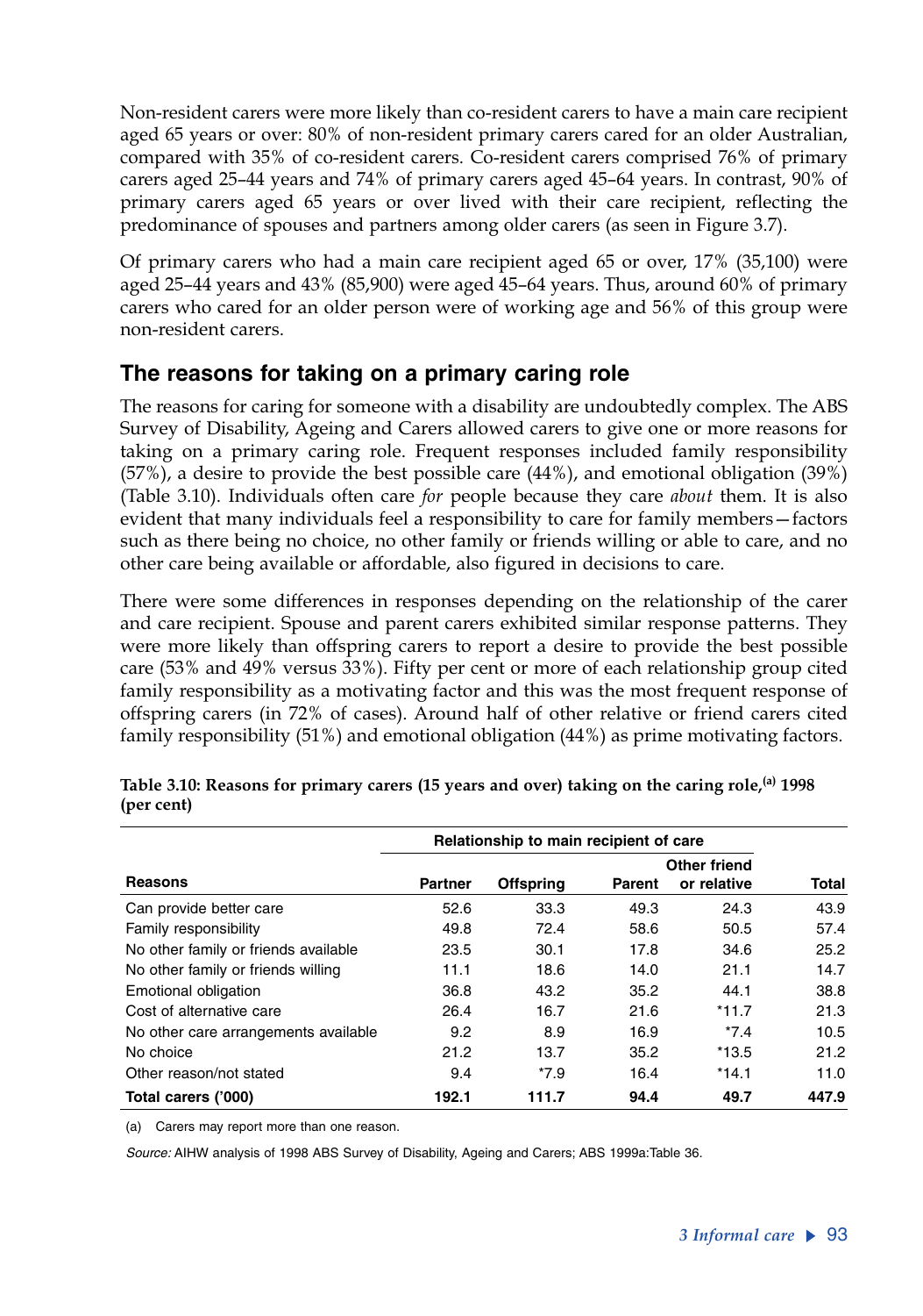Non-resident carers were more likely than co-resident carers to have a main care recipient aged 65 years or over: 80% of non-resident primary carers cared for an older Australian, compared with 35% of co-resident carers. Co-resident carers comprised 76% of primary carers aged 25–44 years and 74% of primary carers aged 45–64 years. In contrast, 90% of primary carers aged 65 years or over lived with their care recipient, reflecting the predominance of spouses and partners among older carers (as seen in Figure 3.7).

Of primary carers who had a main care recipient aged 65 or over, 17% (35,100) were aged 25–44 years and 43% (85,900) were aged 45–64 years. Thus, around 60% of primary carers who cared for an older person were of working age and 56% of this group were non-resident carers.

## The reasons for taking on a primary caring role

The reasons for caring for someone with a disability are undoubtedly complex. The ABS Survey of Disability, Ageing and Carers allowed carers to give one or more reasons for taking on a primary caring role. Frequent responses included family responsibility (57%), a desire to provide the best possible care (44%), and emotional obligation (39%) (Table 3.10). Individuals often care *for* people because they care *about* them. It is also evident that many individuals feel a responsibility to care for family members—factors such as there being no choice, no other family or friends willing or able to care, and no other care being available or affordable, also figured in decisions to care.

There were some differences in responses depending on the relationship of the carer and care recipient. Spouse and parent carers exhibited similar response patterns. They were more likely than offspring carers to report a desire to provide the best possible care (53% and 49% versus 33%). Fifty per cent or more of each relationship group cited family responsibility as a motivating factor and this was the most frequent response of offspring carers (in 72% of cases). Around half of other relative or friend carers cited family responsibility (51%) and emotional obligation (44%) as prime motivating factors.

**Table 3.10: Reasons for primary carers (15 years and over) taking on the caring role,(a) 1998 (per cent)**

| | Relationship to main recipient of care | | | | |
|---|---|---|---|---|---|
| **Reasons** | **Partner** | **Offspring** | **Parent** | **Other friend or relative** | **Total** |
| Can provide better care | 52.6 | 33.3 | 49.3 | 24.3 | 43.9 |
| Family responsibility | 49.8 | 72.4 | 58.6 | 50.5 | 57.4 |
| No other family or friends available | 23.5 | 30.1 | 17.8 | 34.6 | 25.2 |
| No other family or friends willing | 11.1 | 18.6 | 14.0 | 21.1 | 14.7 |
| Emotional obligation | 36.8 | 43.2 | 35.2 | 44.1 | 38.8 |
| Cost of alternative care | 26.4 | 16.7 | 21.6 | *11.7 | 21.3 |
| No other care arrangements available | 9.2 | 8.9 | 16.9 | *7.4 | 10.5 |
| No choice | 21.2 | 13.7 | 35.2 | *13.5 | 21.2 |
| Other reason/not stated | 9.4 | *7.9 | 16.4 | *14.1 | 11.0 |
| **Total carers ('000)** | **192.1** | **111.7** | **94.4** | **49.7** | **447.9** |

(a) Carers may report more than one reason.

*Source:* AIHW analysis of 1998 ABS Survey of Disability, Ageing and Carers; ABS 1999a:Table 36.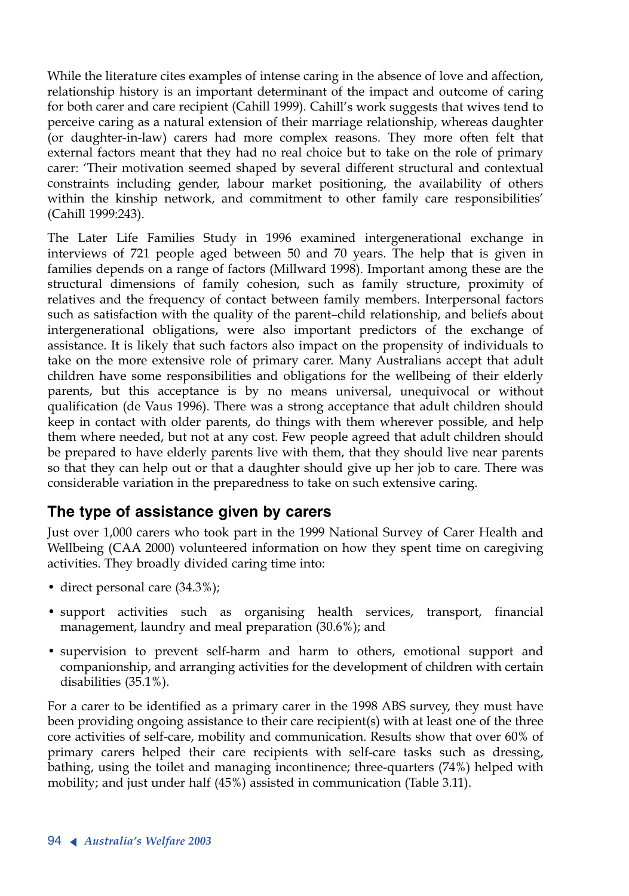While the literature cites examples of intense caring in the absence of love and affection, relationship history is an important determinant of the impact and outcome of caring for both carer and care recipient (Cahill 1999). Cahill's work suggests that wives tend to perceive caring as a natural extension of their marriage relationship, whereas daughter (or daughter-in-law) carers had more complex reasons. They more often felt that external factors meant that they had no real choice but to take on the role of primary carer: 'Their motivation seemed shaped by several different structural and contextual constraints including gender, labour market positioning, the availability of others within the kinship network, and commitment to other family care responsibilities' (Cahill 1999:243).

The Later Life Families Study in 1996 examined intergenerational exchange in interviews of 721 people aged between 50 and 70 years. The help that is given in families depends on a range of factors (Millward 1998). Important among these are the structural dimensions of family cohesion, such as family structure, proximity of relatives and the frequency of contact between family members. Interpersonal factors such as satisfaction with the quality of the parent–child relationship, and beliefs about intergenerational obligations, were also important predictors of the exchange of assistance. It is likely that such factors also impact on the propensity of individuals to take on the more extensive role of primary carer. Many Australians accept that adult children have some responsibilities and obligations for the wellbeing of their elderly parents, but this acceptance is by no means universal, unequivocal or without qualification (de Vaus 1996). There was a strong acceptance that adult children should keep in contact with older parents, do things with them wherever possible, and help them where needed, but not at any cost. Few people agreed that adult children should be prepared to have elderly parents live with them, that they should live near parents so that they can help out or that a daughter should give up her job to care. There was considerable variation in the preparedness to take on such extensive caring.

## The type of assistance given by carers

Just over 1,000 carers who took part in the 1999 National Survey of Carer Health and Wellbeing (CAA 2000) volunteered information on how they spent time on caregiving activities. They broadly divided caring time into:

- direct personal care (34.3%);
- support activities such as organising health services, transport, financial management, laundry and meal preparation (30.6%); and
- supervision to prevent self-harm and harm to others, emotional support and companionship, and arranging activities for the development of children with certain disabilities (35.1%).

For a carer to be identified as a primary carer in the 1998 ABS survey, they must have been providing ongoing assistance to their care recipient(s) with at least one of the three core activities of self-care, mobility and communication. Results show that over 60% of primary carers helped their care recipients with self-care tasks such as dressing, bathing, using the toilet and managing incontinence; three-quarters (74%) helped with mobility; and just under half (45%) assisted in communication (Table 3.11).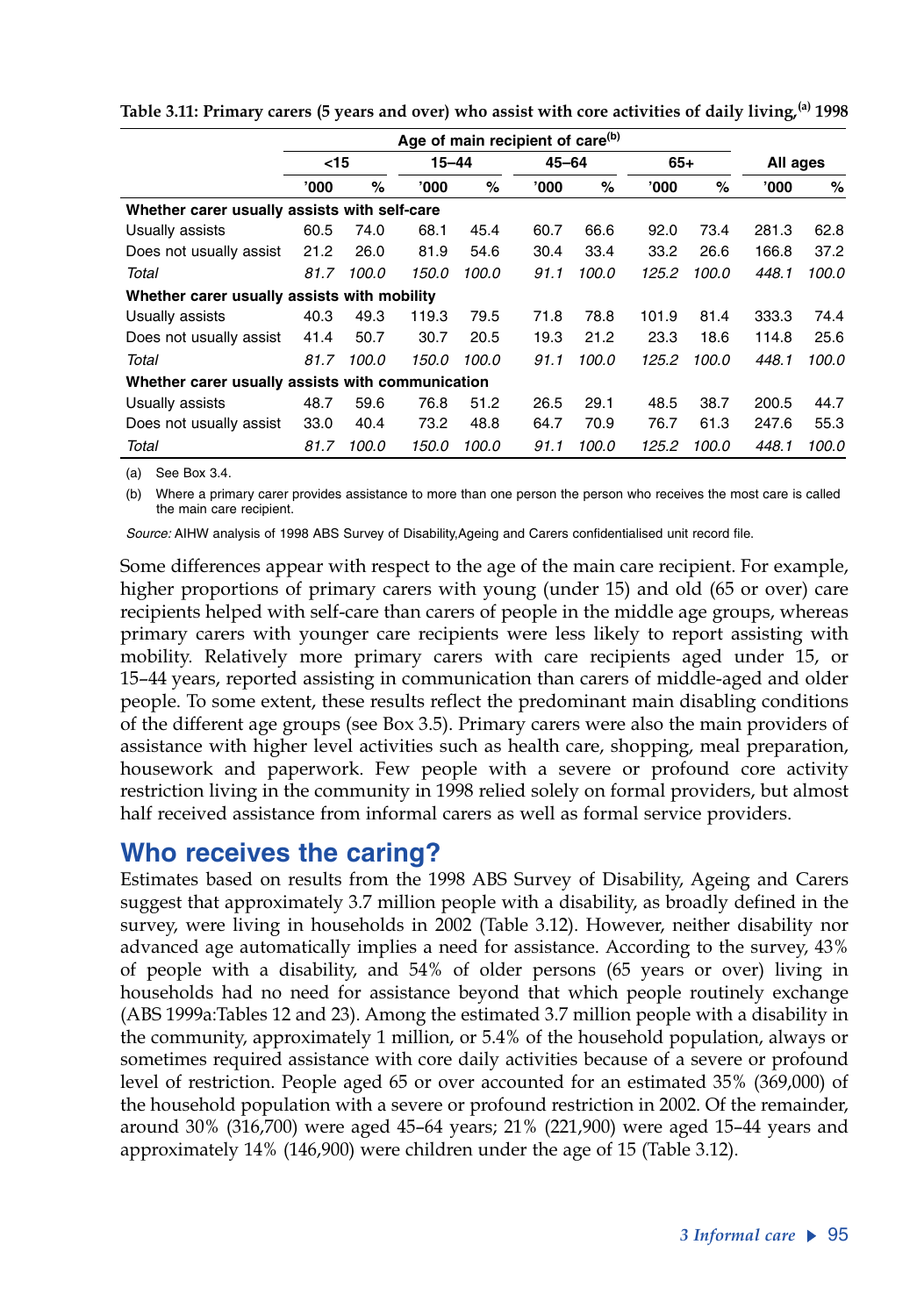**Table 3.11: Primary carers (5 years and over) who assist with core activities of daily living,[(a)] 1998**

| | Age of main recipient of care[(b)] | | | | | | | | | |
|---|---|---|---|---|---|---|---|---|---|---|
| | <15 | | 15–44 | | 45–64 | | 65+ | | All ages | |
| | '000 | % | '000 | % | '000 | % | '000 | % | '000 | % |
| **Whether carer usually assists with self-care** | | | | | | | | | | |
| Usually assists | 60.5 | 74.0 | 68.1 | 45.4 | 60.7 | 66.6 | 92.0 | 73.4 | 281.3 | 62.8 |
| Does not usually assist | 21.2 | 26.0 | 81.9 | 54.6 | 30.4 | 33.4 | 33.2 | 26.6 | 166.8 | 37.2 |
| *Total* | *81.7* | *100.0* | *150.0* | *100.0* | *91.1* | *100.0* | *125.2* | *100.0* | *448.1* | *100.0* |
| **Whether carer usually assists with mobility** | | | | | | | | | | |
| Usually assists | 40.3 | 49.3 | 119.3 | 79.5 | 71.8 | 78.8 | 101.9 | 81.4 | 333.3 | 74.4 |
| Does not usually assist | 41.4 | 50.7 | 30.7 | 20.5 | 19.3 | 21.2 | 23.3 | 18.6 | 114.8 | 25.6 |
| *Total* | *81.7* | *100.0* | *150.0* | *100.0* | *91.1* | *100.0* | *125.2* | *100.0* | *448.1* | *100.0* |
| **Whether carer usually assists with communication** | | | | | | | | | | |
| Usually assists | 48.7 | 59.6 | 76.8 | 51.2 | 26.5 | 29.1 | 48.5 | 38.7 | 200.5 | 44.7 |
| Does not usually assist | 33.0 | 40.4 | 73.2 | 48.8 | 64.7 | 70.9 | 76.7 | 61.3 | 247.6 | 55.3 |
| *Total* | *81.7* | *100.0* | *150.0* | *100.0* | *91.1* | *100.0* | *125.2* | *100.0* | *448.1* | *100.0* |

(a) See Box 3.4.

(b) Where a primary carer provides assistance to more than one person the person who receives the most care is called the main care recipient.

*Source:* AIHW analysis of 1998 ABS Survey of Disability,Ageing and Carers confidentialised unit record file.

Some differences appear with respect to the age of the main care recipient. For example, higher proportions of primary carers with young (under 15) and old (65 or over) care recipients helped with self-care than carers of people in the middle age groups, whereas primary carers with younger care recipients were less likely to report assisting with mobility. Relatively more primary carers with care recipients aged under 15, or 15–44 years, reported assisting in communication than carers of middle-aged and older people. To some extent, these results reflect the predominant main disabling conditions of the different age groups (see Box 3.5). Primary carers were also the main providers of assistance with higher level activities such as health care, shopping, meal preparation, housework and paperwork. Few people with a severe or profound core activity restriction living in the community in 1998 relied solely on formal providers, but almost half received assistance from informal carers as well as formal service providers.

## Who receives the caring?

Estimates based on results from the 1998 ABS Survey of Disability, Ageing and Carers suggest that approximately 3.7 million people with a disability, as broadly defined in the survey, were living in households in 2002 (Table 3.12). However, neither disability nor advanced age automatically implies a need for assistance. According to the survey, 43% of people with a disability, and 54% of older persons (65 years or over) living in households had no need for assistance beyond that which people routinely exchange (ABS 1999a:Tables 12 and 23). Among the estimated 3.7 million people with a disability in the community, approximately 1 million, or 5.4% of the household population, always or sometimes required assistance with core daily activities because of a severe or profound level of restriction. People aged 65 or over accounted for an estimated 35% (369,000) of the household population with a severe or profound restriction in 2002. Of the remainder, around 30% (316,700) were aged 45–64 years; 21% (221,900) were aged 15–44 years and approximately 14% (146,900) were children under the age of 15 (Table 3.12).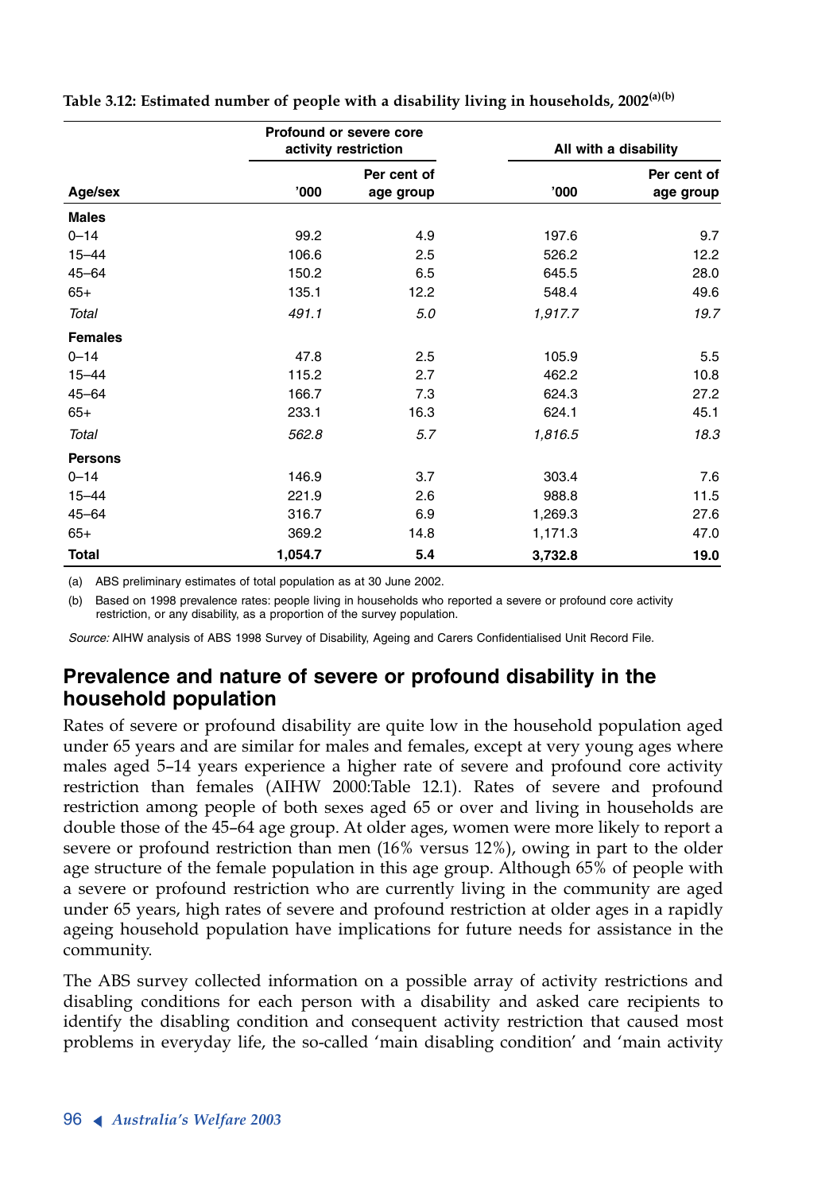**Table 3.12: Estimated number of people with a disability living in households, 2002[(a)(b)]**

| Age/sex | Profound or severe core activity restriction | | All with a disability | |
|---|---|---|---|---|
| | '000 | Per cent of age group | '000 | Per cent of age group |
| **Males** | | | | |
| 0–14 | 99.2 | 4.9 | 197.6 | 9.7 |
| 15–44 | 106.6 | 2.5 | 526.2 | 12.2 |
| 45–64 | 150.2 | 6.5 | 645.5 | 28.0 |
| 65+ | 135.1 | 12.2 | 548.4 | 49.6 |
| *Total* | *491.1* | *5.0* | *1,917.7* | *19.7* |
| **Females** | | | | |
| 0–14 | 47.8 | 2.5 | 105.9 | 5.5 |
| 15–44 | 115.2 | 2.7 | 462.2 | 10.8 |
| 45–64 | 166.7 | 7.3 | 624.3 | 27.2 |
| 65+ | 233.1 | 16.3 | 624.1 | 45.1 |
| *Total* | *562.8* | *5.7* | *1,816.5* | *18.3* |
| **Persons** | | | | |
| 0–14 | 146.9 | 3.7 | 303.4 | 7.6 |
| 15–44 | 221.9 | 2.6 | 988.8 | 11.5 |
| 45–64 | 316.7 | 6.9 | 1,269.3 | 27.6 |
| 65+ | 369.2 | 14.8 | 1,171.3 | 47.0 |
| **Total** | **1,054.7** | **5.4** | **3,732.8** | **19.0** |

(a) ABS preliminary estimates of total population as at 30 June 2002.

(b) Based on 1998 prevalence rates: people living in households who reported a severe or profound core activity restriction, or any disability, as a proportion of the survey population.

*Source:* AIHW analysis of ABS 1998 Survey of Disability, Ageing and Carers Confidentialised Unit Record File.

## Prevalence and nature of severe or profound disability in the household population

Rates of severe or profound disability are quite low in the household population aged under 65 years and are similar for males and females, except at very young ages where males aged 5–14 years experience a higher rate of severe and profound core activity restriction than females (AIHW 2000:Table 12.1). Rates of severe and profound restriction among people of both sexes aged 65 or over and living in households are double those of the 45–64 age group. At older ages, women were more likely to report a severe or profound restriction than men (16% versus 12%), owing in part to the older age structure of the female population in this age group. Although 65% of people with a severe or profound restriction who are currently living in the community are aged under 65 years, high rates of severe and profound restriction at older ages in a rapidly ageing household population have implications for future needs for assistance in the community.

The ABS survey collected information on a possible array of activity restrictions and disabling conditions for each person with a disability and asked care recipients to identify the disabling condition and consequent activity restriction that caused most problems in everyday life, the so-called 'main disabling condition' and 'main activity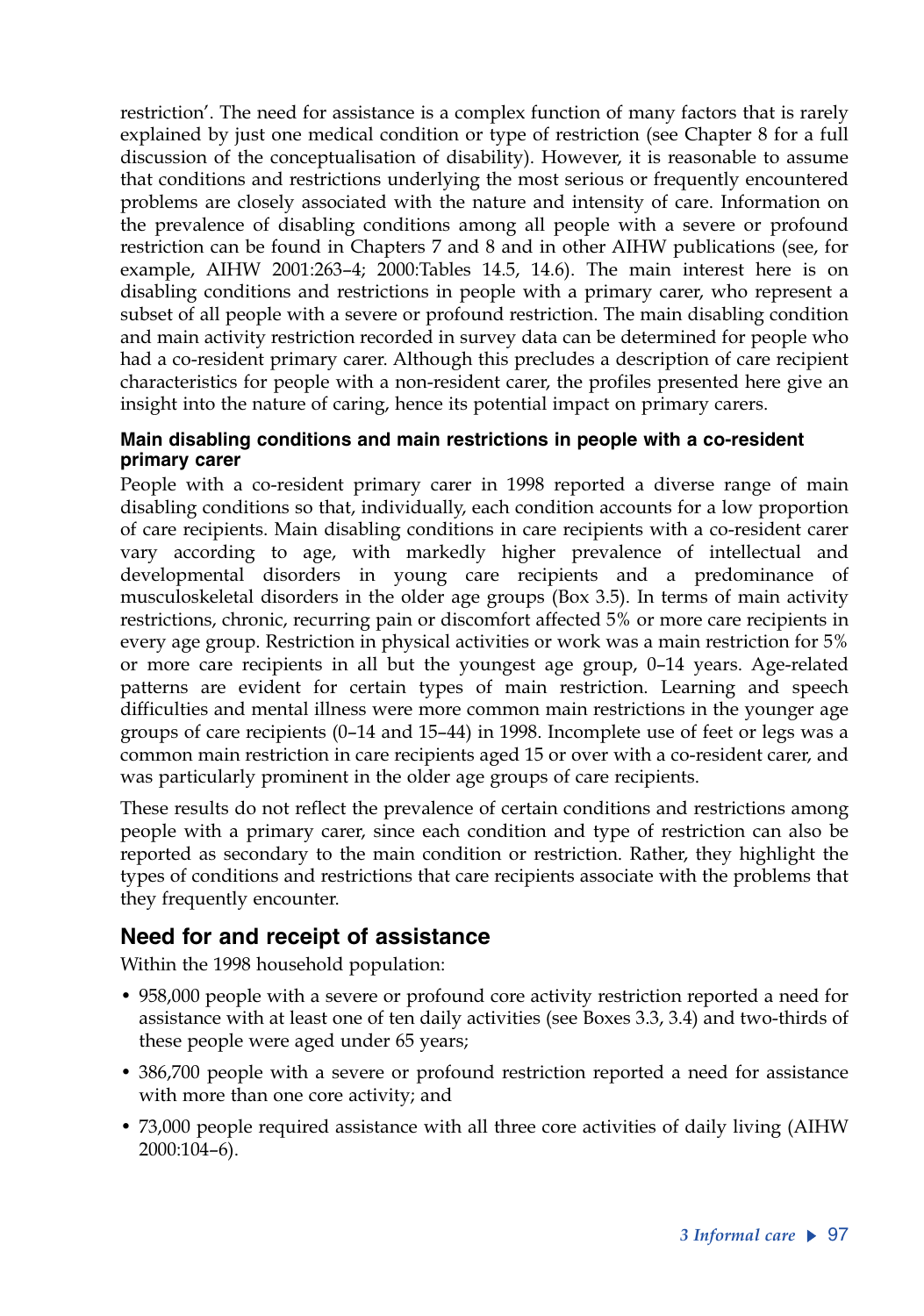restriction'. The need for assistance is a complex function of many factors that is rarely explained by just one medical condition or type of restriction (see Chapter 8 for a full discussion of the conceptualisation of disability). However, it is reasonable to assume that conditions and restrictions underlying the most serious or frequently encountered problems are closely associated with the nature and intensity of care. Information on the prevalence of disabling conditions among all people with a severe or profound restriction can be found in Chapters 7 and 8 and in other AIHW publications (see, for example, AIHW 2001:263–4; 2000:Tables 14.5, 14.6). The main interest here is on disabling conditions and restrictions in people with a primary carer, who represent a subset of all people with a severe or profound restriction. The main disabling condition and main activity restriction recorded in survey data can be determined for people who had a co-resident primary carer. Although this precludes a description of care recipient characteristics for people with a non-resident carer, the profiles presented here give an insight into the nature of caring, hence its potential impact on primary carers.

#### Main disabling conditions and main restrictions in people with a co-resident primary carer

People with a co-resident primary carer in 1998 reported a diverse range of main disabling conditions so that, individually, each condition accounts for a low proportion of care recipients. Main disabling conditions in care recipients with a co-resident carer vary according to age, with markedly higher prevalence of intellectual and developmental disorders in young care recipients and a predominance of musculoskeletal disorders in the older age groups (Box 3.5). In terms of main activity restrictions, chronic, recurring pain or discomfort affected 5% or more care recipients in every age group. Restriction in physical activities or work was a main restriction for 5% or more care recipients in all but the youngest age group, 0–14 years. Age-related patterns are evident for certain types of main restriction. Learning and speech difficulties and mental illness were more common main restrictions in the younger age groups of care recipients (0–14 and 15–44) in 1998. Incomplete use of feet or legs was a common main restriction in care recipients aged 15 or over with a co-resident carer, and was particularly prominent in the older age groups of care recipients.

These results do not reflect the prevalence of certain conditions and restrictions among people with a primary carer, since each condition and type of restriction can also be reported as secondary to the main condition or restriction. Rather, they highlight the types of conditions and restrictions that care recipients associate with the problems that they frequently encounter.

## Need for and receipt of assistance

Within the 1998 household population:

- 958,000 people with a severe or profound core activity restriction reported a need for assistance with at least one of ten daily activities (see Boxes 3.3, 3.4) and two-thirds of these people were aged under 65 years;
- 386,700 people with a severe or profound restriction reported a need for assistance with more than one core activity; and
- 73,000 people required assistance with all three core activities of daily living (AIHW 2000:104–6).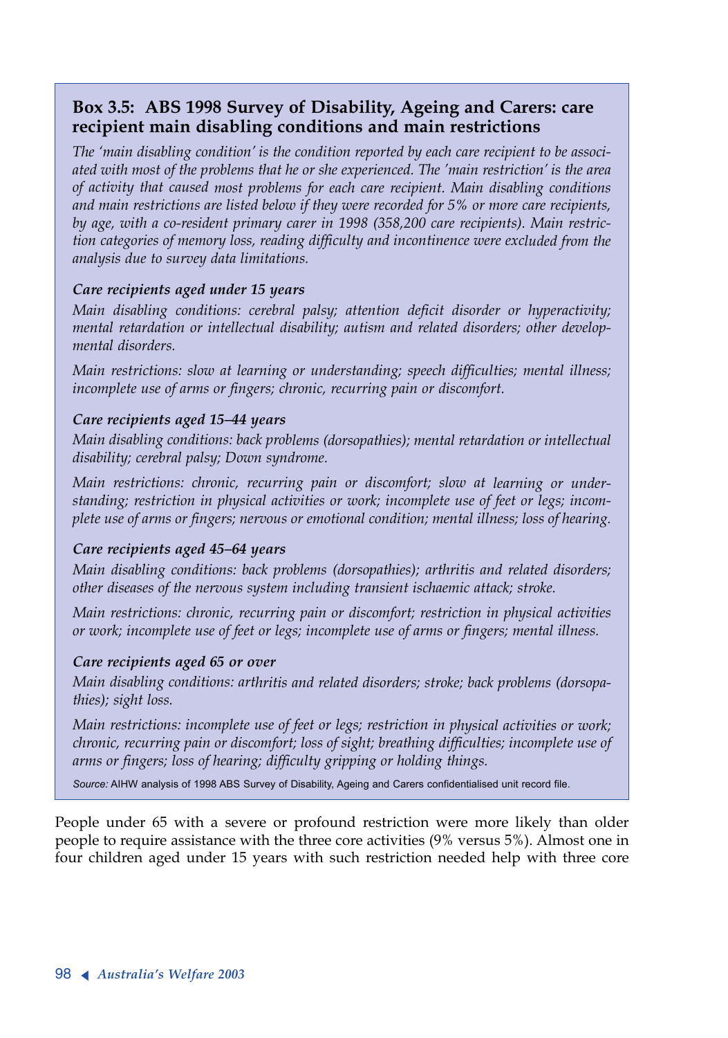### Box 3.5: ABS 1998 Survey of Disability, Ageing and Carers: care recipient main disabling conditions and main restrictions

*The 'main disabling condition' is the condition reported by each care recipient to be associated with most of the problems that he or she experienced. The 'main restriction' is the area of activity that caused most problems for each care recipient. Main disabling conditions and main restrictions are listed below if they were recorded for 5% or more care recipients, by age, with a co-resident primary carer in 1998 (358,200 care recipients). Main restriction categories of memory loss, reading difficulty and incontinence were excluded from the analysis due to survey data limitations.*

***Care recipients aged under 15 years***

*Main disabling conditions: cerebral palsy; attention deficit disorder or hyperactivity; mental retardation or intellectual disability; autism and related disorders; other developmental disorders.*

*Main restrictions: slow at learning or understanding; speech difficulties; mental illness; incomplete use of arms or fingers; chronic, recurring pain or discomfort.*

***Care recipients aged 15–44 years***

*Main disabling conditions: back problems (dorsopathies); mental retardation or intellectual disability; cerebral palsy; Down syndrome.*

*Main restrictions: chronic, recurring pain or discomfort; slow at learning or understanding; restriction in physical activities or work; incomplete use of feet or legs; incomplete use of arms or fingers; nervous or emotional condition; mental illness; loss of hearing.*

***Care recipients aged 45–64 years***

*Main disabling conditions: back problems (dorsopathies); arthritis and related disorders; other diseases of the nervous system including transient ischaemic attack; stroke.*

*Main restrictions: chronic, recurring pain or discomfort; restriction in physical activities or work; incomplete use of feet or legs; incomplete use of arms or fingers; mental illness.*

***Care recipients aged 65 or over***

*Main disabling conditions: arthritis and related disorders; stroke; back problems (dorsopathies); sight loss.*

*Main restrictions: incomplete use of feet or legs; restriction in physical activities or work; chronic, recurring pain or discomfort; loss of sight; breathing difficulties; incomplete use of arms or fingers; loss of hearing; difficulty gripping or holding things.*

*Source:* AIHW analysis of 1998 ABS Survey of Disability, Ageing and Carers confidentialised unit record file.

People under 65 with a severe or profound restriction were more likely than older people to require assistance with the three core activities (9% versus 5%). Almost one in four children aged under 15 years with such restriction needed help with three core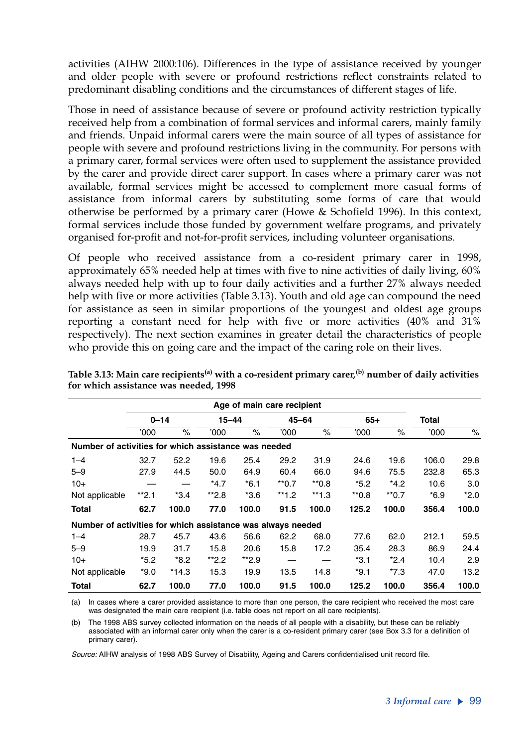activities (AIHW 2000:106). Differences in the type of assistance received by younger and older people with severe or profound restrictions reflect constraints related to predominant disabling conditions and the circumstances of different stages of life.

Those in need of assistance because of severe or profound activity restriction typically received help from a combination of formal services and informal carers, mainly family and friends. Unpaid informal carers were the main source of all types of assistance for people with severe and profound restrictions living in the community. For persons with a primary carer, formal services were often used to supplement the assistance provided by the carer and provide direct carer support. In cases where a primary carer was not available, formal services might be accessed to complement more casual forms of assistance from informal carers by substituting some forms of care that would otherwise be performed by a primary carer (Howe & Schofield 1996). In this context, formal services include those funded by government welfare programs, and privately organised for-profit and not-for-profit services, including volunteer organisations.

Of people who received assistance from a co-resident primary carer in 1998, approximately 65% needed help at times with five to nine activities of daily living, 60% always needed help with up to four daily activities and a further 27% always needed help with five or more activities (Table 3.13). Youth and old age can compound the need for assistance as seen in similar proportions of the youngest and oldest age groups reporting a constant need for help with five or more activities (40% and 31% respectively). The next section examines in greater detail the characteristics of people who provide this on going care and the impact of the caring role on their lives.

**Table 3.13: Main care recipients[(a)] with a co-resident primary carer,[(b)] number of daily activities for which assistance was needed, 1998**

| | Age of main care recipient | | | | | | | | | |
|---|---|---|---|---|---|---|---|---|---|---|
| | 0–14 | | 15–44 | | 45–64 | | 65+ | | Total | |
| | '000 | % | '000 | % | '000 | % | '000 | % | '000 | % |
| **Number of activities for which assistance was needed** | | | | | | | | | | |
| 1–4 | 32.7 | 52.2 | 19.6 | 25.4 | 29.2 | 31.9 | 24.6 | 19.6 | 106.0 | 29.8 |
| 5–9 | 27.9 | 44.5 | 50.0 | 64.9 | 60.4 | 66.0 | 94.6 | 75.5 | 232.8 | 65.3 |
| 10+ | — | — | *4.7 | *6.1 | **0.7 | **0.8 | *5.2 | *4.2 | 10.6 | 3.0 |
| Not applicable | **2.1 | *3.4 | **2.8 | *3.6 | **1.2 | **1.3 | **0.8 | **0.7 | *6.9 | *2.0 |
| **Total** | **62.7** | **100.0** | **77.0** | **100.0** | **91.5** | **100.0** | **125.2** | **100.0** | **356.4** | **100.0** |
| **Number of activities for which assistance was always needed** | | | | | | | | | | |
| 1–4 | 28.7 | 45.7 | 43.6 | 56.6 | 62.2 | 68.0 | 77.6 | 62.0 | 212.1 | 59.5 |
| 5–9 | 19.9 | 31.7 | 15.8 | 20.6 | 15.8 | 17.2 | 35.4 | 28.3 | 86.9 | 24.4 |
| 10+ | *5.2 | *8.2 | **2.2 | **2.9 | — | — | *3.1 | *2.4 | 10.4 | 2.9 |
| Not applicable | *9.0 | *14.3 | 15.3 | 19.9 | 13.5 | 14.8 | *9.1 | *7.3 | 47.0 | 13.2 |
| **Total** | **62.7** | **100.0** | **77.0** | **100.0** | **91.5** | **100.0** | **125.2** | **100.0** | **356.4** | **100.0** |

(a) In cases where a carer provided assistance to more than one person, the care recipient who received the most care was designated the main care recipient (i.e. table does not report on all care recipients).

(b) The 1998 ABS survey collected information on the needs of all people with a disability, but these can be reliably associated with an informal carer only when the carer is a co-resident primary carer (see Box 3.3 for a definition of primary carer).

*Source:* AIHW analysis of 1998 ABS Survey of Disability, Ageing and Carers confidentialised unit record file.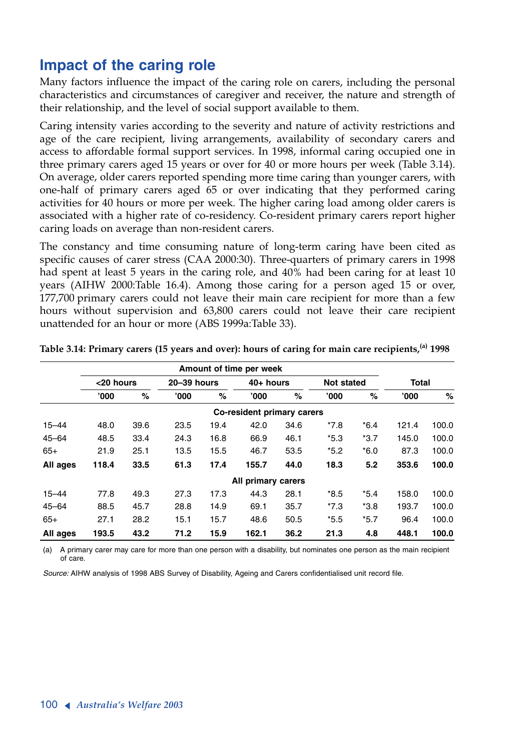## Impact of the caring role

Many factors influence the impact of the caring role on carers, including the personal characteristics and circumstances of caregiver and receiver, the nature and strength of their relationship, and the level of social support available to them.

Caring intensity varies according to the severity and nature of activity restrictions and age of the care recipient, living arrangements, availability of secondary carers and access to affordable formal support services. In 1998, informal caring occupied one in three primary carers aged 15 years or over for 40 or more hours per week (Table 3.14). On average, older carers reported spending more time caring than younger carers, with one-half of primary carers aged 65 or over indicating that they performed caring activities for 40 hours or more per week. The higher caring load among older carers is associated with a higher rate of co-residency. Co-resident primary carers report higher caring loads on average than non-resident carers.

The constancy and time consuming nature of long-term caring have been cited as specific causes of carer stress (CAA 2000:30). Three-quarters of primary carers in 1998 had spent at least 5 years in the caring role, and 40% had been caring for at least 10 years (AIHW 2000:Table 16.4). Among those caring for a person aged 15 or over, 177,700 primary carers could not leave their main care recipient for more than a few hours without supervision and 63,800 carers could not leave their care recipient unattended for an hour or more (ABS 1999a:Table 33).

**Table 3.14: Primary carers (15 years and over): hours of caring for main care recipients,[(a)] 1998**

| | Amount of time per week | | | | | | | | | |
|---|---|---|---|---|---|---|---|---|---|---|
| | <20 hours | | 20–39 hours | | 40+ hours | | Not stated | | Total | |
| | '000 | % | '000 | % | '000 | % | '000 | % | '000 | % |
| | | | | | **Co-resident primary carers** | | | | | |
| 15–44 | 48.0 | 39.6 | 23.5 | 19.4 | 42.0 | 34.6 | *7.8 | *6.4 | 121.4 | 100.0 |
| 45–64 | 48.5 | 33.4 | 24.3 | 16.8 | 66.9 | 46.1 | *5.3 | *3.7 | 145.0 | 100.0 |
| 65+ | 21.9 | 25.1 | 13.5 | 15.5 | 46.7 | 53.5 | *5.2 | *6.0 | 87.3 | 100.0 |
| **All ages** | **118.4** | **33.5** | **61.3** | **17.4** | **155.7** | **44.0** | **18.3** | **5.2** | **353.6** | **100.0** |
| | | | | | **All primary carers** | | | | | |
| 15–44 | 77.8 | 49.3 | 27.3 | 17.3 | 44.3 | 28.1 | *8.5 | *5.4 | 158.0 | 100.0 |
| 45–64 | 88.5 | 45.7 | 28.8 | 14.9 | 69.1 | 35.7 | *7.3 | *3.8 | 193.7 | 100.0 |
| 65+ | 27.1 | 28.2 | 15.1 | 15.7 | 48.6 | 50.5 | *5.5 | *5.7 | 96.4 | 100.0 |
| **All ages** | **193.5** | **43.2** | **71.2** | **15.9** | **162.1** | **36.2** | **21.3** | **4.8** | **448.1** | **100.0** |

(a) A primary carer may care for more than one person with a disability, but nominates one person as the main recipient of care.

*Source:* AIHW analysis of 1998 ABS Survey of Disability, Ageing and Carers confidentialised unit record file.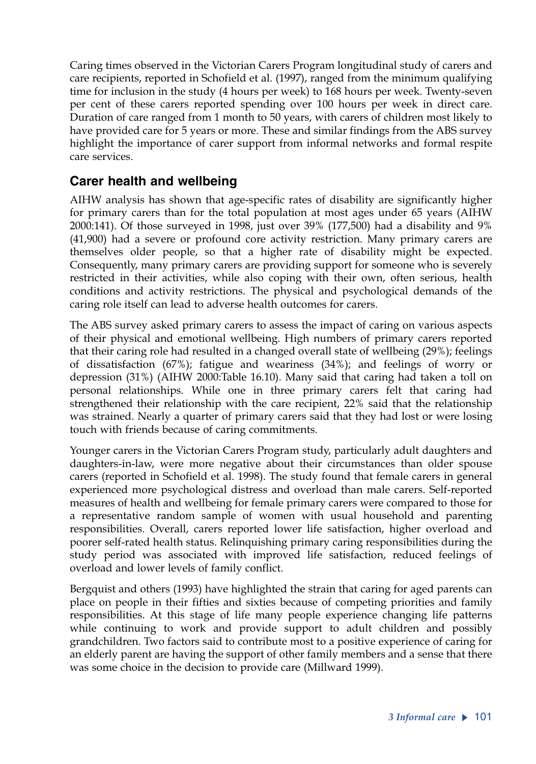Caring times observed in the Victorian Carers Program longitudinal study of carers and care recipients, reported in Schofield et al. (1997), ranged from the minimum qualifying time for inclusion in the study (4 hours per week) to 168 hours per week. Twenty-seven per cent of these carers reported spending over 100 hours per week in direct care. Duration of care ranged from 1 month to 50 years, with carers of children most likely to have provided care for 5 years or more. These and similar findings from the ABS survey highlight the importance of carer support from informal networks and formal respite care services.

## Carer health and wellbeing

AIHW analysis has shown that age-specific rates of disability are significantly higher for primary carers than for the total population at most ages under 65 years (AIHW 2000:141). Of those surveyed in 1998, just over 39% (177,500) had a disability and 9% (41,900) had a severe or profound core activity restriction. Many primary carers are themselves older people, so that a higher rate of disability might be expected. Consequently, many primary carers are providing support for someone who is severely restricted in their activities, while also coping with their own, often serious, health conditions and activity restrictions. The physical and psychological demands of the caring role itself can lead to adverse health outcomes for carers.

The ABS survey asked primary carers to assess the impact of caring on various aspects of their physical and emotional wellbeing. High numbers of primary carers reported that their caring role had resulted in a changed overall state of wellbeing (29%); feelings of dissatisfaction (67%); fatigue and weariness (34%); and feelings of worry or depression (31%) (AIHW 2000:Table 16.10). Many said that caring had taken a toll on personal relationships. While one in three primary carers felt that caring had strengthened their relationship with the care recipient, 22% said that the relationship was strained. Nearly a quarter of primary carers said that they had lost or were losing touch with friends because of caring commitments.

Younger carers in the Victorian Carers Program study, particularly adult daughters and daughters-in-law, were more negative about their circumstances than older spouse carers (reported in Schofield et al. 1998). The study found that female carers in general experienced more psychological distress and overload than male carers. Self-reported measures of health and wellbeing for female primary carers were compared to those for a representative random sample of women with usual household and parenting responsibilities. Overall, carers reported lower life satisfaction, higher overload and poorer self-rated health status. Relinquishing primary caring responsibilities during the study period was associated with improved life satisfaction, reduced feelings of overload and lower levels of family conflict.

Bergquist and others (1993) have highlighted the strain that caring for aged parents can place on people in their fifties and sixties because of competing priorities and family responsibilities. At this stage of life many people experience changing life patterns while continuing to work and provide support to adult children and possibly grandchildren. Two factors said to contribute most to a positive experience of caring for an elderly parent are having the support of other family members and a sense that there was some choice in the decision to provide care (Millward 1999).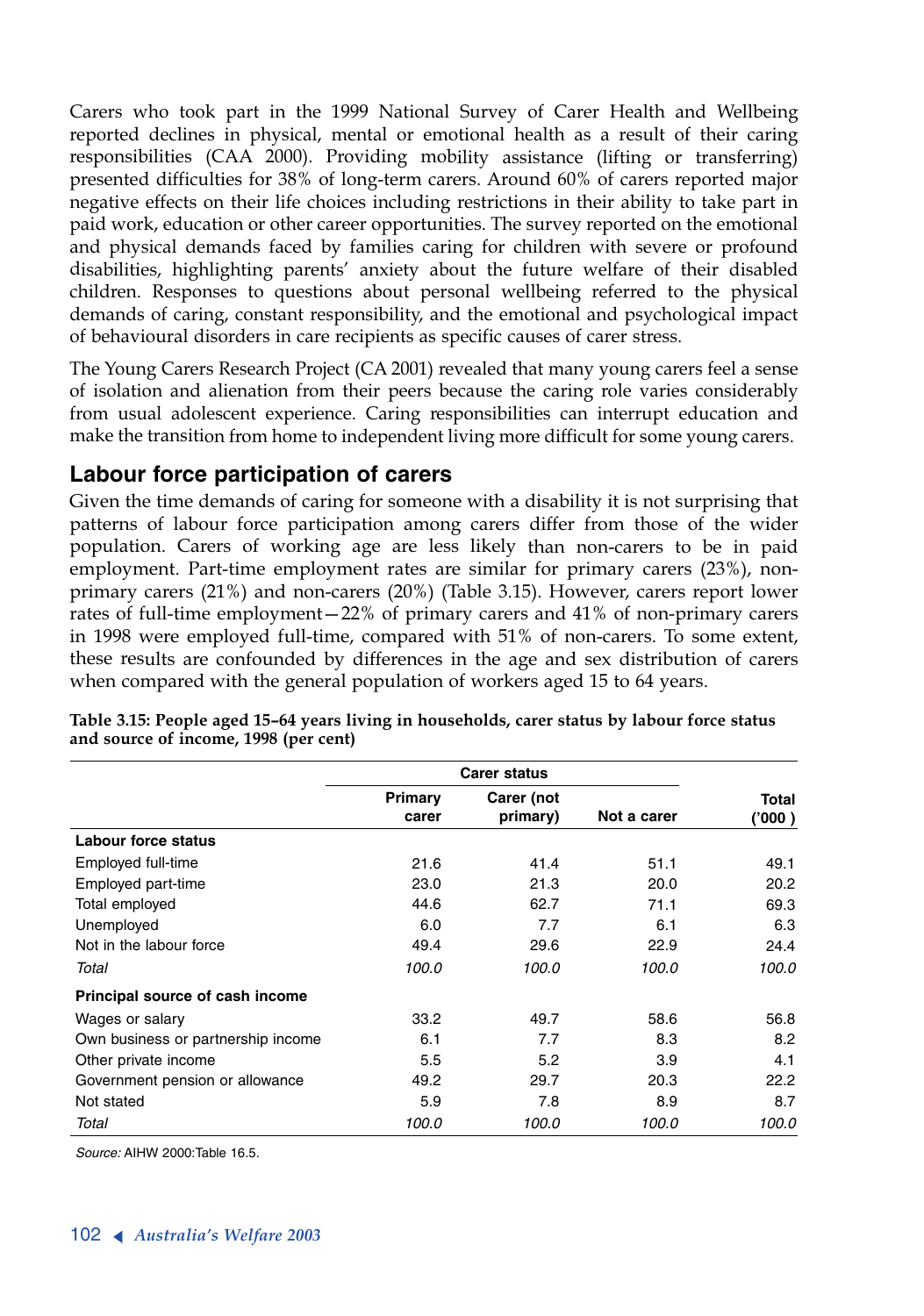Carers who took part in the 1999 National Survey of Carer Health and Wellbeing reported declines in physical, mental or emotional health as a result of their caring responsibilities (CAA 2000). Providing mobility assistance (lifting or transferring) presented difficulties for 38% of long-term carers. Around 60% of carers reported major negative effects on their life choices including restrictions in their ability to take part in paid work, education or other career opportunities. The survey reported on the emotional and physical demands faced by families caring for children with severe or profound disabilities, highlighting parents' anxiety about the future welfare of their disabled children. Responses to questions about personal wellbeing referred to the physical demands of caring, constant responsibility, and the emotional and psychological impact of behavioural disorders in care recipients as specific causes of carer stress.

The Young Carers Research Project (CA 2001) revealed that many young carers feel a sense of isolation and alienation from their peers because the caring role varies considerably from usual adolescent experience. Caring responsibilities can interrupt education and make the transition from home to independent living more difficult for some young carers.

## Labour force participation of carers

Given the time demands of caring for someone with a disability it is not surprising that patterns of labour force participation among carers differ from those of the wider population. Carers of working age are less likely than non-carers to be in paid employment. Part-time employment rates are similar for primary carers (23%), non-primary carers (21%) and non-carers (20%) (Table 3.15). However, carers report lower rates of full-time employment—22% of primary carers and 41% of non-primary carers in 1998 were employed full-time, compared with 51% of non-carers. To some extent, these results are confounded by differences in the age and sex distribution of carers when compared with the general population of workers aged 15 to 64 years.

**Table 3.15: People aged 15–64 years living in households, carer status by labour force status and source of income, 1998 (per cent)**

| | Carer status | | | |
|---|---|---|---|---|
| | Primary carer | Carer (not primary) | Not a carer | Total ('000 ) |
| **Labour force status** | | | | |
| Employed full-time | 21.6 | 41.4 | 51.1 | 49.1 |
| Employed part-time | 23.0 | 21.3 | 20.0 | 20.2 |
| Total employed | 44.6 | 62.7 | 71.1 | 69.3 |
| Unemployed | 6.0 | 7.7 | 6.1 | 6.3 |
| Not in the labour force | 49.4 | 29.6 | 22.9 | 24.4 |
| *Total* | *100.0* | *100.0* | *100.0* | *100.0* |
| **Principal source of cash income** | | | | |
| Wages or salary | 33.2 | 49.7 | 58.6 | 56.8 |
| Own business or partnership income | 6.1 | 7.7 | 8.3 | 8.2 |
| Other private income | 5.5 | 5.2 | 3.9 | 4.1 |
| Government pension or allowance | 49.2 | 29.7 | 20.3 | 22.2 |
| Not stated | 5.9 | 7.8 | 8.9 | 8.7 |
| *Total* | *100.0* | *100.0* | *100.0* | *100.0* |

*Source:* AIHW 2000:Table 16.5.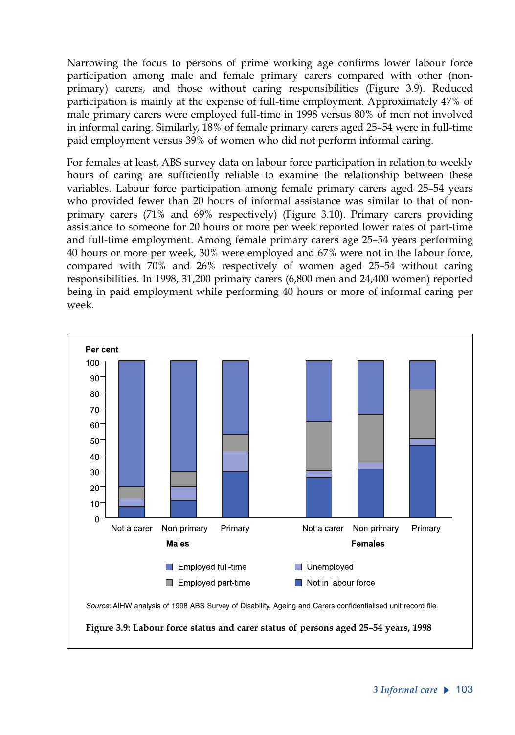Narrowing the focus to persons of prime working age confirms lower labour force participation among male and female primary carers compared with other (non-primary) carers, and those without caring responsibilities (Figure 3.9). Reduced participation is mainly at the expense of full-time employment. Approximately 47% of male primary carers were employed full-time in 1998 versus 80% of men not involved in informal caring. Similarly, 18% of female primary carers aged 25–54 were in full-time paid employment versus 39% of women who did not perform informal caring.

For females at least, ABS survey data on labour force participation in relation to weekly hours of caring are sufficiently reliable to examine the relationship between these variables. Labour force participation among female primary carers aged 25–54 years who provided fewer than 20 hours of informal assistance was similar to that of non-primary carers (71% and 69% respectively) (Figure 3.10). Primary carers providing assistance to someone for 20 hours or more per week reported lower rates of part-time and full-time employment. Among female primary carers age 25–54 years performing 40 hours or more per week, 30% were employed and 67% were not in the labour force, compared with 70% and 26% respectively of women aged 25–54 without caring responsibilities. In 1998, 31,200 primary carers (6,800 men and 24,400 women) reported being in paid employment while performing 40 hours or more of informal caring per week.

*Source:* AIHW analysis of 1998 ABS Survey of Disability, Ageing and Carers confidentialised unit record file.

**Figure 3.9: Labour force status and carer status of persons aged 25–54 years, 1998**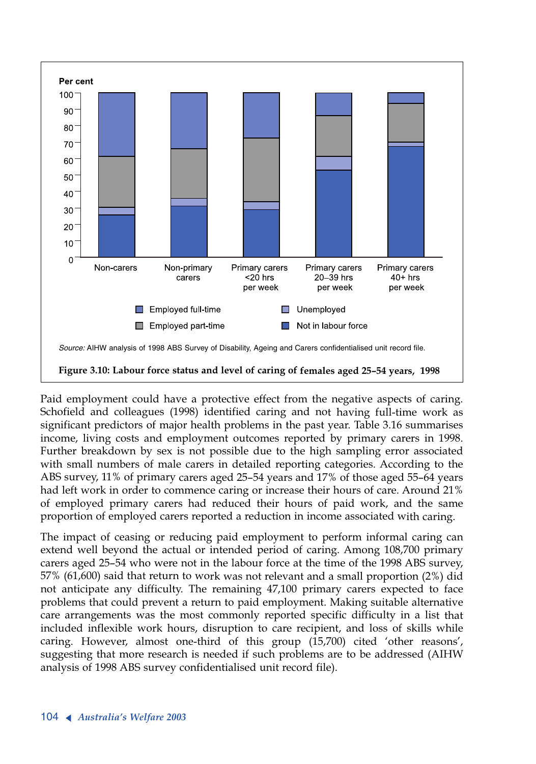Source: AIHW analysis of 1998 ABS Survey of Disability, Ageing and Carers confidentialised unit record file.

**Figure 3.10: Labour force status and level of caring of females aged 25–54 years, 1998**

Paid employment could have a protective effect from the negative aspects of caring. Schofield and colleagues (1998) identified caring and not having full-time work as significant predictors of major health problems in the past year. Table 3.16 summarises income, living costs and employment outcomes reported by primary carers in 1998. Further breakdown by sex is not possible due to the high sampling error associated with small numbers of male carers in detailed reporting categories. According to the ABS survey, 11% of primary carers aged 25–54 years and 17% of those aged 55–64 years had left work in order to commence caring or increase their hours of care. Around 21% of employed primary carers had reduced their hours of paid work, and the same proportion of employed carers reported a reduction in income associated with caring.

The impact of ceasing or reducing paid employment to perform informal caring can extend well beyond the actual or intended period of caring. Among 108,700 primary carers aged 25–54 who were not in the labour force at the time of the 1998 ABS survey, 57% (61,600) said that return to work was not relevant and a small proportion (2%) did not anticipate any difficulty. The remaining 47,100 primary carers expected to face problems that could prevent a return to paid employment. Making suitable alternative care arrangements was the most commonly reported specific difficulty in a list that included inflexible work hours, disruption to care recipient, and loss of skills while caring. However, almost one-third of this group (15,700) cited 'other reasons', suggesting that more research is needed if such problems are to be addressed (AIHW analysis of 1998 ABS survey confidentialised unit record file).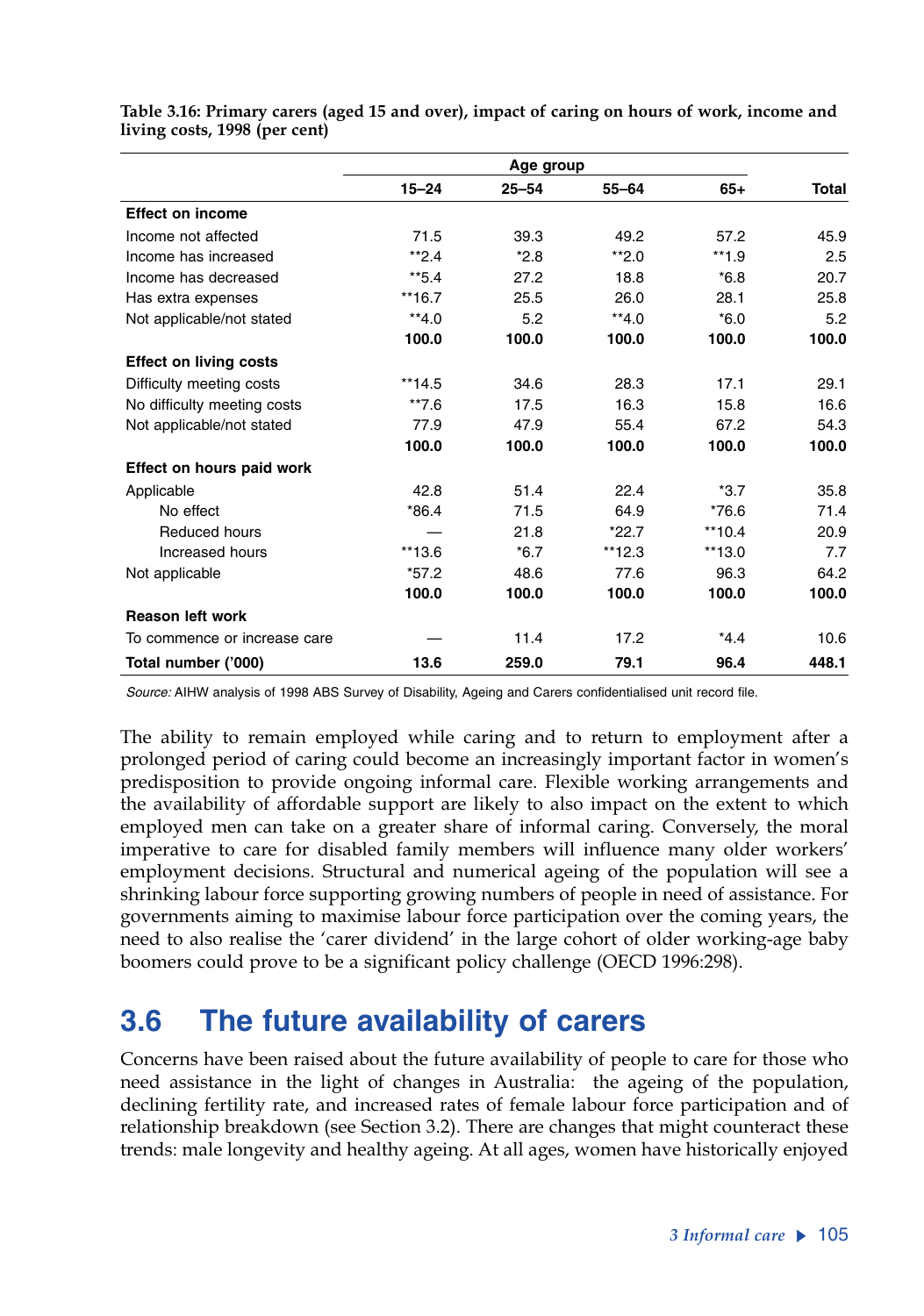**Table 3.16: Primary carers (aged 15 and over), impact of caring on hours of work, income and living costs, 1998 (per cent)**

| | Age group | | | | |
|---|---|---|---|---|---|
| | 15–24 | 25–54 | 55–64 | 65+ | Total |
| **Effect on income** | | | | | |
| Income not affected | 71.5 | 39.3 | 49.2 | 57.2 | 45.9 |
| Income has increased | **2.4 | *2.8 | **2.0 | **1.9 | 2.5 |
| Income has decreased | **5.4 | 27.2 | 18.8 | *6.8 | 20.7 |
| Has extra expenses | **16.7 | 25.5 | 26.0 | 28.1 | 25.8 |
| Not applicable/not stated | **4.0 | 5.2 | **4.0 | *6.0 | 5.2 |
| | **100.0** | **100.0** | **100.0** | **100.0** | **100.0** |
| **Effect on living costs** | | | | | |
| Difficulty meeting costs | **14.5 | 34.6 | 28.3 | 17.1 | 29.1 |
| No difficulty meeting costs | **7.6 | 17.5 | 16.3 | 15.8 | 16.6 |
| Not applicable/not stated | 77.9 | 47.9 | 55.4 | 67.2 | 54.3 |
| | **100.0** | **100.0** | **100.0** | **100.0** | **100.0** |
| **Effect on hours paid work** | | | | | |
| Applicable | 42.8 | 51.4 | 22.4 | *3.7 | 35.8 |
| No effect | *86.4 | 71.5 | 64.9 | *76.6 | 71.4 |
| Reduced hours | — | 21.8 | *22.7 | **10.4 | 20.9 |
| Increased hours | **13.6 | *6.7 | **12.3 | **13.0 | 7.7 |
| Not applicable | *57.2 | 48.6 | 77.6 | 96.3 | 64.2 |
| | **100.0** | **100.0** | **100.0** | **100.0** | **100.0** |
| **Reason left work** | | | | | |
| To commence or increase care | — | 11.4 | 17.2 | *4.4 | 10.6 |
| **Total number ('000)** | **13.6** | **259.0** | **79.1** | **96.4** | **448.1** |

*Source:* AIHW analysis of 1998 ABS Survey of Disability, Ageing and Carers confidentialised unit record file.

The ability to remain employed while caring and to return to employment after a prolonged period of caring could become an increasingly important factor in women's predisposition to provide ongoing informal care. Flexible working arrangements and the availability of affordable support are likely to also impact on the extent to which employed men can take on a greater share of informal caring. Conversely, the moral imperative to care for disabled family members will influence many older workers' employment decisions. Structural and numerical ageing of the population will see a shrinking labour force supporting growing numbers of people in need of assistance. For governments aiming to maximise labour force participation over the coming years, the need to also realise the 'carer dividend' in the large cohort of older working-age baby boomers could prove to be a significant policy challenge (OECD 1996:298).

## 3.6 The future availability of carers

Concerns have been raised about the future availability of people to care for those who need assistance in the light of changes in Australia: the ageing of the population, declining fertility rate, and increased rates of female labour force participation and of relationship breakdown (see Section 3.2). There are changes that might counteract these trends: male longevity and healthy ageing. At all ages, women have historically enjoyed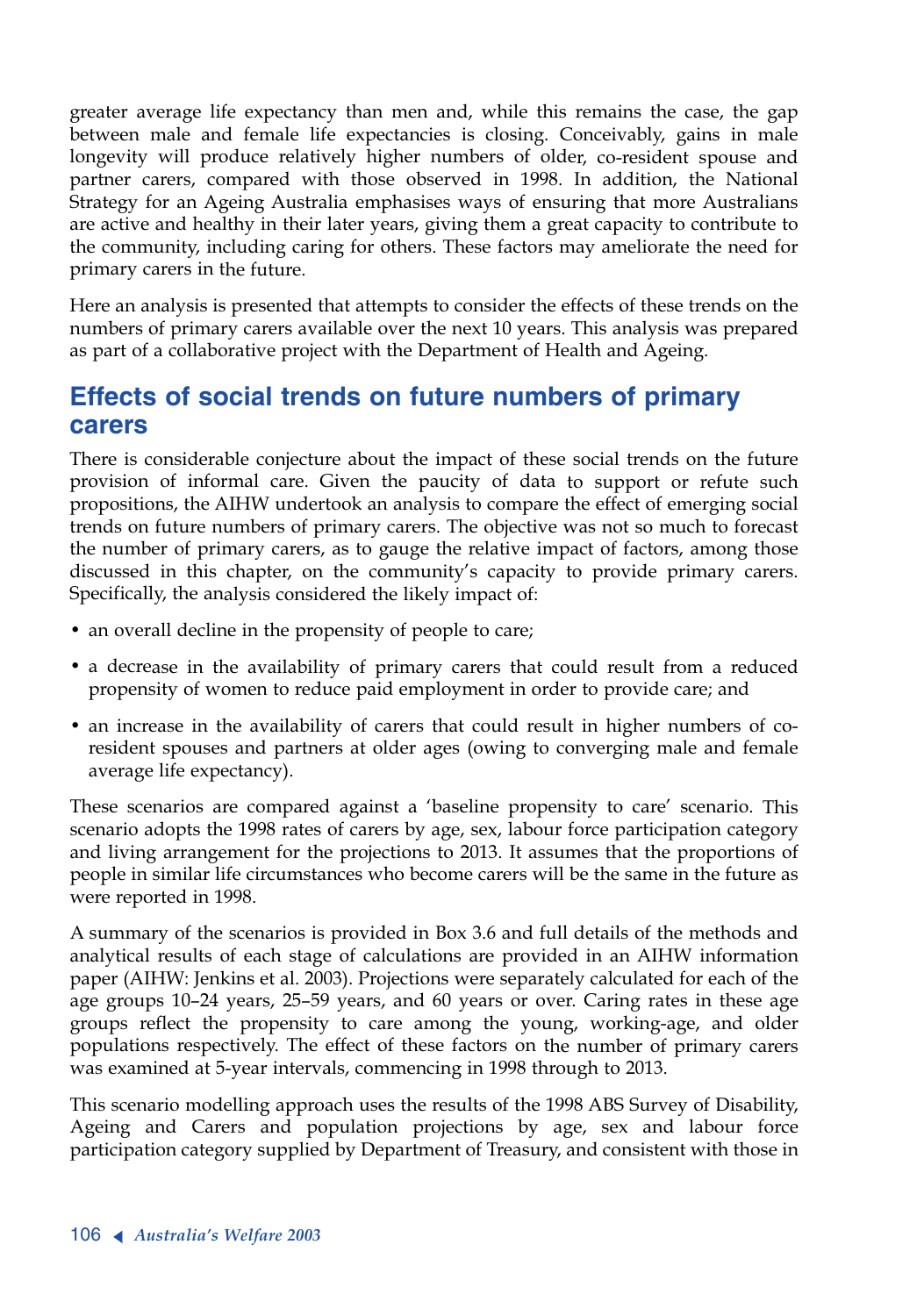greater average life expectancy than men and, while this remains the case, the gap between male and female life expectancies is closing. Conceivably, gains in male longevity will produce relatively higher numbers of older, co-resident spouse and partner carers, compared with those observed in 1998. In addition, the National Strategy for an Ageing Australia emphasises ways of ensuring that more Australians are active and healthy in their later years, giving them a great capacity to contribute to the community, including caring for others. These factors may ameliorate the need for primary carers in the future.

Here an analysis is presented that attempts to consider the effects of these trends on the numbers of primary carers available over the next 10 years. This analysis was prepared as part of a collaborative project with the Department of Health and Ageing.

## Effects of social trends on future numbers of primary carers

There is considerable conjecture about the impact of these social trends on the future provision of informal care. Given the paucity of data to support or refute such propositions, the AIHW undertook an analysis to compare the effect of emerging social trends on future numbers of primary carers. The objective was not so much to forecast the number of primary carers, as to gauge the relative impact of factors, among those discussed in this chapter, on the community's capacity to provide primary carers. Specifically, the analysis considered the likely impact of:

- an overall decline in the propensity of people to care;
- a decrease in the availability of primary carers that could result from a reduced propensity of women to reduce paid employment in order to provide care; and
- an increase in the availability of carers that could result in higher numbers of co-resident spouses and partners at older ages (owing to converging male and female average life expectancy).

These scenarios are compared against a 'baseline propensity to care' scenario. This scenario adopts the 1998 rates of carers by age, sex, labour force participation category and living arrangement for the projections to 2013. It assumes that the proportions of people in similar life circumstances who become carers will be the same in the future as were reported in 1998.

A summary of the scenarios is provided in Box 3.6 and full details of the methods and analytical results of each stage of calculations are provided in an AIHW information paper (AIHW: Jenkins et al. 2003). Projections were separately calculated for each of the age groups 10–24 years, 25–59 years, and 60 years or over. Caring rates in these age groups reflect the propensity to care among the young, working-age, and older populations respectively. The effect of these factors on the number of primary carers was examined at 5-year intervals, commencing in 1998 through to 2013.

This scenario modelling approach uses the results of the 1998 ABS Survey of Disability, Ageing and Carers and population projections by age, sex and labour force participation category supplied by Department of Treasury, and consistent with those in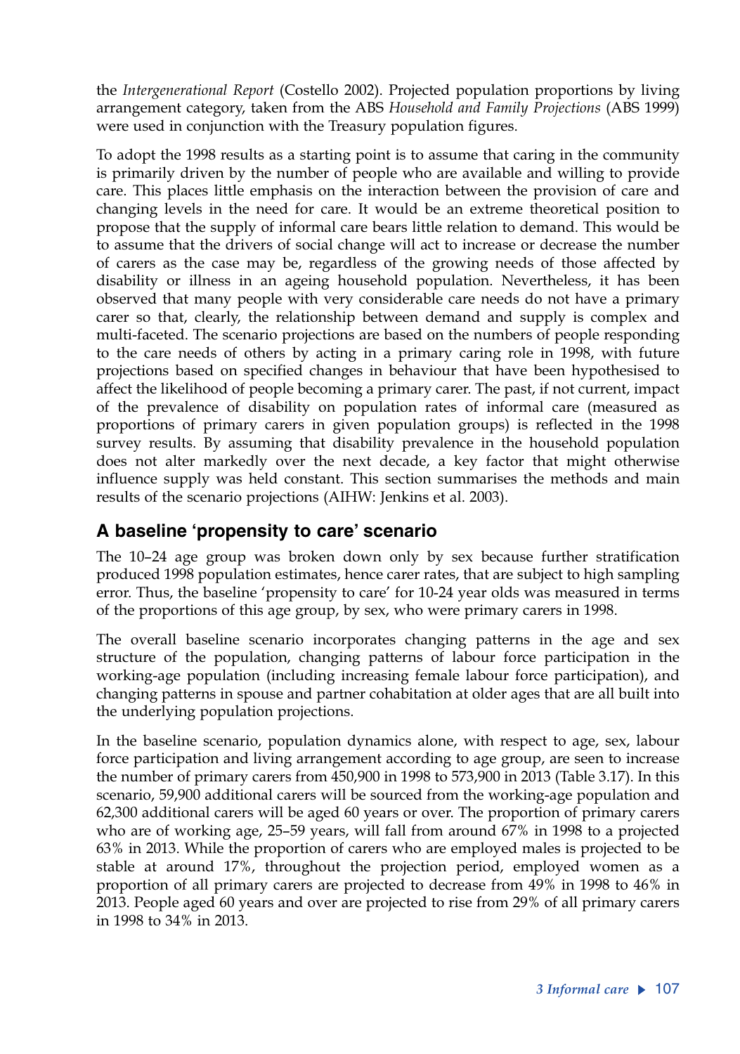the *Intergenerational Report* (Costello 2002). Projected population proportions by living arrangement category, taken from the ABS *Household and Family Projections* (ABS 1999) were used in conjunction with the Treasury population figures.

To adopt the 1998 results as a starting point is to assume that caring in the community is primarily driven by the number of people who are available and willing to provide care. This places little emphasis on the interaction between the provision of care and changing levels in the need for care. It would be an extreme theoretical position to propose that the supply of informal care bears little relation to demand. This would be to assume that the drivers of social change will act to increase or decrease the number of carers as the case may be, regardless of the growing needs of those affected by disability or illness in an ageing household population. Nevertheless, it has been observed that many people with very considerable care needs do not have a primary carer so that, clearly, the relationship between demand and supply is complex and multi-faceted. The scenario projections are based on the numbers of people responding to the care needs of others by acting in a primary caring role in 1998, with future projections based on specified changes in behaviour that have been hypothesised to affect the likelihood of people becoming a primary carer. The past, if not current, impact of the prevalence of disability on population rates of informal care (measured as proportions of primary carers in given population groups) is reflected in the 1998 survey results. By assuming that disability prevalence in the household population does not alter markedly over the next decade, a key factor that might otherwise influence supply was held constant. This section summarises the methods and main results of the scenario projections (AIHW: Jenkins et al. 2003).

## A baseline 'propensity to care' scenario

The 10–24 age group was broken down only by sex because further stratification produced 1998 population estimates, hence carer rates, that are subject to high sampling error. Thus, the baseline 'propensity to care' for 10-24 year olds was measured in terms of the proportions of this age group, by sex, who were primary carers in 1998.

The overall baseline scenario incorporates changing patterns in the age and sex structure of the population, changing patterns of labour force participation in the working-age population (including increasing female labour force participation), and changing patterns in spouse and partner cohabitation at older ages that are all built into the underlying population projections.

In the baseline scenario, population dynamics alone, with respect to age, sex, labour force participation and living arrangement according to age group, are seen to increase the number of primary carers from 450,900 in 1998 to 573,900 in 2013 (Table 3.17). In this scenario, 59,900 additional carers will be sourced from the working-age population and 62,300 additional carers will be aged 60 years or over. The proportion of primary carers who are of working age, 25–59 years, will fall from around 67% in 1998 to a projected 63% in 2013. While the proportion of carers who are employed males is projected to be stable at around 17%, throughout the projection period, employed women as a proportion of all primary carers are projected to decrease from 49% in 1998 to 46% in 2013. People aged 60 years and over are projected to rise from 29% of all primary carers in 1998 to 34% in 2013.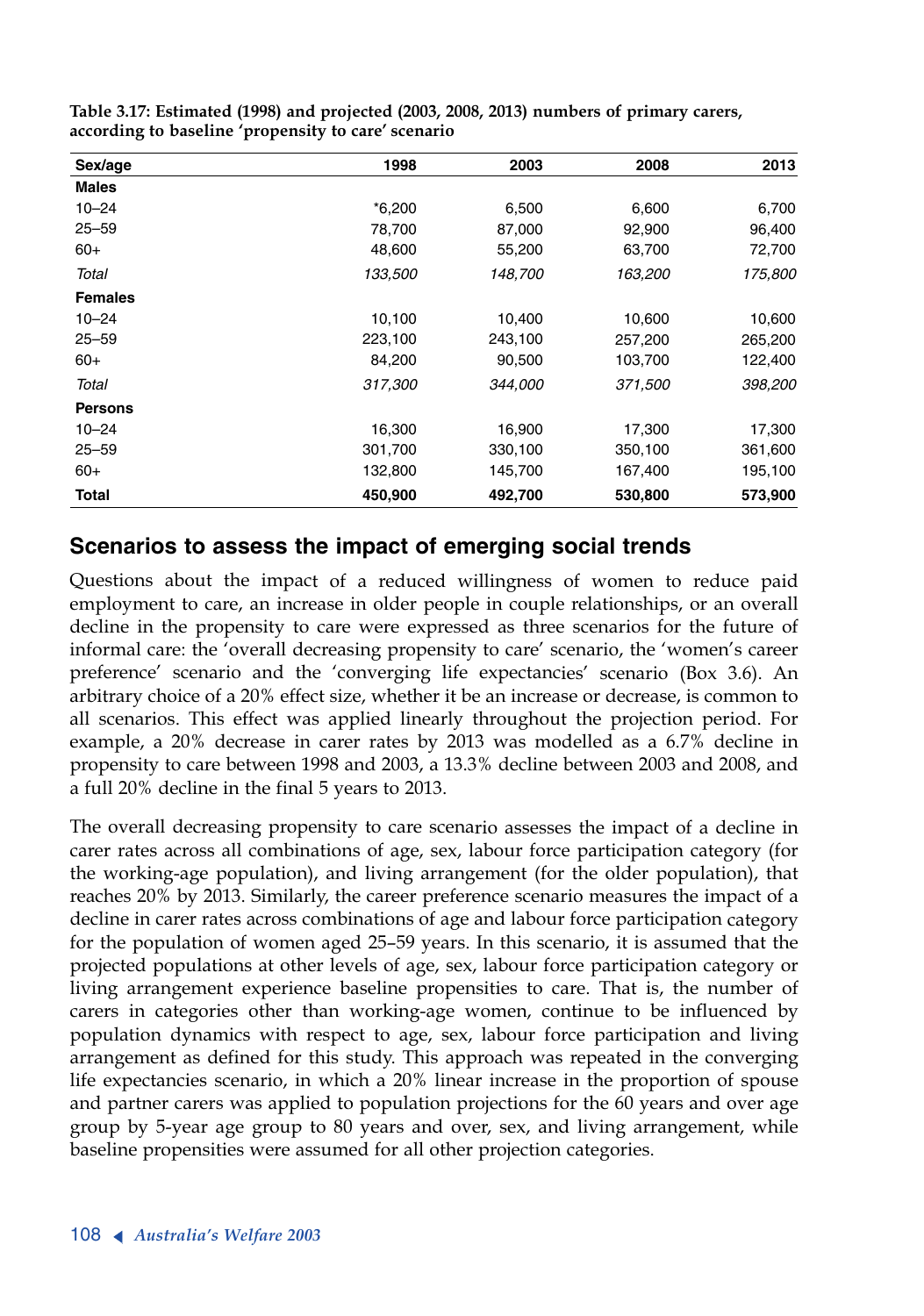**Table 3.17: Estimated (1998) and projected (2003, 2008, 2013) numbers of primary carers, according to baseline 'propensity to care' scenario**

| Sex/age | 1998 | 2003 | 2008 | 2013 |
|---|---|---|---|---|
| **Males** | | | | |
| 10–24 | *6,200 | 6,500 | 6,600 | 6,700 |
| 25–59 | 78,700 | 87,000 | 92,900 | 96,400 |
| 60+ | 48,600 | 55,200 | 63,700 | 72,700 |
| *Total* | *133,500* | *148,700* | *163,200* | *175,800* |
| **Females** | | | | |
| 10–24 | 10,100 | 10,400 | 10,600 | 10,600 |
| 25–59 | 223,100 | 243,100 | 257,200 | 265,200 |
| 60+ | 84,200 | 90,500 | 103,700 | 122,400 |
| *Total* | *317,300* | *344,000* | *371,500* | *398,200* |
| **Persons** | | | | |
| 10–24 | 16,300 | 16,900 | 17,300 | 17,300 |
| 25–59 | 301,700 | 330,100 | 350,100 | 361,600 |
| 60+ | 132,800 | 145,700 | 167,400 | 195,100 |
| **Total** | **450,900** | **492,700** | **530,800** | **573,900** |

## Scenarios to assess the impact of emerging social trends

Questions about the impact of a reduced willingness of women to reduce paid employment to care, an increase in older people in couple relationships, or an overall decline in the propensity to care were expressed as three scenarios for the future of informal care: the 'overall decreasing propensity to care' scenario, the 'women's career preference' scenario and the 'converging life expectancies' scenario (Box 3.6). An arbitrary choice of a 20% effect size, whether it be an increase or decrease, is common to all scenarios. This effect was applied linearly throughout the projection period. For example, a 20% decrease in carer rates by 2013 was modelled as a 6.7% decline in propensity to care between 1998 and 2003, a 13.3% decline between 2003 and 2008, and a full 20% decline in the final 5 years to 2013.

The overall decreasing propensity to care scenario assesses the impact of a decline in carer rates across all combinations of age, sex, labour force participation category (for the working-age population), and living arrangement (for the older population), that reaches 20% by 2013. Similarly, the career preference scenario measures the impact of a decline in carer rates across combinations of age and labour force participation category for the population of women aged 25–59 years. In this scenario, it is assumed that the projected populations at other levels of age, sex, labour force participation category or living arrangement experience baseline propensities to care. That is, the number of carers in categories other than working-age women, continue to be influenced by population dynamics with respect to age, sex, labour force participation and living arrangement as defined for this study. This approach was repeated in the converging life expectancies scenario, in which a 20% linear increase in the proportion of spouse and partner carers was applied to population projections for the 60 years and over age group by 5-year age group to 80 years and over, sex, and living arrangement, while baseline propensities were assumed for all other projection categories.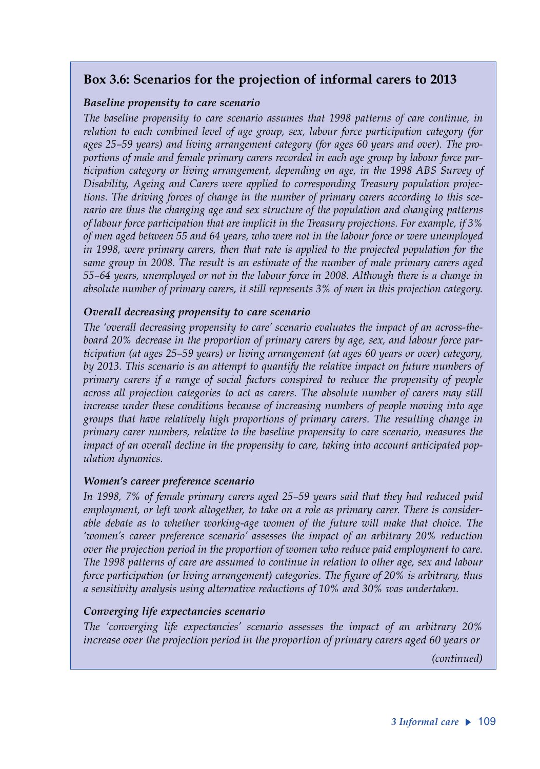## Box 3.6: Scenarios for the projection of informal carers to 2013

***Baseline propensity to care scenario***

*The baseline propensity to care scenario assumes that 1998 patterns of care continue, in relation to each combined level of age group, sex, labour force participation category (for ages 25–59 years) and living arrangement category (for ages 60 years and over). The proportions of male and female primary carers recorded in each age group by labour force participation category or living arrangement, depending on age, in the 1998 ABS Survey of Disability, Ageing and Carers were applied to corresponding Treasury population projections. The driving forces of change in the number of primary carers according to this scenario are thus the changing age and sex structure of the population and changing patterns of labour force participation that are implicit in the Treasury projections. For example, if 3% of men aged between 55 and 64 years, who were not in the labour force or were unemployed in 1998, were primary carers, then that rate is applied to the projected population for the same group in 2008. The result is an estimate of the number of male primary carers aged 55–64 years, unemployed or not in the labour force in 2008. Although there is a change in absolute number of primary carers, it still represents 3% of men in this projection category.*

***Overall decreasing propensity to care scenario***

*The 'overall decreasing propensity to care' scenario evaluates the impact of an across-the-board 20% decrease in the proportion of primary carers by age, sex, and labour force participation (at ages 25–59 years) or living arrangement (at ages 60 years or over) category, by 2013. This scenario is an attempt to quantify the relative impact on future numbers of primary carers if a range of social factors conspired to reduce the propensity of people across all projection categories to act as carers. The absolute number of carers may still increase under these conditions because of increasing numbers of people moving into age groups that have relatively high proportions of primary carers. The resulting change in primary carer numbers, relative to the baseline propensity to care scenario, measures the impact of an overall decline in the propensity to care, taking into account anticipated population dynamics.*

***Women's career preference scenario***

*In 1998, 7% of female primary carers aged 25–59 years said that they had reduced paid employment, or left work altogether, to take on a role as primary carer. There is considerable debate as to whether working-age women of the future will make that choice. The 'women's career preference scenario' assesses the impact of an arbitrary 20% reduction over the projection period in the proportion of women who reduce paid employment to care. The 1998 patterns of care are assumed to continue in relation to other age, sex and labour force participation (or living arrangement) categories. The figure of 20% is arbitrary, thus a sensitivity analysis using alternative reductions of 10% and 30% was undertaken.*

***Converging life expectancies scenario***

*The 'converging life expectancies' scenario assesses the impact of an arbitrary 20% increase over the projection period in the proportion of primary carers aged 60 years or*

*(continued)*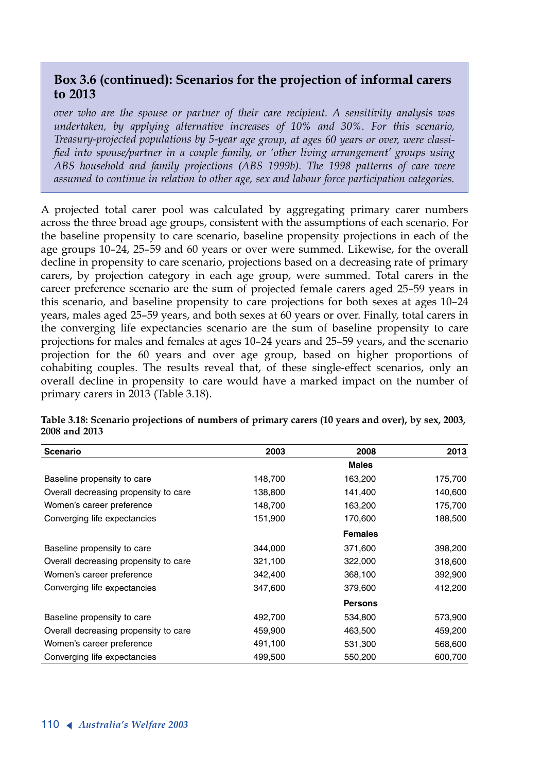## Box 3.6 (continued): Scenarios for the projection of informal carers to 2013

*over who are the spouse or partner of their care recipient. A sensitivity analysis was undertaken, by applying alternative increases of 10% and 30%. For this scenario, Treasury-projected populations by 5-year age group, at ages 60 years or over, were classified into spouse/partner in a couple family, or 'other living arrangement' groups using ABS household and family projections (ABS 1999b). The 1998 patterns of care were assumed to continue in relation to other age, sex and labour force participation categories.*

A projected total carer pool was calculated by aggregating primary carer numbers across the three broad age groups, consistent with the assumptions of each scenario. For the baseline propensity to care scenario, baseline propensity projections in each of the age groups 10–24, 25–59 and 60 years or over were summed. Likewise, for the overall decline in propensity to care scenario, projections based on a decreasing rate of primary carers, by projection category in each age group, were summed. Total carers in the career preference scenario are the sum of projected female carers aged 25–59 years in this scenario, and baseline propensity to care projections for both sexes at ages 10–24 years, males aged 25–59 years, and both sexes at 60 years or over. Finally, total carers in the converging life expectancies scenario are the sum of baseline propensity to care projections for males and females at ages 10–24 years and 25–59 years, and the scenario projection for the 60 years and over age group, based on higher proportions of cohabiting couples. The results reveal that, of these single-effect scenarios, only an overall decline in propensity to care would have a marked impact on the number of primary carers in 2013 (Table 3.18).

**Table 3.18: Scenario projections of numbers of primary carers (10 years and over), by sex, 2003, 2008 and 2013**

| Scenario | 2003 | 2008 | 2013 |
|---|---|---|---|
| | | **Males** | |
| Baseline propensity to care | 148,700 | 163,200 | 175,700 |
| Overall decreasing propensity to care | 138,800 | 141,400 | 140,600 |
| Women's career preference | 148,700 | 163,200 | 175,700 |
| Converging life expectancies | 151,900 | 170,600 | 188,500 |
| | | **Females** | |
| Baseline propensity to care | 344,000 | 371,600 | 398,200 |
| Overall decreasing propensity to care | 321,100 | 322,000 | 318,600 |
| Women's career preference | 342,400 | 368,100 | 392,900 |
| Converging life expectancies | 347,600 | 379,600 | 412,200 |
| | | **Persons** | |
| Baseline propensity to care | 492,700 | 534,800 | 573,900 |
| Overall decreasing propensity to care | 459,900 | 463,500 | 459,200 |
| Women's career preference | 491,100 | 531,300 | 568,600 |
| Converging life expectancies | 499,500 | 550,200 | 600,700 |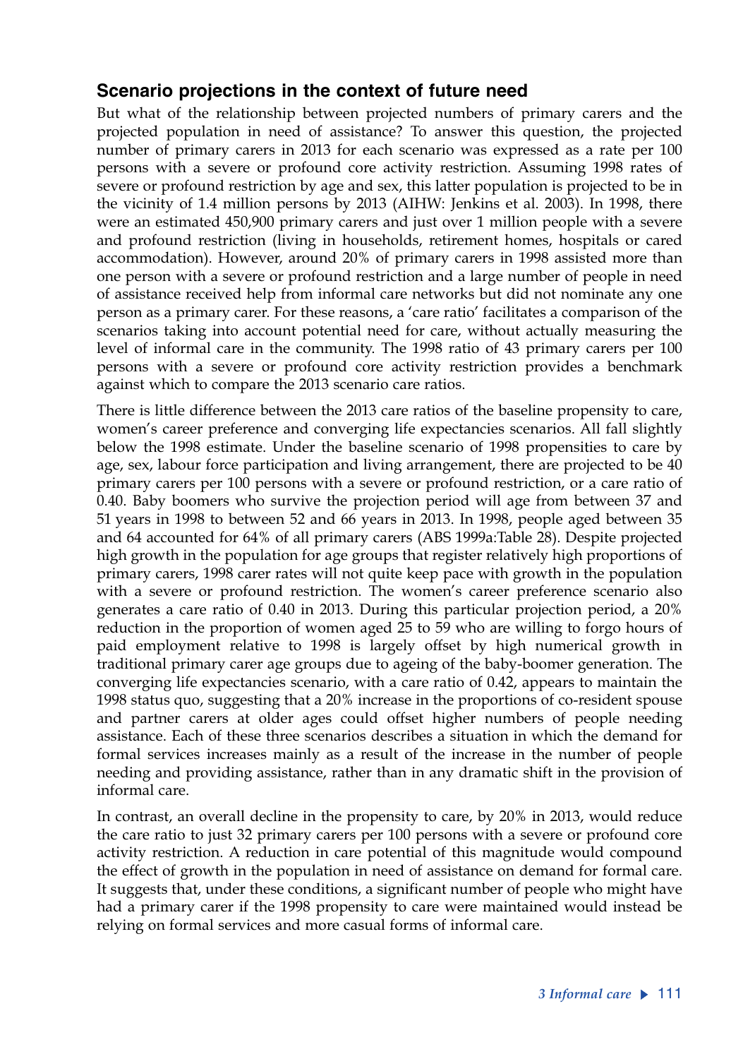## Scenario projections in the context of future need

But what of the relationship between projected numbers of primary carers and the projected population in need of assistance? To answer this question, the projected number of primary carers in 2013 for each scenario was expressed as a rate per 100 persons with a severe or profound core activity restriction. Assuming 1998 rates of severe or profound restriction by age and sex, this latter population is projected to be in the vicinity of 1.4 million persons by 2013 (AIHW: Jenkins et al. 2003). In 1998, there were an estimated 450,900 primary carers and just over 1 million people with a severe and profound restriction (living in households, retirement homes, hospitals or cared accommodation). However, around 20% of primary carers in 1998 assisted more than one person with a severe or profound restriction and a large number of people in need of assistance received help from informal care networks but did not nominate any one person as a primary carer. For these reasons, a 'care ratio' facilitates a comparison of the scenarios taking into account potential need for care, without actually measuring the level of informal care in the community. The 1998 ratio of 43 primary carers per 100 persons with a severe or profound core activity restriction provides a benchmark against which to compare the 2013 scenario care ratios.

There is little difference between the 2013 care ratios of the baseline propensity to care, women's career preference and converging life expectancies scenarios. All fall slightly below the 1998 estimate. Under the baseline scenario of 1998 propensities to care by age, sex, labour force participation and living arrangement, there are projected to be 40 primary carers per 100 persons with a severe or profound restriction, or a care ratio of 0.40. Baby boomers who survive the projection period will age from between 37 and 51 years in 1998 to between 52 and 66 years in 2013. In 1998, people aged between 35 and 64 accounted for 64% of all primary carers (ABS 1999a:Table 28). Despite projected high growth in the population for age groups that register relatively high proportions of primary carers, 1998 carer rates will not quite keep pace with growth in the population with a severe or profound restriction. The women's career preference scenario also generates a care ratio of 0.40 in 2013. During this particular projection period, a 20% reduction in the proportion of women aged 25 to 59 who are willing to forgo hours of paid employment relative to 1998 is largely offset by high numerical growth in traditional primary carer age groups due to ageing of the baby-boomer generation. The converging life expectancies scenario, with a care ratio of 0.42, appears to maintain the 1998 status quo, suggesting that a 20% increase in the proportions of co-resident spouse and partner carers at older ages could offset higher numbers of people needing assistance. Each of these three scenarios describes a situation in which the demand for formal services increases mainly as a result of the increase in the number of people needing and providing assistance, rather than in any dramatic shift in the provision of informal care.

In contrast, an overall decline in the propensity to care, by 20% in 2013, would reduce the care ratio to just 32 primary carers per 100 persons with a severe or profound core activity restriction. A reduction in care potential of this magnitude would compound the effect of growth in the population in need of assistance on demand for formal care. It suggests that, under these conditions, a significant number of people who might have had a primary carer if the 1998 propensity to care were maintained would instead be relying on formal services and more casual forms of informal care.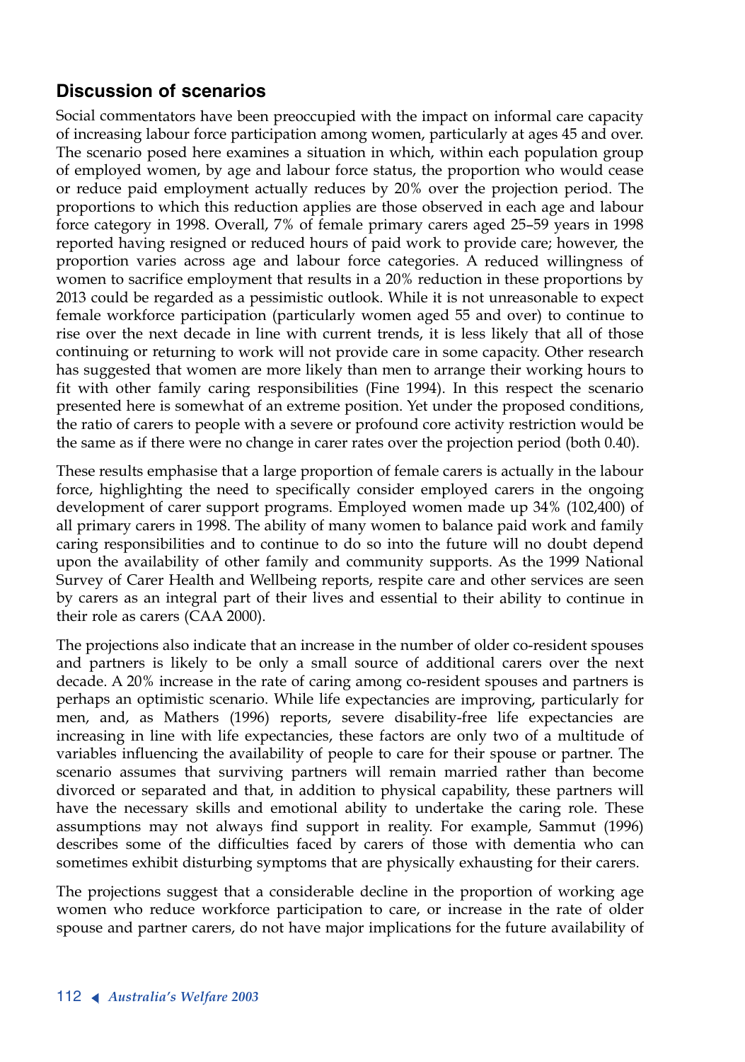## Discussion of scenarios

Social commentators have been preoccupied with the impact on informal care capacity of increasing labour force participation among women, particularly at ages 45 and over. The scenario posed here examines a situation in which, within each population group of employed women, by age and labour force status, the proportion who would cease or reduce paid employment actually reduces by 20% over the projection period. The proportions to which this reduction applies are those observed in each age and labour force category in 1998. Overall, 7% of female primary carers aged 25–59 years in 1998 reported having resigned or reduced hours of paid work to provide care; however, the proportion varies across age and labour force categories. A reduced willingness of women to sacrifice employment that results in a 20% reduction in these proportions by 2013 could be regarded as a pessimistic outlook. While it is not unreasonable to expect female workforce participation (particularly women aged 55 and over) to continue to rise over the next decade in line with current trends, it is less likely that all of those continuing or returning to work will not provide care in some capacity. Other research has suggested that women are more likely than men to arrange their working hours to fit with other family caring responsibilities (Fine 1994). In this respect the scenario presented here is somewhat of an extreme position. Yet under the proposed conditions, the ratio of carers to people with a severe or profound core activity restriction would be the same as if there were no change in carer rates over the projection period (both 0.40).

These results emphasise that a large proportion of female carers is actually in the labour force, highlighting the need to specifically consider employed carers in the ongoing development of carer support programs. Employed women made up 34% (102,400) of all primary carers in 1998. The ability of many women to balance paid work and family caring responsibilities and to continue to do so into the future will no doubt depend upon the availability of other family and community supports. As the 1999 National Survey of Carer Health and Wellbeing reports, respite care and other services are seen by carers as an integral part of their lives and essential to their ability to continue in their role as carers (CAA 2000).

The projections also indicate that an increase in the number of older co-resident spouses and partners is likely to be only a small source of additional carers over the next decade. A 20% increase in the rate of caring among co-resident spouses and partners is perhaps an optimistic scenario. While life expectancies are improving, particularly for men, and, as Mathers (1996) reports, severe disability-free life expectancies are increasing in line with life expectancies, these factors are only two of a multitude of variables influencing the availability of people to care for their spouse or partner. The scenario assumes that surviving partners will remain married rather than become divorced or separated and that, in addition to physical capability, these partners will have the necessary skills and emotional ability to undertake the caring role. These assumptions may not always find support in reality. For example, Sammut (1996) describes some of the difficulties faced by carers of those with dementia who can sometimes exhibit disturbing symptoms that are physically exhausting for their carers.

The projections suggest that a considerable decline in the proportion of working age women who reduce workforce participation to care, or increase in the rate of older spouse and partner carers, do not have major implications for the future availability of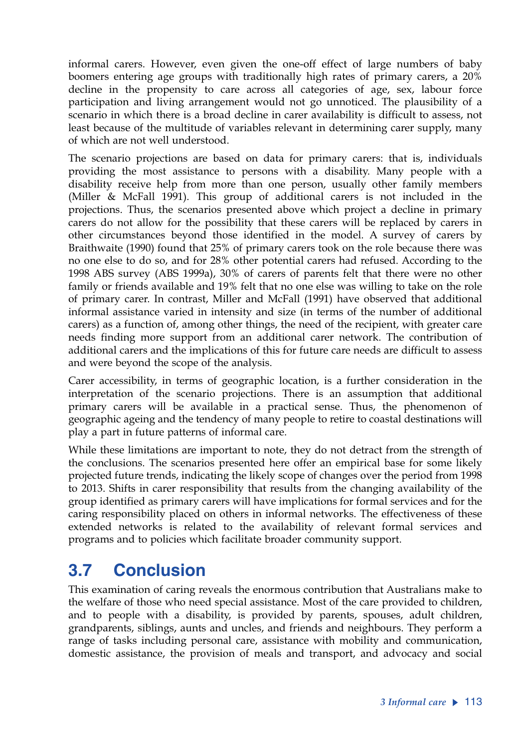informal carers. However, even given the one-off effect of large numbers of baby boomers entering age groups with traditionally high rates of primary carers, a 20% decline in the propensity to care across all categories of age, sex, labour force participation and living arrangement would not go unnoticed. The plausibility of a scenario in which there is a broad decline in carer availability is difficult to assess, not least because of the multitude of variables relevant in determining carer supply, many of which are not well understood.

The scenario projections are based on data for primary carers: that is, individuals providing the most assistance to persons with a disability. Many people with a disability receive help from more than one person, usually other family members (Miller & McFall 1991). This group of additional carers is not included in the projections. Thus, the scenarios presented above which project a decline in primary carers do not allow for the possibility that these carers will be replaced by carers in other circumstances beyond those identified in the model. A survey of carers by Braithwaite (1990) found that 25% of primary carers took on the role because there was no one else to do so, and for 28% other potential carers had refused. According to the 1998 ABS survey (ABS 1999a), 30% of carers of parents felt that there were no other family or friends available and 19% felt that no one else was willing to take on the role of primary carer. In contrast, Miller and McFall (1991) have observed that additional informal assistance varied in intensity and size (in terms of the number of additional carers) as a function of, among other things, the need of the recipient, with greater care needs finding more support from an additional carer network. The contribution of additional carers and the implications of this for future care needs are difficult to assess and were beyond the scope of the analysis.

Carer accessibility, in terms of geographic location, is a further consideration in the interpretation of the scenario projections. There is an assumption that additional primary carers will be available in a practical sense. Thus, the phenomenon of geographic ageing and the tendency of many people to retire to coastal destinations will play a part in future patterns of informal care.

While these limitations are important to note, they do not detract from the strength of the conclusions. The scenarios presented here offer an empirical base for some likely projected future trends, indicating the likely scope of changes over the period from 1998 to 2013. Shifts in carer responsibility that results from the changing availability of the group identified as primary carers will have implications for formal services and for the caring responsibility placed on others in informal networks. The effectiveness of these extended networks is related to the availability of relevant formal services and programs and to policies which facilitate broader community support.

## 3.7 Conclusion

This examination of caring reveals the enormous contribution that Australians make to the welfare of those who need special assistance. Most of the care provided to children, and to people with a disability, is provided by parents, spouses, adult children, grandparents, siblings, aunts and uncles, and friends and neighbours. They perform a range of tasks including personal care, assistance with mobility and communication, domestic assistance, the provision of meals and transport, and advocacy and social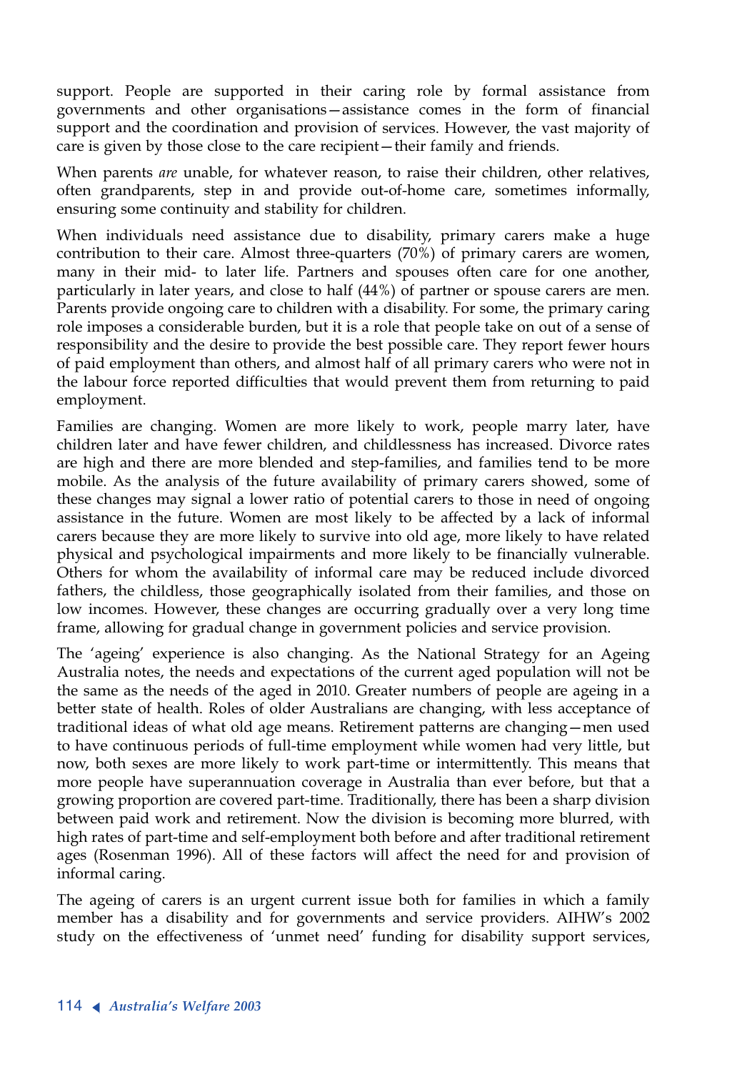support. People are supported in their caring role by formal assistance from governments and other organisations—assistance comes in the form of financial support and the coordination and provision of services. However, the vast majority of care is given by those close to the care recipient—their family and friends.

When parents *are* unable, for whatever reason, to raise their children, other relatives, often grandparents, step in and provide out-of-home care, sometimes informally, ensuring some continuity and stability for children.

When individuals need assistance due to disability, primary carers make a huge contribution to their care. Almost three-quarters (70%) of primary carers are women, many in their mid- to later life. Partners and spouses often care for one another, particularly in later years, and close to half (44%) of partner or spouse carers are men. Parents provide ongoing care to children with a disability. For some, the primary caring role imposes a considerable burden, but it is a role that people take on out of a sense of responsibility and the desire to provide the best possible care. They report fewer hours of paid employment than others, and almost half of all primary carers who were not in the labour force reported difficulties that would prevent them from returning to paid employment.

Families are changing. Women are more likely to work, people marry later, have children later and have fewer children, and childlessness has increased. Divorce rates are high and there are more blended and step-families, and families tend to be more mobile. As the analysis of the future availability of primary carers showed, some of these changes may signal a lower ratio of potential carers to those in need of ongoing assistance in the future. Women are most likely to be affected by a lack of informal carers because they are more likely to survive into old age, more likely to have related physical and psychological impairments and more likely to be financially vulnerable. Others for whom the availability of informal care may be reduced include divorced fathers, the childless, those geographically isolated from their families, and those on low incomes. However, these changes are occurring gradually over a very long time frame, allowing for gradual change in government policies and service provision.

The 'ageing' experience is also changing. As the National Strategy for an Ageing Australia notes, the needs and expectations of the current aged population will not be the same as the needs of the aged in 2010. Greater numbers of people are ageing in a better state of health. Roles of older Australians are changing, with less acceptance of traditional ideas of what old age means. Retirement patterns are changing—men used to have continuous periods of full-time employment while women had very little, but now, both sexes are more likely to work part-time or intermittently. This means that more people have superannuation coverage in Australia than ever before, but that a growing proportion are covered part-time. Traditionally, there has been a sharp division between paid work and retirement. Now the division is becoming more blurred, with high rates of part-time and self-employment both before and after traditional retirement ages (Rosenman 1996). All of these factors will affect the need for and provision of informal caring.

The ageing of carers is an urgent current issue both for families in which a family member has a disability and for governments and service providers. AIHW's 2002 study on the effectiveness of 'unmet need' funding for disability support services,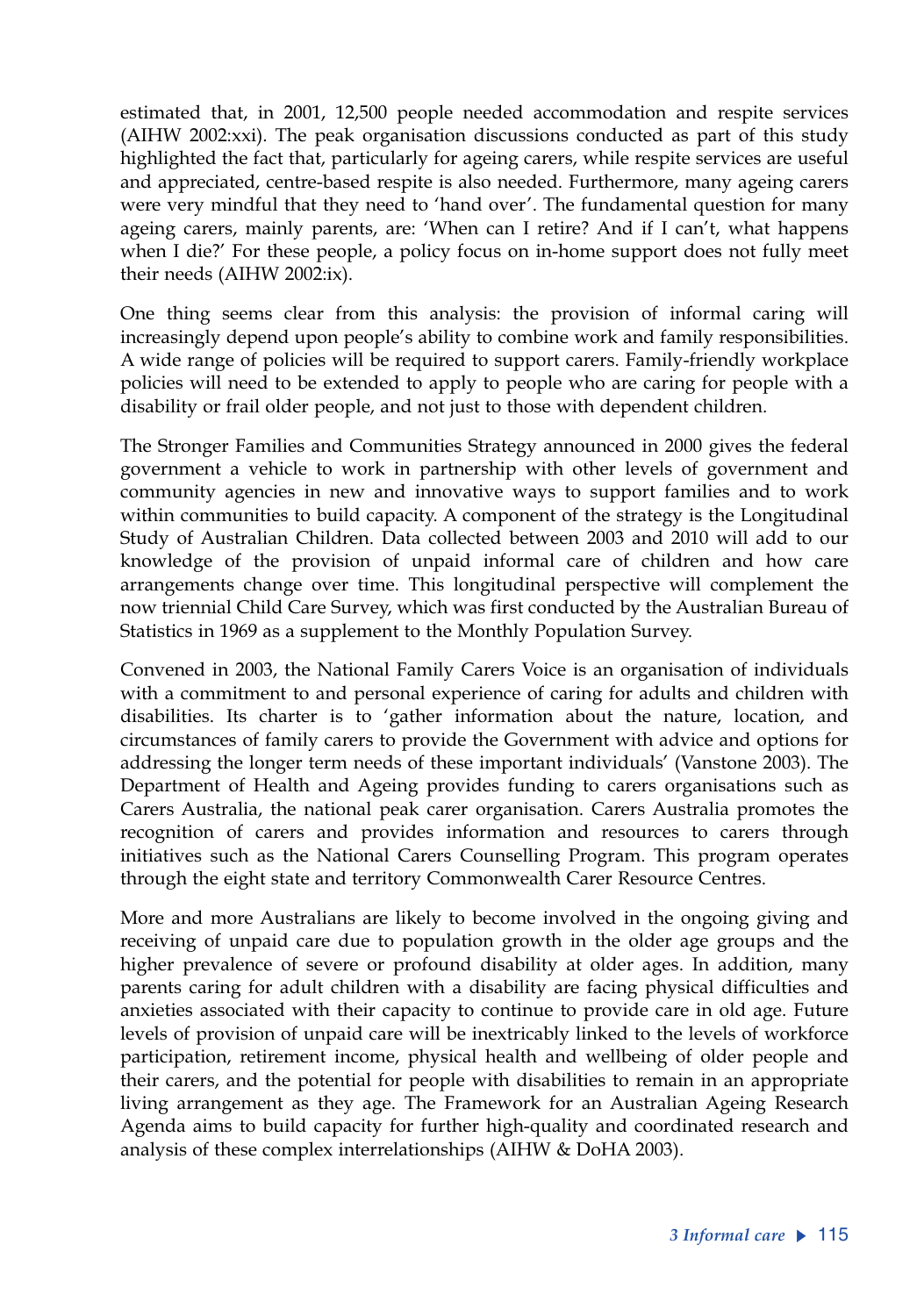estimated that, in 2001, 12,500 people needed accommodation and respite services (AIHW 2002:xxi). The peak organisation discussions conducted as part of this study highlighted the fact that, particularly for ageing carers, while respite services are useful and appreciated, centre-based respite is also needed. Furthermore, many ageing carers were very mindful that they need to 'hand over'. The fundamental question for many ageing carers, mainly parents, are: 'When can I retire? And if I can't, what happens when I die?' For these people, a policy focus on in-home support does not fully meet their needs (AIHW 2002:ix).

One thing seems clear from this analysis: the provision of informal caring will increasingly depend upon people's ability to combine work and family responsibilities. A wide range of policies will be required to support carers. Family-friendly workplace policies will need to be extended to apply to people who are caring for people with a disability or frail older people, and not just to those with dependent children.

The Stronger Families and Communities Strategy announced in 2000 gives the federal government a vehicle to work in partnership with other levels of government and community agencies in new and innovative ways to support families and to work within communities to build capacity. A component of the strategy is the Longitudinal Study of Australian Children. Data collected between 2003 and 2010 will add to our knowledge of the provision of unpaid informal care of children and how care arrangements change over time. This longitudinal perspective will complement the now triennial Child Care Survey, which was first conducted by the Australian Bureau of Statistics in 1969 as a supplement to the Monthly Population Survey.

Convened in 2003, the National Family Carers Voice is an organisation of individuals with a commitment to and personal experience of caring for adults and children with disabilities. Its charter is to 'gather information about the nature, location, and circumstances of family carers to provide the Government with advice and options for addressing the longer term needs of these important individuals' (Vanstone 2003). The Department of Health and Ageing provides funding to carers organisations such as Carers Australia, the national peak carer organisation. Carers Australia promotes the recognition of carers and provides information and resources to carers through initiatives such as the National Carers Counselling Program. This program operates through the eight state and territory Commonwealth Carer Resource Centres.

More and more Australians are likely to become involved in the ongoing giving and receiving of unpaid care due to population growth in the older age groups and the higher prevalence of severe or profound disability at older ages. In addition, many parents caring for adult children with a disability are facing physical difficulties and anxieties associated with their capacity to continue to provide care in old age. Future levels of provision of unpaid care will be inextricably linked to the levels of workforce participation, retirement income, physical health and wellbeing of older people and their carers, and the potential for people with disabilities to remain in an appropriate living arrangement as they age. The Framework for an Australian Ageing Research Agenda aims to build capacity for further high-quality and coordinated research and analysis of these complex interrelationships (AIHW & DoHA 2003).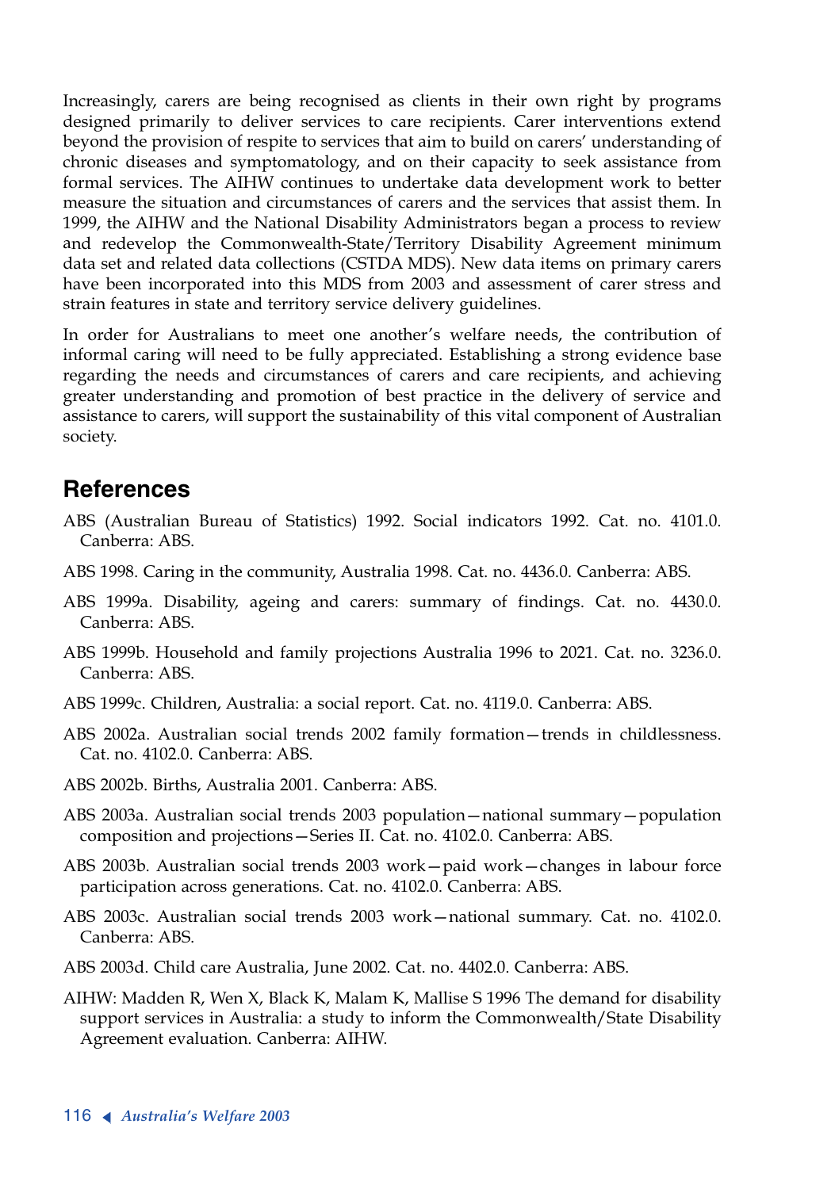Increasingly, carers are being recognised as clients in their own right by programs designed primarily to deliver services to care recipients. Carer interventions extend beyond the provision of respite to services that aim to build on carers' understanding of chronic diseases and symptomatology, and on their capacity to seek assistance from formal services. The AIHW continues to undertake data development work to better measure the situation and circumstances of carers and the services that assist them. In 1999, the AIHW and the National Disability Administrators began a process to review and redevelop the Commonwealth-State/Territory Disability Agreement minimum data set and related data collections (CSTDA MDS). New data items on primary carers have been incorporated into this MDS from 2003 and assessment of carer stress and strain features in state and territory service delivery guidelines.

In order for Australians to meet one another's welfare needs, the contribution of informal caring will need to be fully appreciated. Establishing a strong evidence base regarding the needs and circumstances of carers and care recipients, and achieving greater understanding and promotion of best practice in the delivery of service and assistance to carers, will support the sustainability of this vital component of Australian society.

## References

ABS (Australian Bureau of Statistics) 1992. Social indicators 1992. Cat. no. 4101.0. Canberra: ABS.

ABS 1998. Caring in the community, Australia 1998. Cat. no. 4436.0. Canberra: ABS.

ABS 1999a. Disability, ageing and carers: summary of findings. Cat. no. 4430.0. Canberra: ABS.

ABS 1999b. Household and family projections Australia 1996 to 2021. Cat. no. 3236.0. Canberra: ABS.

ABS 1999c. Children, Australia: a social report. Cat. no. 4119.0. Canberra: ABS.

ABS 2002a. Australian social trends 2002 family formation—trends in childlessness. Cat. no. 4102.0. Canberra: ABS.

ABS 2002b. Births, Australia 2001. Canberra: ABS.

ABS 2003a. Australian social trends 2003 population—national summary—population composition and projections—Series II. Cat. no. 4102.0. Canberra: ABS.

ABS 2003b. Australian social trends 2003 work—paid work—changes in labour force participation across generations. Cat. no. 4102.0. Canberra: ABS.

ABS 2003c. Australian social trends 2003 work—national summary. Cat. no. 4102.0. Canberra: ABS.

ABS 2003d. Child care Australia, June 2002. Cat. no. 4402.0. Canberra: ABS.

AIHW: Madden R, Wen X, Black K, Malam K, Mallise S 1996 The demand for disability support services in Australia: a study to inform the Commonwealth/State Disability Agreement evaluation. Canberra: AIHW.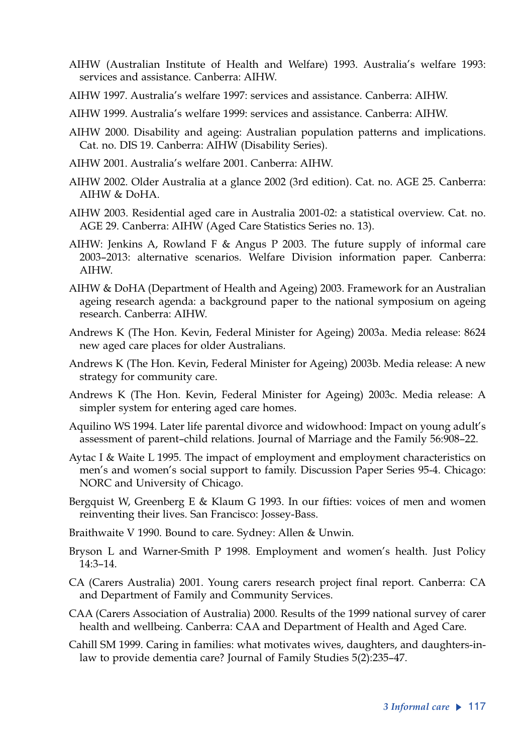AIHW (Australian Institute of Health and Welfare) 1993. Australia's welfare 1993: services and assistance. Canberra: AIHW.

AIHW 1997. Australia's welfare 1997: services and assistance. Canberra: AIHW.

AIHW 1999. Australia's welfare 1999: services and assistance. Canberra: AIHW.

AIHW 2000. Disability and ageing: Australian population patterns and implications. Cat. no. DIS 19. Canberra: AIHW (Disability Series).

AIHW 2001. Australia's welfare 2001. Canberra: AIHW.

AIHW 2002. Older Australia at a glance 2002 (3rd edition). Cat. no. AGE 25. Canberra: AIHW & DoHA.

AIHW 2003. Residential aged care in Australia 2001-02: a statistical overview. Cat. no. AGE 29. Canberra: AIHW (Aged Care Statistics Series no. 13).

AIHW: Jenkins A, Rowland F & Angus P 2003. The future supply of informal care 2003–2013: alternative scenarios. Welfare Division information paper. Canberra: AIHW.

AIHW & DoHA (Department of Health and Ageing) 2003. Framework for an Australian ageing research agenda: a background paper to the national symposium on ageing research. Canberra: AIHW.

Andrews K (The Hon. Kevin, Federal Minister for Ageing) 2003a. Media release: 8624 new aged care places for older Australians.

Andrews K (The Hon. Kevin, Federal Minister for Ageing) 2003b. Media release: A new strategy for community care.

Andrews K (The Hon. Kevin, Federal Minister for Ageing) 2003c. Media release: A simpler system for entering aged care homes.

Aquilino WS 1994. Later life parental divorce and widowhood: Impact on young adult's assessment of parent–child relations. Journal of Marriage and the Family 56:908–22.

Aytac I & Waite L 1995. The impact of employment and employment characteristics on men's and women's social support to family. Discussion Paper Series 95-4. Chicago: NORC and University of Chicago.

Bergquist W, Greenberg E & Klaum G 1993. In our fifties: voices of men and women reinventing their lives. San Francisco: Jossey-Bass.

Braithwaite V 1990. Bound to care. Sydney: Allen & Unwin.

Bryson L and Warner-Smith P 1998. Employment and women's health. Just Policy 14:3–14.

CA (Carers Australia) 2001. Young carers research project final report. Canberra: CA and Department of Family and Community Services.

CAA (Carers Association of Australia) 2000. Results of the 1999 national survey of carer health and wellbeing. Canberra: CAA and Department of Health and Aged Care.

Cahill SM 1999. Caring in families: what motivates wives, daughters, and daughters-in-law to provide dementia care? Journal of Family Studies 5(2):235–47.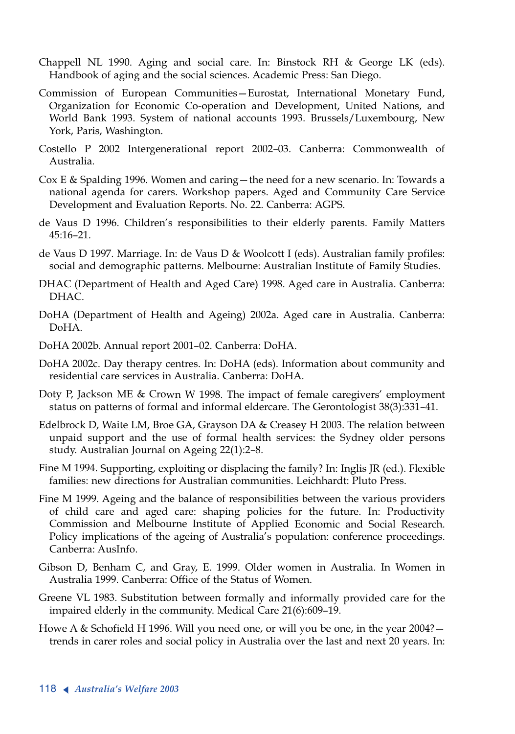Chappell NL 1990. Aging and social care. In: Binstock RH & George LK (eds). Handbook of aging and the social sciences. Academic Press: San Diego.

Commission of European Communities—Eurostat, International Monetary Fund, Organization for Economic Co-operation and Development, United Nations, and World Bank 1993. System of national accounts 1993. Brussels/Luxembourg, New York, Paris, Washington.

Costello P 2002 Intergenerational report 2002–03. Canberra: Commonwealth of Australia.

Cox E & Spalding 1996. Women and caring—the need for a new scenario. In: Towards a national agenda for carers. Workshop papers. Aged and Community Care Service Development and Evaluation Reports. No. 22. Canberra: AGPS.

de Vaus D 1996. Children's responsibilities to their elderly parents. Family Matters 45:16–21.

de Vaus D 1997. Marriage. In: de Vaus D & Woolcott I (eds). Australian family profiles: social and demographic patterns. Melbourne: Australian Institute of Family Studies.

DHAC (Department of Health and Aged Care) 1998. Aged care in Australia. Canberra: DHAC.

DoHA (Department of Health and Ageing) 2002a. Aged care in Australia. Canberra: DoHA.

DoHA 2002b. Annual report 2001–02. Canberra: DoHA.

DoHA 2002c. Day therapy centres. In: DoHA (eds). Information about community and residential care services in Australia. Canberra: DoHA.

Doty P, Jackson ME & Crown W 1998. The impact of female caregivers' employment status on patterns of formal and informal eldercare. The Gerontologist 38(3):331–41.

Edelbrock D, Waite LM, Broe GA, Grayson DA & Creasey H 2003. The relation between unpaid support and the use of formal health services: the Sydney older persons study. Australian Journal on Ageing 22(1):2–8.

Fine M 1994. Supporting, exploiting or displacing the family? In: Inglis JR (ed.). Flexible families: new directions for Australian communities. Leichhardt: Pluto Press.

Fine M 1999. Ageing and the balance of responsibilities between the various providers of child care and aged care: shaping policies for the future. In: Productivity Commission and Melbourne Institute of Applied Economic and Social Research. Policy implications of the ageing of Australia's population: conference proceedings. Canberra: AusInfo.

Gibson D, Benham C, and Gray, E. 1999. Older women in Australia. In Women in Australia 1999. Canberra: Office of the Status of Women.

Greene VL 1983. Substitution between formally and informally provided care for the impaired elderly in the community. Medical Care 21(6):609–19.

Howe A & Schofield H 1996. Will you need one, or will you be one, in the year 2004?—trends in carer roles and social policy in Australia over the last and next 20 years. In: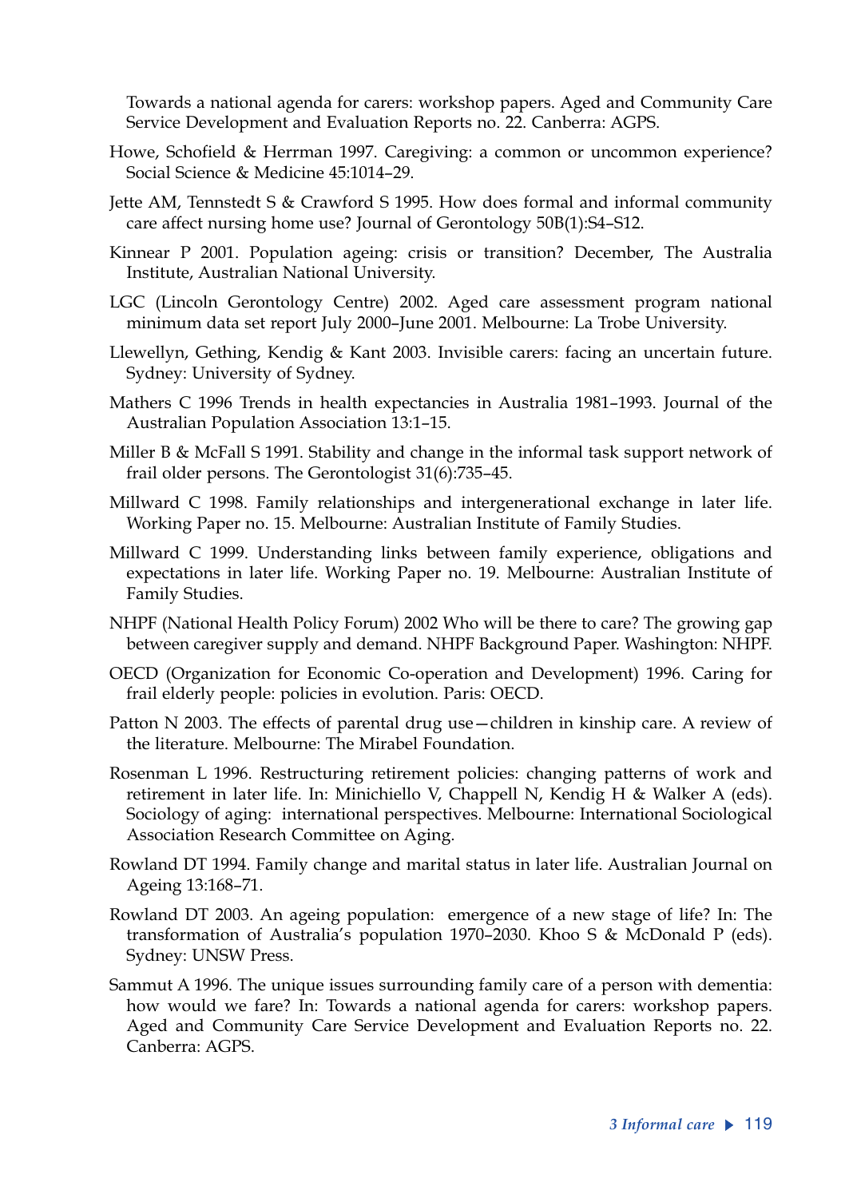Towards a national agenda for carers: workshop papers. Aged and Community Care Service Development and Evaluation Reports no. 22. Canberra: AGPS.

Howe, Schofield & Herrman 1997. Caregiving: a common or uncommon experience? Social Science & Medicine 45:1014–29.

Jette AM, Tennstedt S & Crawford S 1995. How does formal and informal community care affect nursing home use? Journal of Gerontology 50B(1):S4–S12.

Kinnear P 2001. Population ageing: crisis or transition? December, The Australia Institute, Australian National University.

LGC (Lincoln Gerontology Centre) 2002. Aged care assessment program national minimum data set report July 2000–June 2001. Melbourne: La Trobe University.

Llewellyn, Gething, Kendig & Kant 2003. Invisible carers: facing an uncertain future. Sydney: University of Sydney.

Mathers C 1996 Trends in health expectancies in Australia 1981–1993. Journal of the Australian Population Association 13:1–15.

Miller B & McFall S 1991. Stability and change in the informal task support network of frail older persons. The Gerontologist 31(6):735–45.

Millward C 1998. Family relationships and intergenerational exchange in later life. Working Paper no. 15. Melbourne: Australian Institute of Family Studies.

Millward C 1999. Understanding links between family experience, obligations and expectations in later life. Working Paper no. 19. Melbourne: Australian Institute of Family Studies.

NHPF (National Health Policy Forum) 2002 Who will be there to care? The growing gap between caregiver supply and demand. NHPF Background Paper. Washington: NHPF.

OECD (Organization for Economic Co-operation and Development) 1996. Caring for frail elderly people: policies in evolution. Paris: OECD.

Patton N 2003. The effects of parental drug use—children in kinship care. A review of the literature. Melbourne: The Mirabel Foundation.

Rosenman L 1996. Restructuring retirement policies: changing patterns of work and retirement in later life. In: Minichiello V, Chappell N, Kendig H & Walker A (eds). Sociology of aging: international perspectives. Melbourne: International Sociological Association Research Committee on Aging.

Rowland DT 1994. Family change and marital status in later life. Australian Journal on Ageing 13:168–71.

Rowland DT 2003. An ageing population: emergence of a new stage of life? In: The transformation of Australia's population 1970–2030. Khoo S & McDonald P (eds). Sydney: UNSW Press.

Sammut A 1996. The unique issues surrounding family care of a person with dementia: how would we fare? In: Towards a national agenda for carers: workshop papers. Aged and Community Care Service Development and Evaluation Reports no. 22. Canberra: AGPS.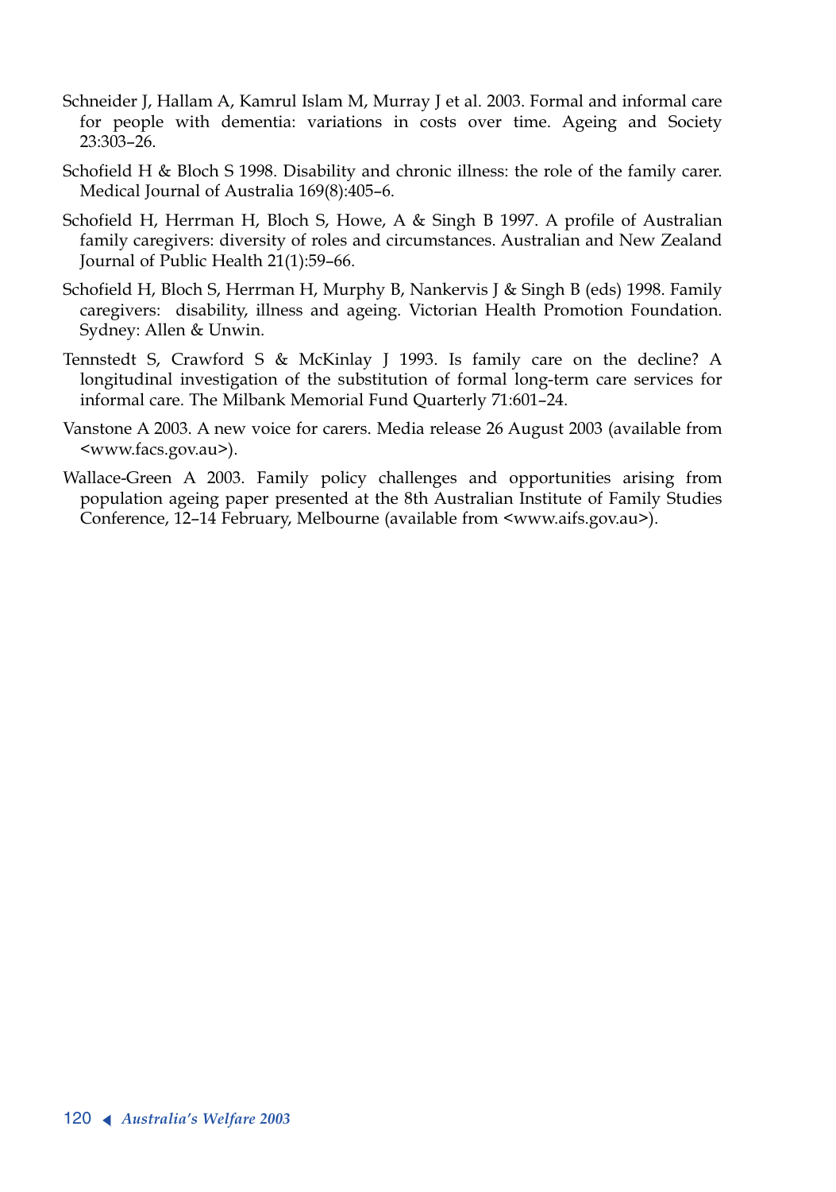Schneider J, Hallam A, Kamrul Islam M, Murray J et al. 2003. Formal and informal care for people with dementia: variations in costs over time. Ageing and Society 23:303–26.

Schofield H & Bloch S 1998. Disability and chronic illness: the role of the family carer. Medical Journal of Australia 169(8):405–6.

Schofield H, Herrman H, Bloch S, Howe, A & Singh B 1997. A profile of Australian family caregivers: diversity of roles and circumstances. Australian and New Zealand Journal of Public Health 21(1):59–66.

Schofield H, Bloch S, Herrman H, Murphy B, Nankervis J & Singh B (eds) 1998. Family caregivers: disability, illness and ageing. Victorian Health Promotion Foundation. Sydney: Allen & Unwin.

Tennstedt S, Crawford S & McKinlay J 1993. Is family care on the decline? A longitudinal investigation of the substitution of formal long-term care services for informal care. The Milbank Memorial Fund Quarterly 71:601–24.

Vanstone A 2003. A new voice for carers. Media release 26 August 2003 (available from <www.facs.gov.au>).

Wallace-Green A 2003. Family policy challenges and opportunities arising from population ageing paper presented at the 8th Australian Institute of Family Studies Conference, 12–14 February, Melbourne (available from <www.aifs.gov.au>).